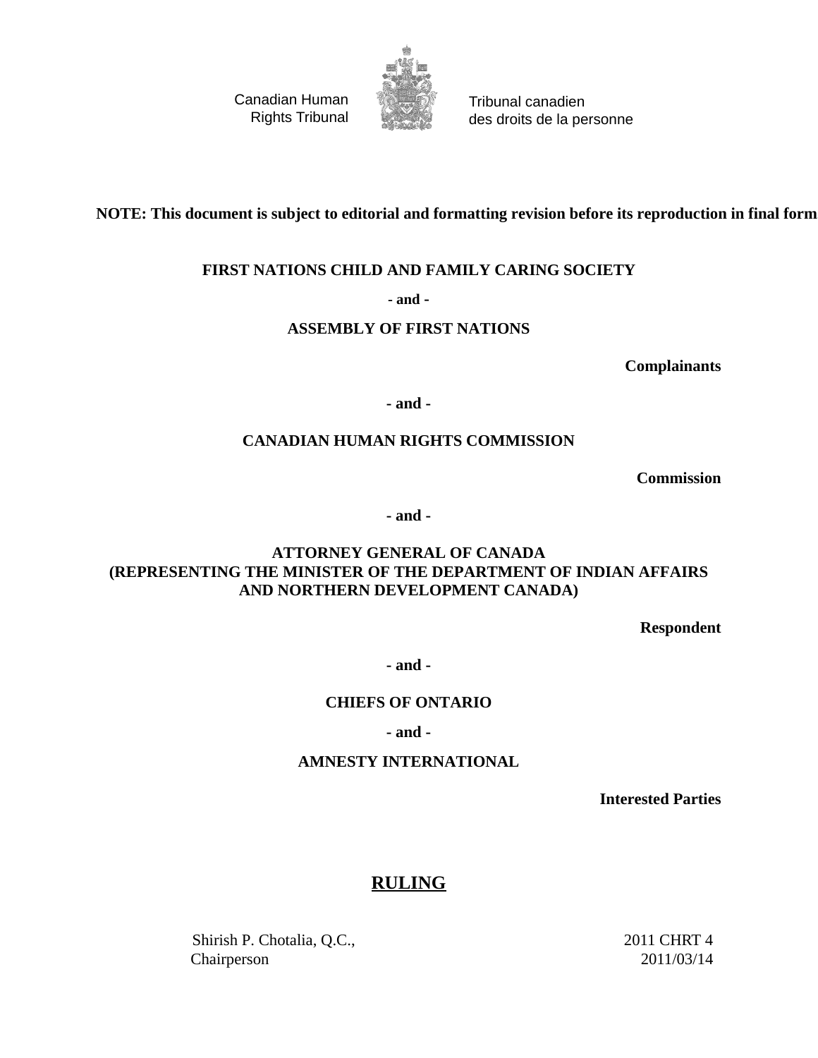Canadian Human Rights Tribunal

Tribunal canadien des droits de la personne

**NOTE: This document is subject to editorial and formatting revision before its reproduction in final form**

**FIRST NATIONS CHILD AND FAMILY CARING SOCIETY**

**- and -**

**ASSEMBLY OF FIRST NATIONS**

**Complainants**

**- and -**

**CANADIAN HUMAN RIGHTS COMMISSION**

**Commission**

**- and -**

**ATTORNEY GENERAL OF CANADA (REPRESENTING THE MINISTER OF THE DEPARTMENT OF INDIAN AFFAIRS AND NORTHERN DEVELOPMENT CANADA)**

**Respondent**

**- and -**

**CHIEFS OF ONTARIO**

**- and -**

**AMNESTY INTERNATIONAL**

**Interested Parties**

# RULING

Shirish P. Chotalia, Q.C.,
Chairperson

2011 CHRT 4
2011/03/14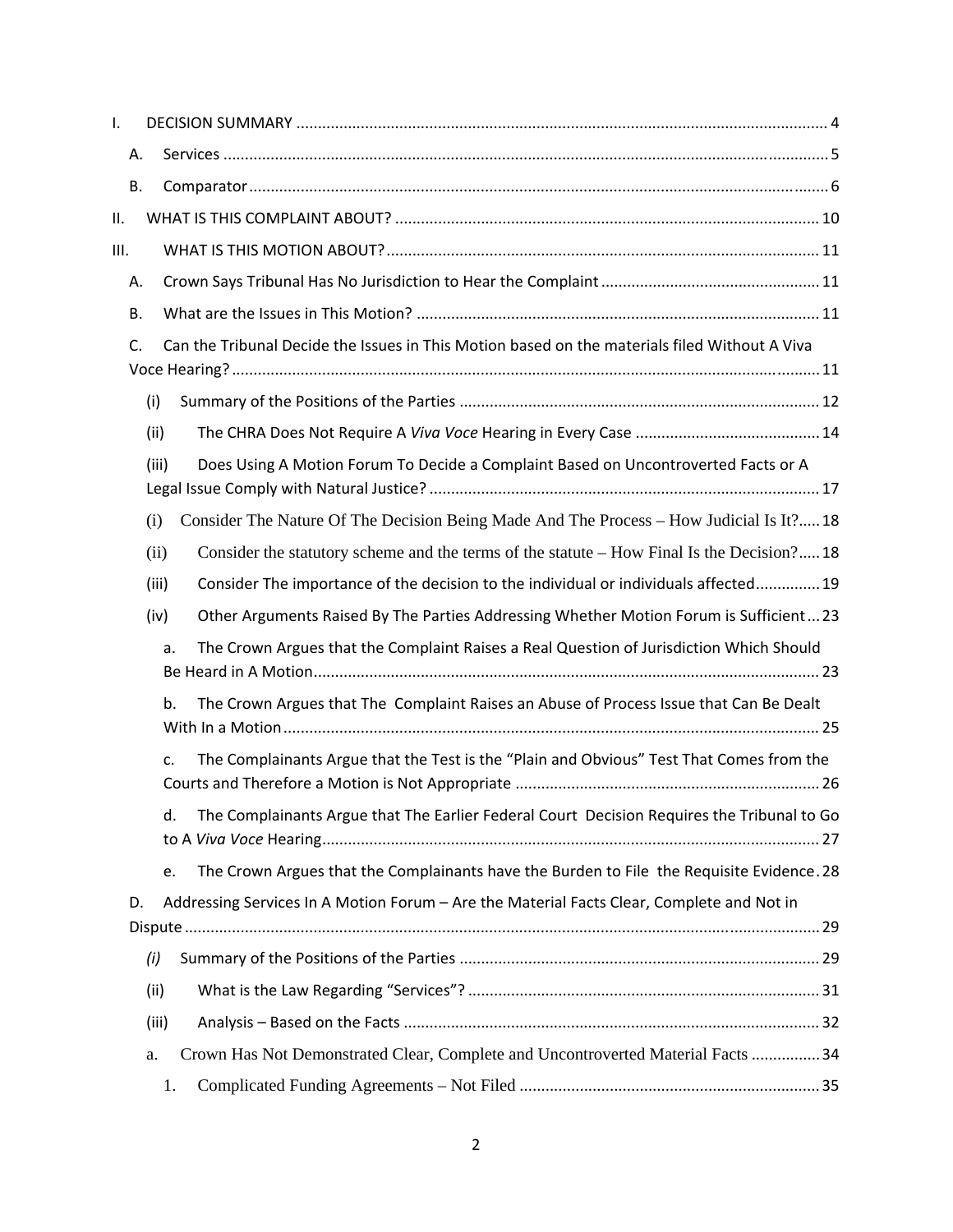I. DECISION SUMMARY ... 4

- A. Services ... 5
- B. Comparator ... 6

II. WHAT IS THIS COMPLAINT ABOUT? ... 10

III. WHAT IS THIS MOTION ABOUT? ... 11

- A. Crown Says Tribunal Has No Jurisdiction to Hear the Complaint ... 11
- B. What are the Issues in This Motion? ... 11
- C. Can the Tribunal Decide the Issues in This Motion based on the materials filed Without A Viva Voce Hearing? ... 11
  - (i) Summary of the Positions of the Parties ... 12
  - (ii) The CHRA Does Not Require A *Viva Voce* Hearing in Every Case ... 14
  - (iii) Does Using A Motion Forum To Decide a Complaint Based on Uncontroverted Facts or A Legal Issue Comply with Natural Justice? ... 17
  - (i) Consider The Nature Of The Decision Being Made And The Process – How Judicial Is It? ... 18
  - (ii) Consider the statutory scheme and the terms of the statute – How Final Is the Decision? ... 18
  - (iii) Consider The importance of the decision to the individual or individuals affected ... 19
  - (iv) Other Arguments Raised By The Parties Addressing Whether Motion Forum is Sufficient ... 23
    - a. The Crown Argues that the Complaint Raises a Real Question of Jurisdiction Which Should Be Heard in A Motion ... 23
    - b. The Crown Argues that The Complaint Raises an Abuse of Process Issue that Can Be Dealt With In a Motion ... 25
    - c. The Complainants Argue that the Test is the "Plain and Obvious" Test That Comes from the Courts and Therefore a Motion is Not Appropriate ... 26
    - d. The Complainants Argue that The Earlier Federal Court Decision Requires the Tribunal to Go to A *Viva Voce* Hearing ... 27
    - e. The Crown Argues that the Complainants have the Burden to File the Requisite Evidence ... 28
- D. Addressing Services In A Motion Forum – Are the Material Facts Clear, Complete and Not in Dispute ... 29
  - *(i)* Summary of the Positions of the Parties ... 29
  - (ii) What is the Law Regarding "Services"? ... 31
  - (iii) Analysis – Based on the Facts ... 32
  - a. Crown Has Not Demonstrated Clear, Complete and Uncontroverted Material Facts ... 34
    - 1. Complicated Funding Agreements – Not Filed ... 35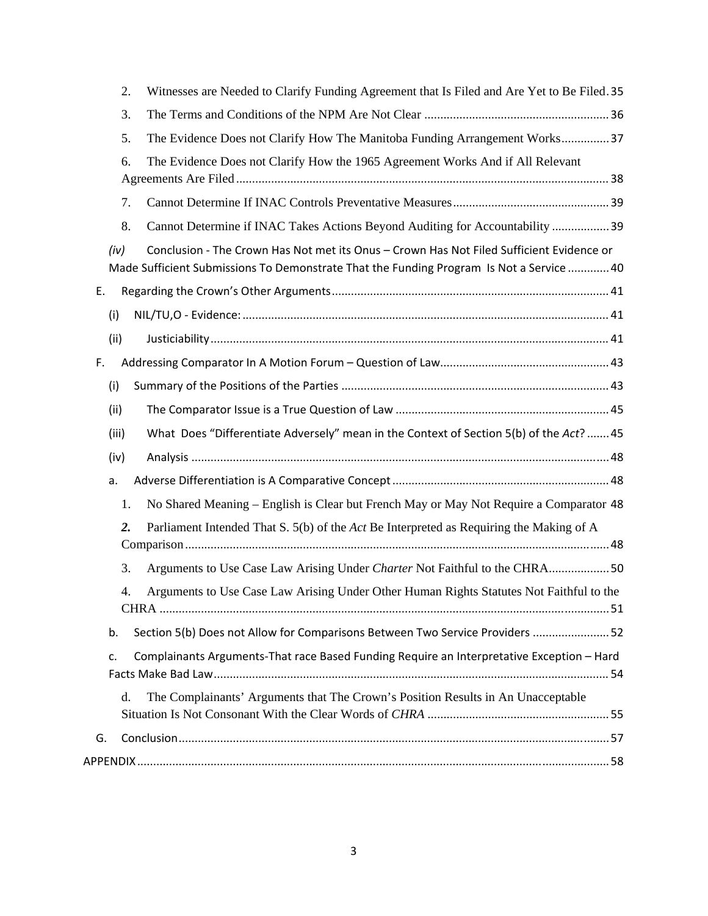2. Witnesses are Needed to Clarify Funding Agreement that Is Filed and Are Yet to Be Filed . 35

3. The Terms and Conditions of the NPM Are Not Clear ........................................................ 36

5. The Evidence Does not Clarify How The Manitoba Funding Arrangement Works ............... 37

6. The Evidence Does not Clarify How the 1965 Agreement Works And if All Relevant Agreements Are Filed .................................................................................................................. 38

7. Cannot Determine If INAC Controls Preventative Measures ................................................ 39

8. Cannot Determine if INAC Takes Actions Beyond Auditing for Accountability ................. 39

*(iv)* Conclusion - The Crown Has Not met its Onus – Crown Has Not Filed Sufficient Evidence or Made Sufficient Submissions To Demonstrate That the Funding Program Is Not a Service ............ 40

E. Regarding the Crown's Other Arguments ..................................................................................... 41

(i) NIL/TU,O - Evidence: ................................................................................................................ 41

(ii) Justiciability ........................................................................................................................... 41

F. Addressing Comparator In A Motion Forum – Question of Law .................................................... 43

(i) Summary of the Positions of the Parties ................................................................................. 43

(ii) The Comparator Issue is a True Question of Law .................................................................. 45

(iii) What Does "Differentiate Adversely" mean in the Context of Section 5(b) of the *Act*? ....... 45

(iv) Analysis ................................................................................................................................... 48

a. Adverse Differentiation is A Comparative Concept .................................................................. 48

1. No Shared Meaning – English is Clear but French May or May Not Require a Comparator 48

***2.*** Parliament Intended That S. 5(b) of the *Act* Be Interpreted as Requiring the Making of A Comparison .................................................................................................................................. 48

3. Arguments to Use Case Law Arising Under *Charter* Not Faithful to the CHRA .................. 50

4. Arguments to Use Case Law Arising Under Other Human Rights Statutes Not Faithful to the CHRA ........................................................................................................................................... 51

b. Section 5(b) Does not Allow for Comparisons Between Two Service Providers ....................... 52

c. Complainants Arguments-That race Based Funding Require an Interpretative Exception – Hard Facts Make Bad Law .......................................................................................................................... 54

d. The Complainants' Arguments that The Crown's Position Results in An Unacceptable Situation Is Not Consonant With the Clear Words of *CHRA* ........................................................ 55

G. Conclusion ..................................................................................................................................... 57

APPENDIX ................................................................................................................................................. 58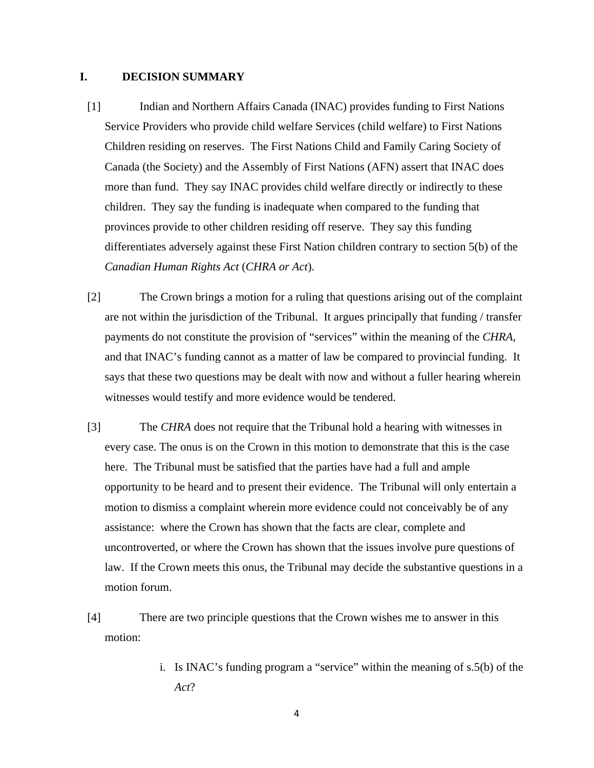## I. DECISION SUMMARY

[1] Indian and Northern Affairs Canada (INAC) provides funding to First Nations Service Providers who provide child welfare Services (child welfare) to First Nations Children residing on reserves. The First Nations Child and Family Caring Society of Canada (the Society) and the Assembly of First Nations (AFN) assert that INAC does more than fund. They say INAC provides child welfare directly or indirectly to these children. They say the funding is inadequate when compared to the funding that provinces provide to other children residing off reserve. They say this funding differentiates adversely against these First Nation children contrary to section 5(b) of the *Canadian Human Rights Act* (*CHRA or Act*).

[2] The Crown brings a motion for a ruling that questions arising out of the complaint are not within the jurisdiction of the Tribunal. It argues principally that funding / transfer payments do not constitute the provision of "services" within the meaning of the *CHRA*, and that INAC's funding cannot as a matter of law be compared to provincial funding. It says that these two questions may be dealt with now and without a fuller hearing wherein witnesses would testify and more evidence would be tendered.

[3] The *CHRA* does not require that the Tribunal hold a hearing with witnesses in every case. The onus is on the Crown in this motion to demonstrate that this is the case here. The Tribunal must be satisfied that the parties have had a full and ample opportunity to be heard and to present their evidence. The Tribunal will only entertain a motion to dismiss a complaint wherein more evidence could not conceivably be of any assistance: where the Crown has shown that the facts are clear, complete and uncontroverted, or where the Crown has shown that the issues involve pure questions of law. If the Crown meets this onus, the Tribunal may decide the substantive questions in a motion forum.

[4] There are two principle questions that the Crown wishes me to answer in this motion:

i. Is INAC's funding program a "service" within the meaning of s.5(b) of the *Act*?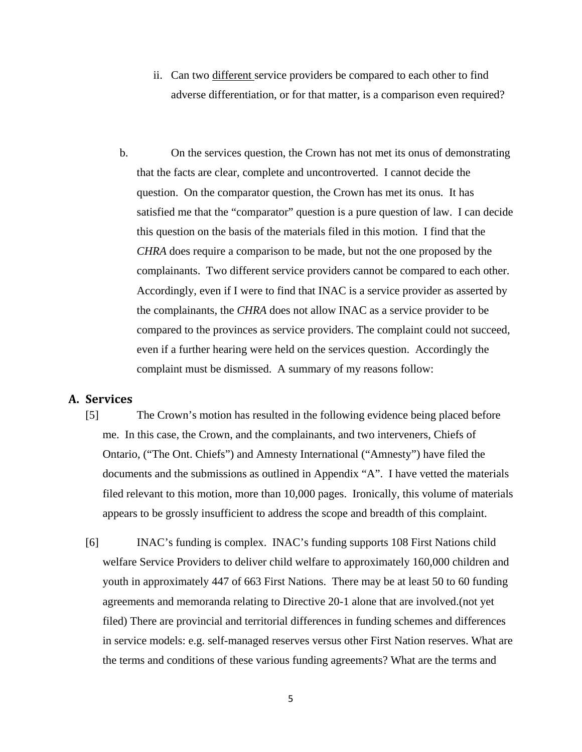ii. Can two <u>different</u> service providers be compared to each other to find adverse differentiation, or for that matter, is a comparison even required?

b. On the services question, the Crown has not met its onus of demonstrating that the facts are clear, complete and uncontroverted. I cannot decide the question. On the comparator question, the Crown has met its onus. It has satisfied me that the "comparator" question is a pure question of law. I can decide this question on the basis of the materials filed in this motion. I find that the *CHRA* does require a comparison to be made, but not the one proposed by the complainants. Two different service providers cannot be compared to each other. Accordingly, even if I were to find that INAC is a service provider as asserted by the complainants, the *CHRA* does not allow INAC as a service provider to be compared to the provinces as service providers. The complaint could not succeed, even if a further hearing were held on the services question. Accordingly the complaint must be dismissed. A summary of my reasons follow:

## A. Services

[5] The Crown's motion has resulted in the following evidence being placed before me. In this case, the Crown, and the complainants, and two interveners, Chiefs of Ontario, ("The Ont. Chiefs") and Amnesty International ("Amnesty") have filed the documents and the submissions as outlined in Appendix "A". I have vetted the materials filed relevant to this motion, more than 10,000 pages. Ironically, this volume of materials appears to be grossly insufficient to address the scope and breadth of this complaint.

[6] INAC's funding is complex. INAC's funding supports 108 First Nations child welfare Service Providers to deliver child welfare to approximately 160,000 children and youth in approximately 447 of 663 First Nations. There may be at least 50 to 60 funding agreements and memoranda relating to Directive 20-1 alone that are involved.(not yet filed) There are provincial and territorial differences in funding schemes and differences in service models: e.g. self-managed reserves versus other First Nation reserves. What are the terms and conditions of these various funding agreements? What are the terms and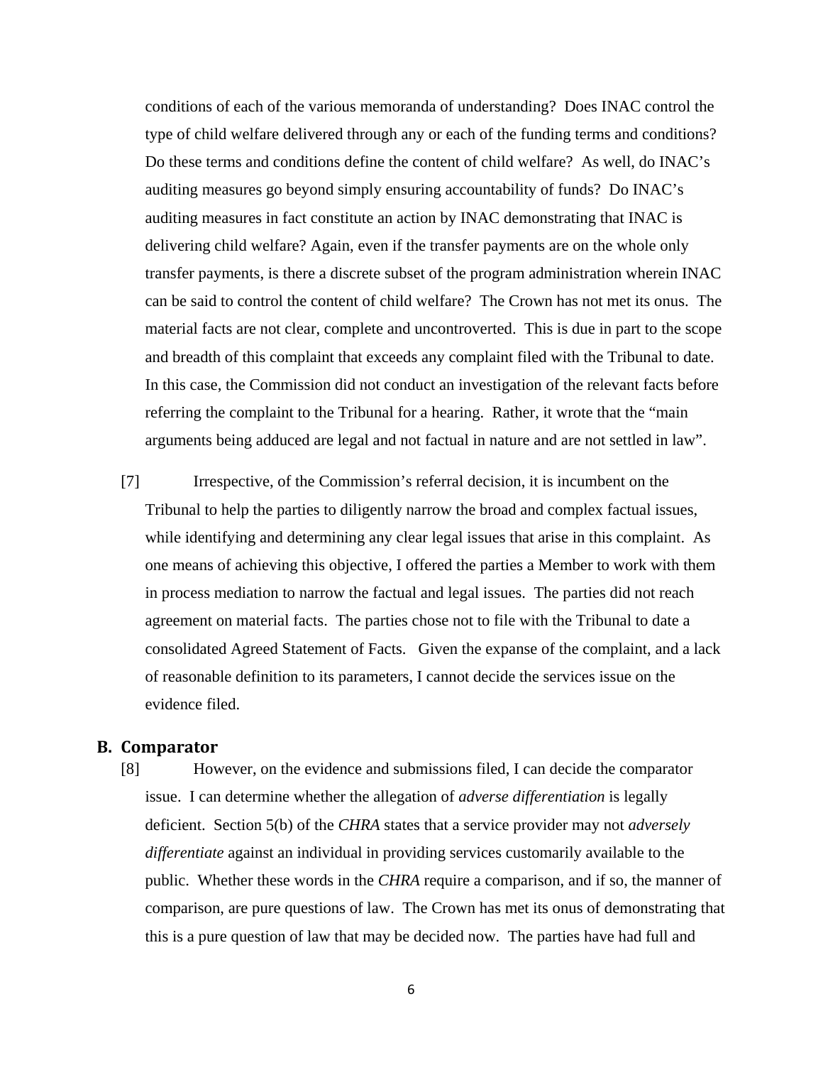conditions of each of the various memoranda of understanding? Does INAC control the type of child welfare delivered through any or each of the funding terms and conditions? Do these terms and conditions define the content of child welfare? As well, do INAC's auditing measures go beyond simply ensuring accountability of funds? Do INAC's auditing measures in fact constitute an action by INAC demonstrating that INAC is delivering child welfare? Again, even if the transfer payments are on the whole only transfer payments, is there a discrete subset of the program administration wherein INAC can be said to control the content of child welfare? The Crown has not met its onus. The material facts are not clear, complete and uncontroverted. This is due in part to the scope and breadth of this complaint that exceeds any complaint filed with the Tribunal to date. In this case, the Commission did not conduct an investigation of the relevant facts before referring the complaint to the Tribunal for a hearing. Rather, it wrote that the "main arguments being adduced are legal and not factual in nature and are not settled in law".

[7] Irrespective, of the Commission's referral decision, it is incumbent on the Tribunal to help the parties to diligently narrow the broad and complex factual issues, while identifying and determining any clear legal issues that arise in this complaint. As one means of achieving this objective, I offered the parties a Member to work with them in process mediation to narrow the factual and legal issues. The parties did not reach agreement on material facts. The parties chose not to file with the Tribunal to date a consolidated Agreed Statement of Facts. Given the expanse of the complaint, and a lack of reasonable definition to its parameters, I cannot decide the services issue on the evidence filed.

## B. Comparator

[8] However, on the evidence and submissions filed, I can decide the comparator issue. I can determine whether the allegation of *adverse differentiation* is legally deficient. Section 5(b) of the *CHRA* states that a service provider may not *adversely differentiate* against an individual in providing services customarily available to the public. Whether these words in the *CHRA* require a comparison, and if so, the manner of comparison, are pure questions of law. The Crown has met its onus of demonstrating that this is a pure question of law that may be decided now. The parties have had full and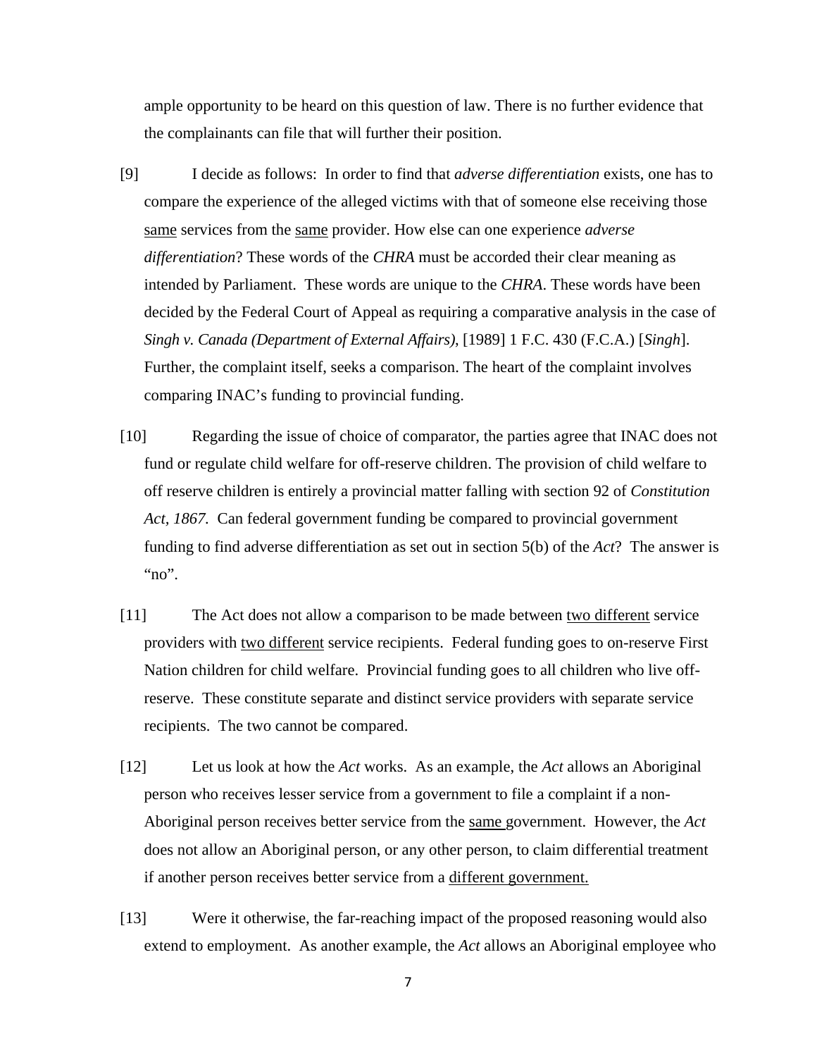ample opportunity to be heard on this question of law. There is no further evidence that the complainants can file that will further their position.

[9] I decide as follows: In order to find that *adverse differentiation* exists, one has to compare the experience of the alleged victims with that of someone else receiving those same services from the same provider. How else can one experience *adverse differentiation*? These words of the *CHRA* must be accorded their clear meaning as intended by Parliament. These words are unique to the *CHRA*. These words have been decided by the Federal Court of Appeal as requiring a comparative analysis in the case of *Singh v. Canada (Department of External Affairs)*, [1989] 1 F.C. 430 (F.C.A.) [*Singh*]. Further, the complaint itself, seeks a comparison. The heart of the complaint involves comparing INAC's funding to provincial funding.

[10] Regarding the issue of choice of comparator, the parties agree that INAC does not fund or regulate child welfare for off-reserve children. The provision of child welfare to off reserve children is entirely a provincial matter falling with section 92 of *Constitution Act, 1867*. Can federal government funding be compared to provincial government funding to find adverse differentiation as set out in section 5(b) of the *Act*? The answer is "no".

[11] The Act does not allow a comparison to be made between two different service providers with two different service recipients. Federal funding goes to on-reserve First Nation children for child welfare. Provincial funding goes to all children who live off-reserve. These constitute separate and distinct service providers with separate service recipients. The two cannot be compared.

[12] Let us look at how the *Act* works. As an example, the *Act* allows an Aboriginal person who receives lesser service from a government to file a complaint if a non-Aboriginal person receives better service from the same government. However, the *Act* does not allow an Aboriginal person, or any other person, to claim differential treatment if another person receives better service from a different government.

[13] Were it otherwise, the far-reaching impact of the proposed reasoning would also extend to employment. As another example, the *Act* allows an Aboriginal employee who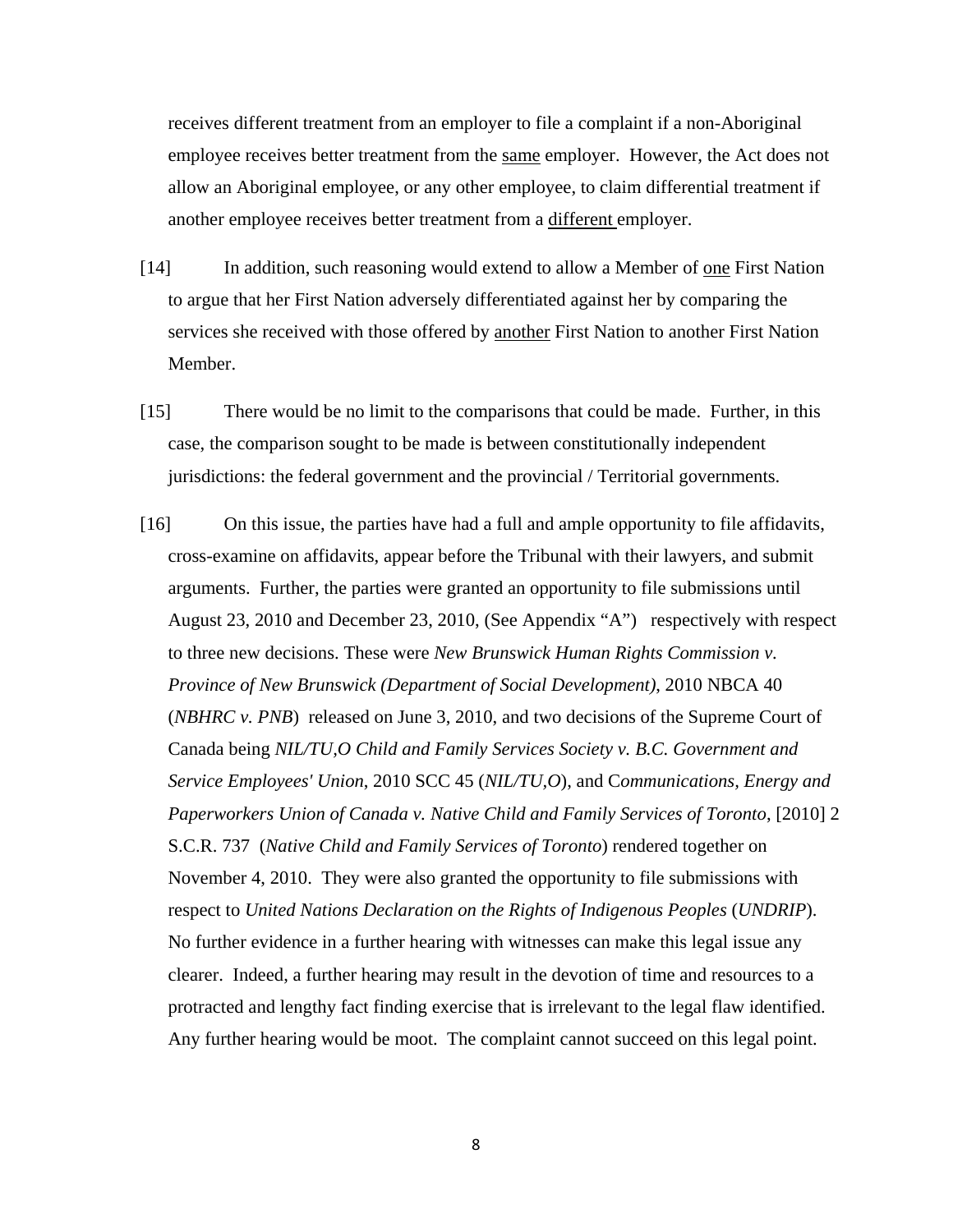receives different treatment from an employer to file a complaint if a non-Aboriginal employee receives better treatment from the <u>same</u> employer. However, the Act does not allow an Aboriginal employee, or any other employee, to claim differential treatment if another employee receives better treatment from a <u>different</u> employer.

[14] In addition, such reasoning would extend to allow a Member of <u>one</u> First Nation to argue that her First Nation adversely differentiated against her by comparing the services she received with those offered by <u>another</u> First Nation to another First Nation Member.

[15] There would be no limit to the comparisons that could be made. Further, in this case, the comparison sought to be made is between constitutionally independent jurisdictions: the federal government and the provincial / Territorial governments.

[16] On this issue, the parties have had a full and ample opportunity to file affidavits, cross-examine on affidavits, appear before the Tribunal with their lawyers, and submit arguments. Further, the parties were granted an opportunity to file submissions until August 23, 2010 and December 23, 2010, (See Appendix "A") respectively with respect to three new decisions. These were *New Brunswick Human Rights Commission v. Province of New Brunswick (Department of Social Development)*, 2010 NBCA 40 (*NBHRC v. PNB*) released on June 3, 2010, and two decisions of the Supreme Court of Canada being *NIL/TU,O Child and Family Services Society v. B.C. Government and Service Employees' Union*, 2010 SCC 45 (*NIL/TU,O*), and *Communications, Energy and Paperworkers Union of Canada v. Native Child and Family Services of Toronto*, [2010] 2 S.C.R. 737 (*Native Child and Family Services of Toronto*) rendered together on November 4, 2010. They were also granted the opportunity to file submissions with respect to *United Nations Declaration on the Rights of Indigenous Peoples* (*UNDRIP*). No further evidence in a further hearing with witnesses can make this legal issue any clearer. Indeed, a further hearing may result in the devotion of time and resources to a protracted and lengthy fact finding exercise that is irrelevant to the legal flaw identified. Any further hearing would be moot. The complaint cannot succeed on this legal point.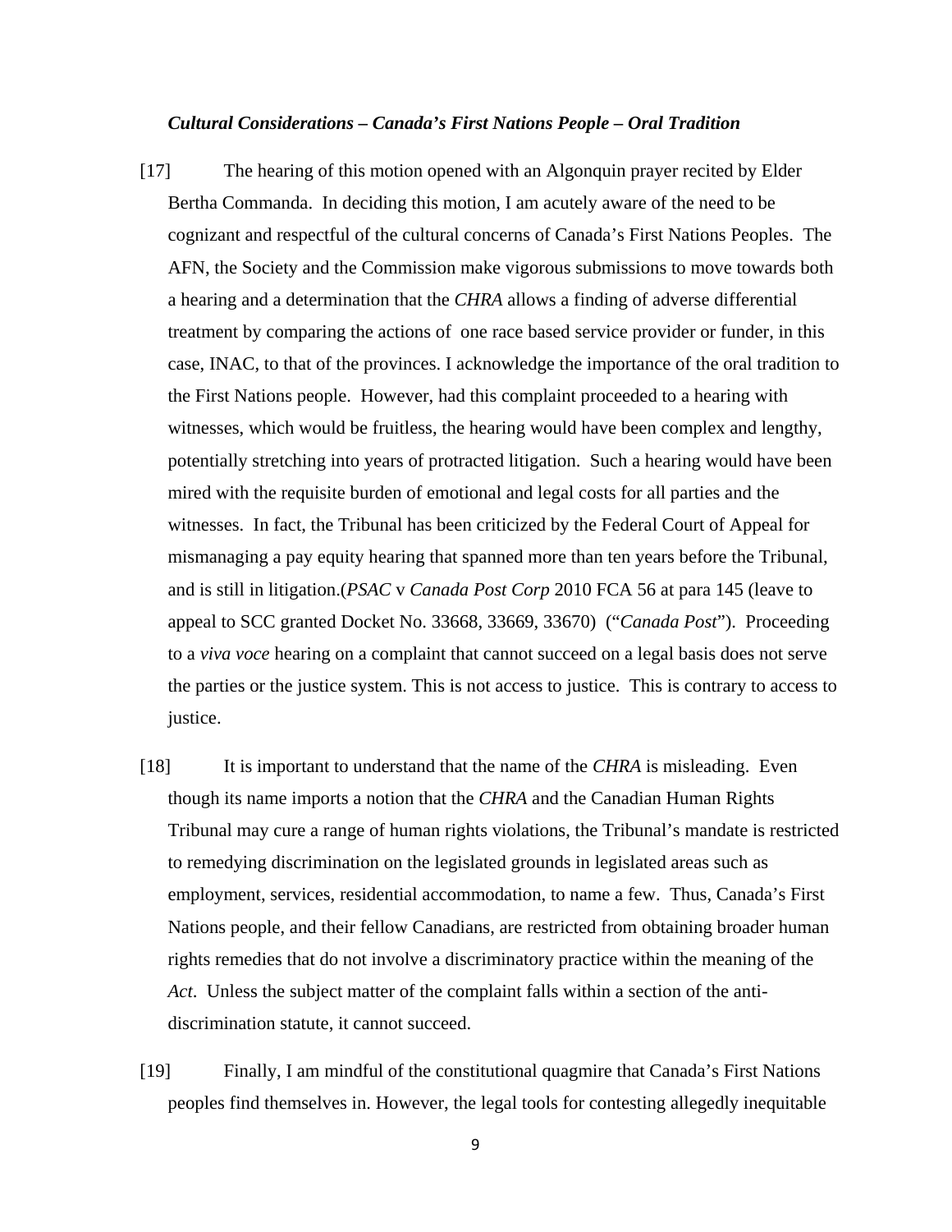### *Cultural Considerations – Canada's First Nations People – Oral Tradition*

[17] The hearing of this motion opened with an Algonquin prayer recited by Elder Bertha Commanda. In deciding this motion, I am acutely aware of the need to be cognizant and respectful of the cultural concerns of Canada's First Nations Peoples. The AFN, the Society and the Commission make vigorous submissions to move towards both a hearing and a determination that the *CHRA* allows a finding of adverse differential treatment by comparing the actions of one race based service provider or funder, in this case, INAC, to that of the provinces. I acknowledge the importance of the oral tradition to the First Nations people. However, had this complaint proceeded to a hearing with witnesses, which would be fruitless, the hearing would have been complex and lengthy, potentially stretching into years of protracted litigation. Such a hearing would have been mired with the requisite burden of emotional and legal costs for all parties and the witnesses. In fact, the Tribunal has been criticized by the Federal Court of Appeal for mismanaging a pay equity hearing that spanned more than ten years before the Tribunal, and is still in litigation.(*PSAC* v *Canada Post Corp* 2010 FCA 56 at para 145 (leave to appeal to SCC granted Docket No. 33668, 33669, 33670) ("*Canada Post*"). Proceeding to a *viva voce* hearing on a complaint that cannot succeed on a legal basis does not serve the parties or the justice system. This is not access to justice. This is contrary to access to justice.

[18] It is important to understand that the name of the *CHRA* is misleading. Even though its name imports a notion that the *CHRA* and the Canadian Human Rights Tribunal may cure a range of human rights violations, the Tribunal's mandate is restricted to remedying discrimination on the legislated grounds in legislated areas such as employment, services, residential accommodation, to name a few. Thus, Canada's First Nations people, and their fellow Canadians, are restricted from obtaining broader human rights remedies that do not involve a discriminatory practice within the meaning of the *Act*. Unless the subject matter of the complaint falls within a section of the anti-discrimination statute, it cannot succeed.

[19] Finally, I am mindful of the constitutional quagmire that Canada's First Nations peoples find themselves in. However, the legal tools for contesting allegedly inequitable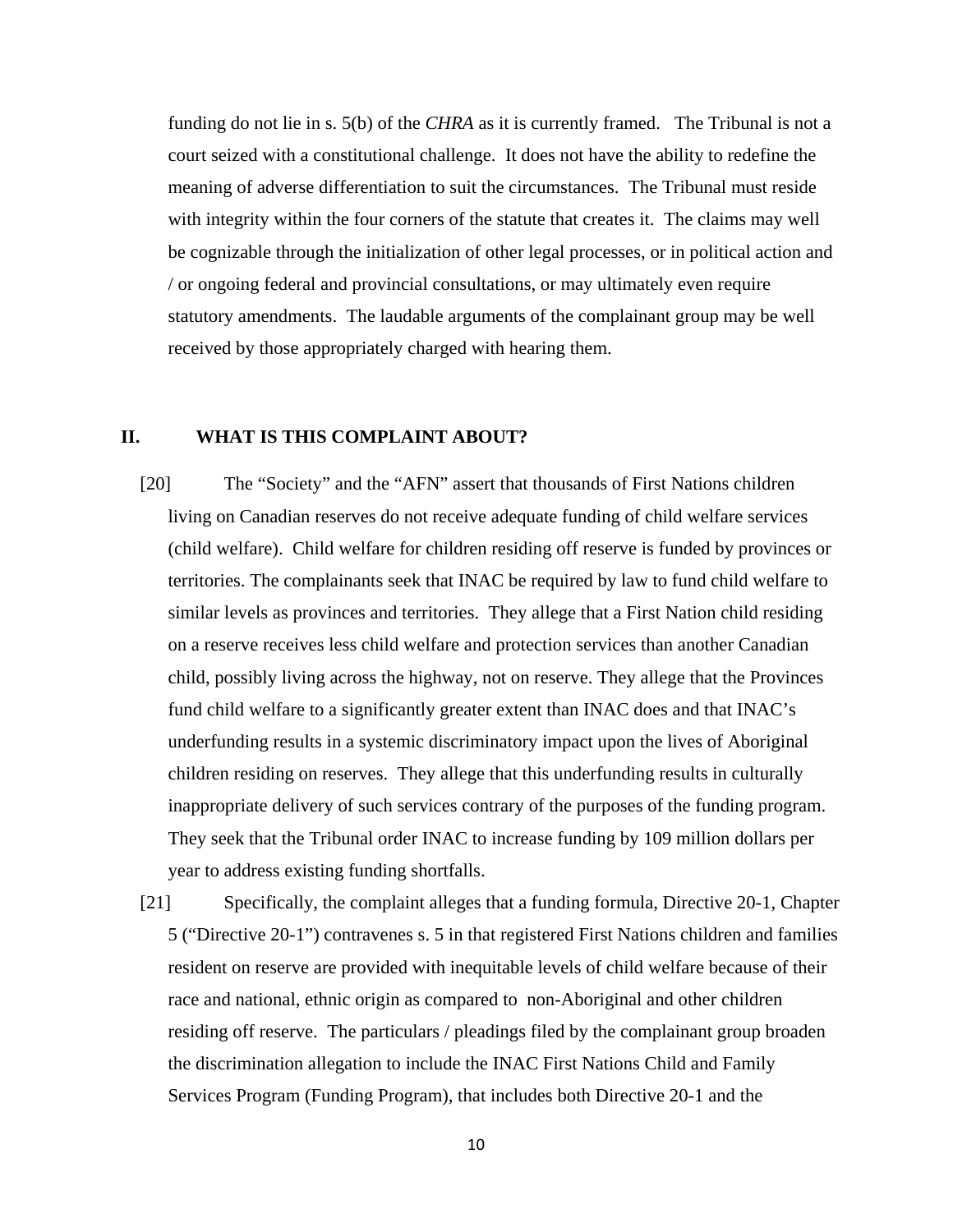funding do not lie in s. 5(b) of the *CHRA* as it is currently framed. The Tribunal is not a court seized with a constitutional challenge. It does not have the ability to redefine the meaning of adverse differentiation to suit the circumstances. The Tribunal must reside with integrity within the four corners of the statute that creates it. The claims may well be cognizable through the initialization of other legal processes, or in political action and / or ongoing federal and provincial consultations, or may ultimately even require statutory amendments. The laudable arguments of the complainant group may be well received by those appropriately charged with hearing them.

## II. WHAT IS THIS COMPLAINT ABOUT?

[20] The "Society" and the "AFN" assert that thousands of First Nations children living on Canadian reserves do not receive adequate funding of child welfare services (child welfare). Child welfare for children residing off reserve is funded by provinces or territories. The complainants seek that INAC be required by law to fund child welfare to similar levels as provinces and territories. They allege that a First Nation child residing on a reserve receives less child welfare and protection services than another Canadian child, possibly living across the highway, not on reserve. They allege that the Provinces fund child welfare to a significantly greater extent than INAC does and that INAC's underfunding results in a systemic discriminatory impact upon the lives of Aboriginal children residing on reserves. They allege that this underfunding results in culturally inappropriate delivery of such services contrary of the purposes of the funding program. They seek that the Tribunal order INAC to increase funding by 109 million dollars per year to address existing funding shortfalls.

[21] Specifically, the complaint alleges that a funding formula, Directive 20-1, Chapter 5 ("Directive 20-1") contravenes s. 5 in that registered First Nations children and families resident on reserve are provided with inequitable levels of child welfare because of their race and national, ethnic origin as compared to non-Aboriginal and other children residing off reserve. The particulars / pleadings filed by the complainant group broaden the discrimination allegation to include the INAC First Nations Child and Family Services Program (Funding Program), that includes both Directive 20-1 and the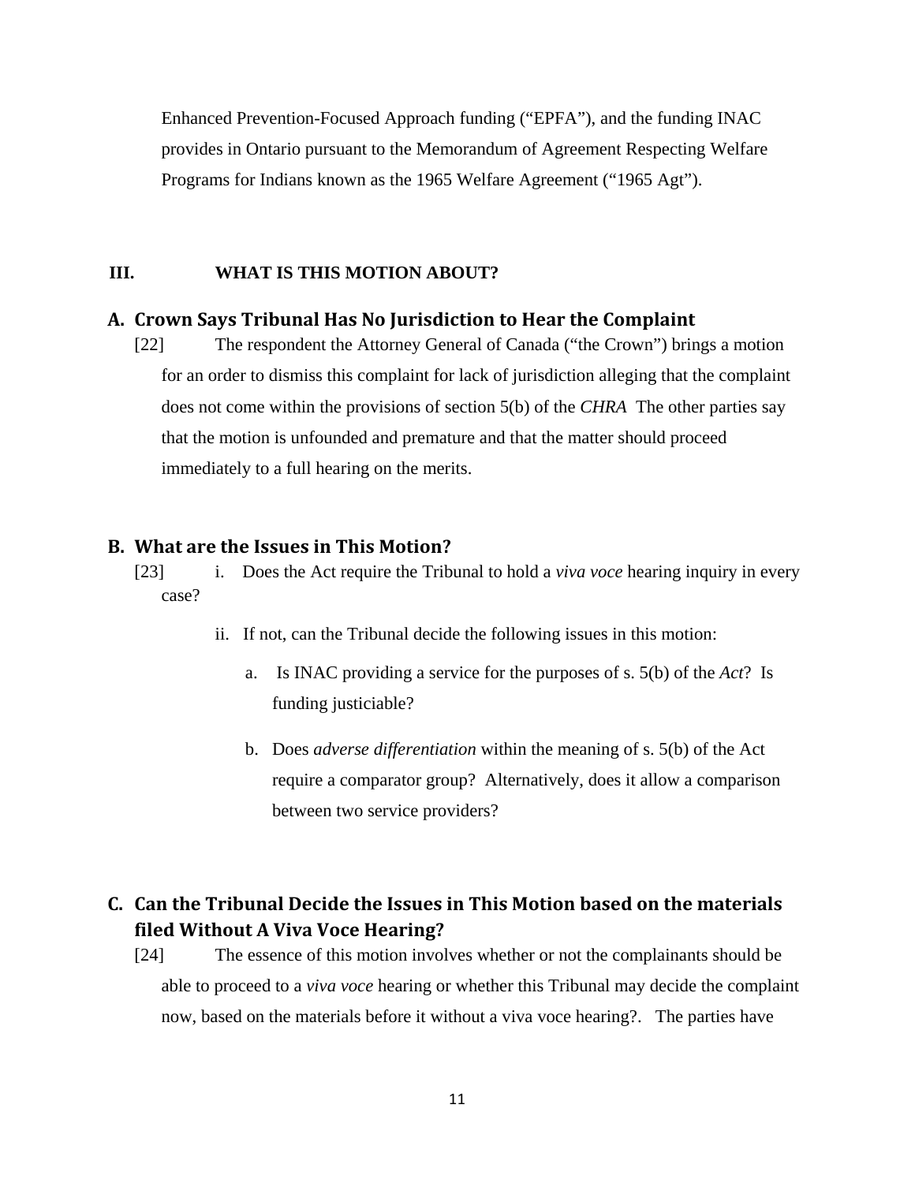Enhanced Prevention-Focused Approach funding ("EPFA"), and the funding INAC provides in Ontario pursuant to the Memorandum of Agreement Respecting Welfare Programs for Indians known as the 1965 Welfare Agreement ("1965 Agt").

## III. WHAT IS THIS MOTION ABOUT?

### A. Crown Says Tribunal Has No Jurisdiction to Hear the Complaint

[22] The respondent the Attorney General of Canada ("the Crown") brings a motion for an order to dismiss this complaint for lack of jurisdiction alleging that the complaint does not come within the provisions of section 5(b) of the *CHRA* The other parties say that the motion is unfounded and premature and that the matter should proceed immediately to a full hearing on the merits.

### B. What are the Issues in This Motion?

[23] i. Does the Act require the Tribunal to hold a *viva voce* hearing inquiry in every case?

ii. If not, can the Tribunal decide the following issues in this motion:

a. Is INAC providing a service for the purposes of s. 5(b) of the *Act*? Is funding justiciable?

b. Does *adverse differentiation* within the meaning of s. 5(b) of the Act require a comparator group? Alternatively, does it allow a comparison between two service providers?

### C. Can the Tribunal Decide the Issues in This Motion based on the materials filed Without A Viva Voce Hearing?

[24] The essence of this motion involves whether or not the complainants should be able to proceed to a *viva voce* hearing or whether this Tribunal may decide the complaint now, based on the materials before it without a viva voce hearing?. The parties have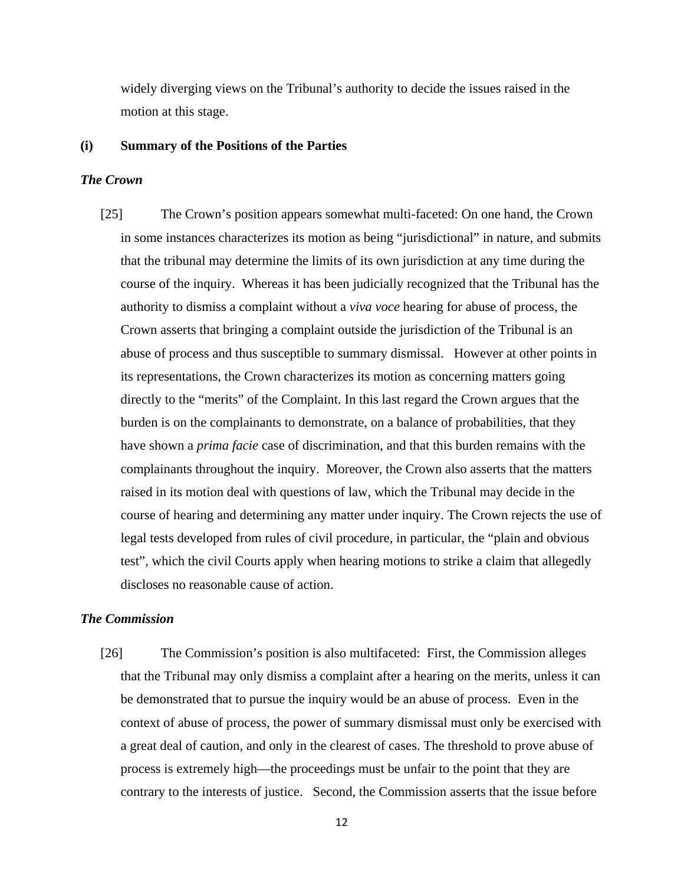widely diverging views on the Tribunal's authority to decide the issues raised in the motion at this stage.

### (i) Summary of the Positions of the Parties

#### *The Crown*

[25] The Crown's position appears somewhat multi-faceted: On one hand, the Crown in some instances characterizes its motion as being "jurisdictional" in nature, and submits that the tribunal may determine the limits of its own jurisdiction at any time during the course of the inquiry. Whereas it has been judicially recognized that the Tribunal has the authority to dismiss a complaint without a *viva voce* hearing for abuse of process, the Crown asserts that bringing a complaint outside the jurisdiction of the Tribunal is an abuse of process and thus susceptible to summary dismissal. However at other points in its representations, the Crown characterizes its motion as concerning matters going directly to the "merits" of the Complaint. In this last regard the Crown argues that the burden is on the complainants to demonstrate, on a balance of probabilities, that they have shown a *prima facie* case of discrimination, and that this burden remains with the complainants throughout the inquiry. Moreover, the Crown also asserts that the matters raised in its motion deal with questions of law, which the Tribunal may decide in the course of hearing and determining any matter under inquiry. The Crown rejects the use of legal tests developed from rules of civil procedure, in particular, the "plain and obvious test", which the civil Courts apply when hearing motions to strike a claim that allegedly discloses no reasonable cause of action.

#### *The Commission*

[26] The Commission's position is also multifaceted: First, the Commission alleges that the Tribunal may only dismiss a complaint after a hearing on the merits, unless it can be demonstrated that to pursue the inquiry would be an abuse of process. Even in the context of abuse of process, the power of summary dismissal must only be exercised with a great deal of caution, and only in the clearest of cases. The threshold to prove abuse of process is extremely high—the proceedings must be unfair to the point that they are contrary to the interests of justice. Second, the Commission asserts that the issue before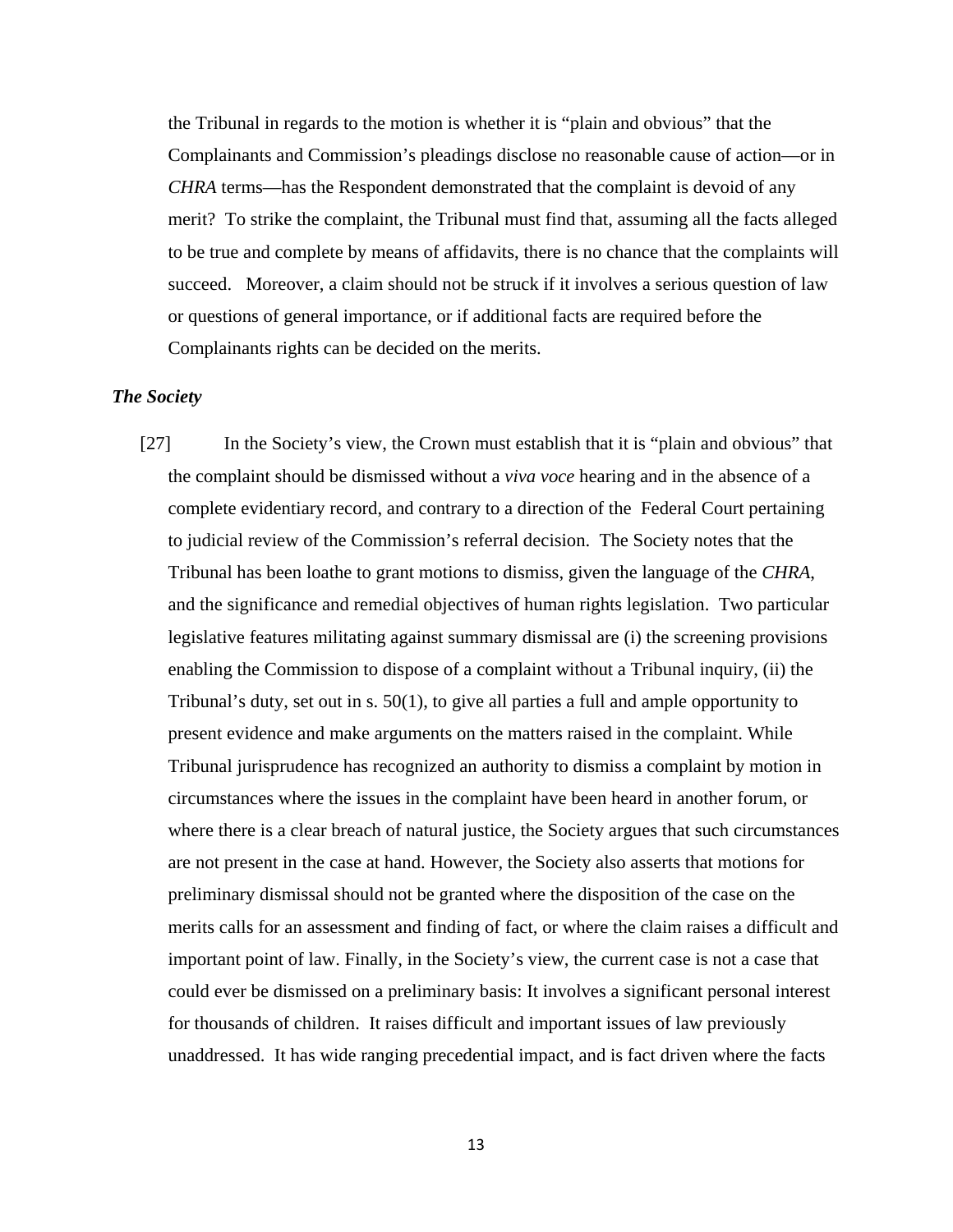the Tribunal in regards to the motion is whether it is "plain and obvious" that the Complainants and Commission's pleadings disclose no reasonable cause of action—or in *CHRA* terms—has the Respondent demonstrated that the complaint is devoid of any merit? To strike the complaint, the Tribunal must find that, assuming all the facts alleged to be true and complete by means of affidavits, there is no chance that the complaints will succeed. Moreover, a claim should not be struck if it involves a serious question of law or questions of general importance, or if additional facts are required before the Complainants rights can be decided on the merits.

### *The Society*

[27] In the Society's view, the Crown must establish that it is "plain and obvious" that the complaint should be dismissed without a *viva voce* hearing and in the absence of a complete evidentiary record, and contrary to a direction of the Federal Court pertaining to judicial review of the Commission's referral decision. The Society notes that the Tribunal has been loathe to grant motions to dismiss, given the language of the *CHRA*, and the significance and remedial objectives of human rights legislation. Two particular legislative features militating against summary dismissal are (i) the screening provisions enabling the Commission to dispose of a complaint without a Tribunal inquiry, (ii) the Tribunal's duty, set out in s. 50(1), to give all parties a full and ample opportunity to present evidence and make arguments on the matters raised in the complaint. While Tribunal jurisprudence has recognized an authority to dismiss a complaint by motion in circumstances where the issues in the complaint have been heard in another forum, or where there is a clear breach of natural justice, the Society argues that such circumstances are not present in the case at hand. However, the Society also asserts that motions for preliminary dismissal should not be granted where the disposition of the case on the merits calls for an assessment and finding of fact, or where the claim raises a difficult and important point of law. Finally, in the Society's view, the current case is not a case that could ever be dismissed on a preliminary basis: It involves a significant personal interest for thousands of children. It raises difficult and important issues of law previously unaddressed. It has wide ranging precedential impact, and is fact driven where the facts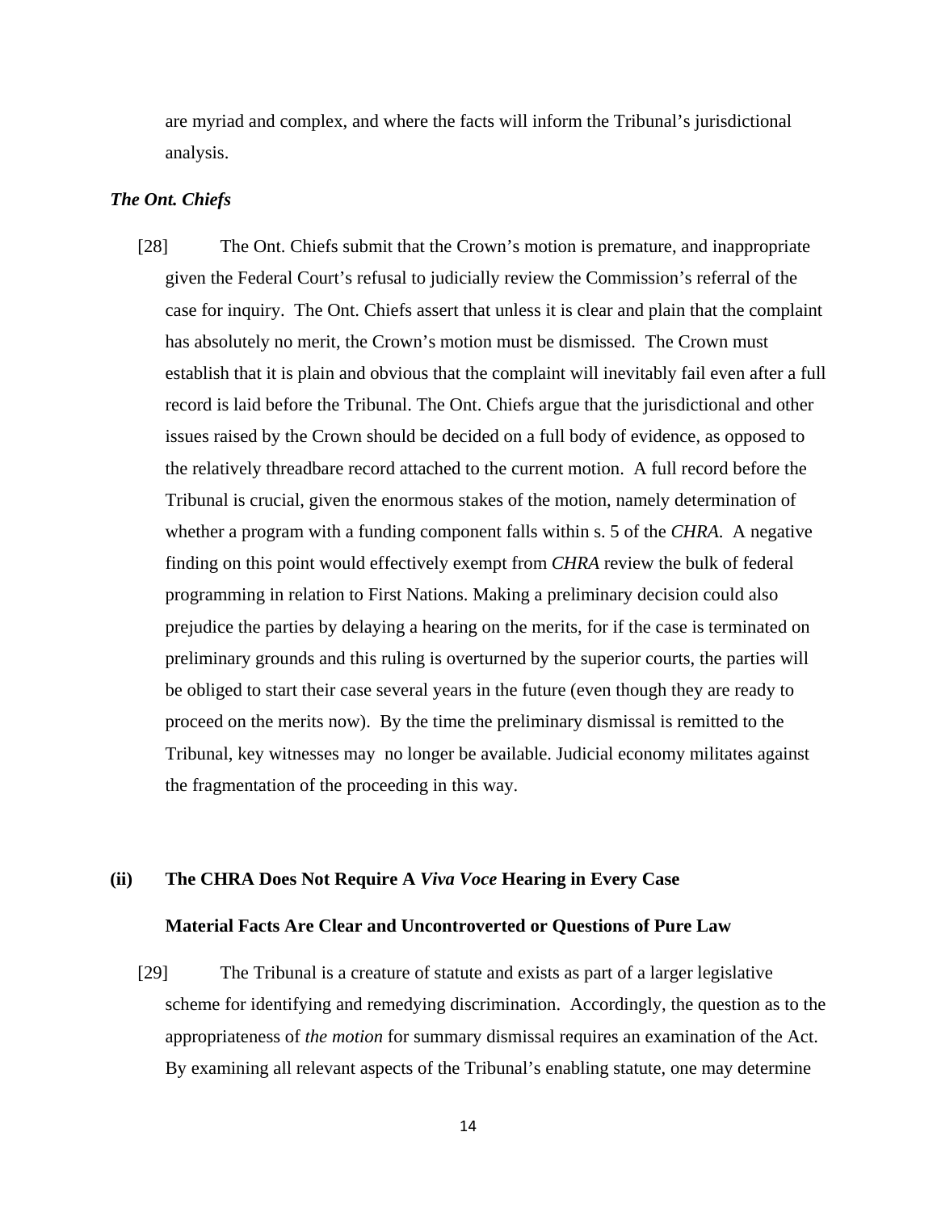are myriad and complex, and where the facts will inform the Tribunal's jurisdictional analysis.

***The Ont. Chiefs***

[28] The Ont. Chiefs submit that the Crown's motion is premature, and inappropriate given the Federal Court's refusal to judicially review the Commission's referral of the case for inquiry. The Ont. Chiefs assert that unless it is clear and plain that the complaint has absolutely no merit, the Crown's motion must be dismissed. The Crown must establish that it is plain and obvious that the complaint will inevitably fail even after a full record is laid before the Tribunal. The Ont. Chiefs argue that the jurisdictional and other issues raised by the Crown should be decided on a full body of evidence, as opposed to the relatively threadbare record attached to the current motion. A full record before the Tribunal is crucial, given the enormous stakes of the motion, namely determination of whether a program with a funding component falls within s. 5 of the *CHRA*. A negative finding on this point would effectively exempt from *CHRA* review the bulk of federal programming in relation to First Nations. Making a preliminary decision could also prejudice the parties by delaying a hearing on the merits, for if the case is terminated on preliminary grounds and this ruling is overturned by the superior courts, the parties will be obliged to start their case several years in the future (even though they are ready to proceed on the merits now). By the time the preliminary dismissal is remitted to the Tribunal, key witnesses may no longer be available. Judicial economy militates against the fragmentation of the proceeding in this way.

**(ii) The CHRA Does Not Require A *Viva Voce* Hearing in Every Case**

**Material Facts Are Clear and Uncontroverted or Questions of Pure Law**

[29] The Tribunal is a creature of statute and exists as part of a larger legislative scheme for identifying and remedying discrimination. Accordingly, the question as to the appropriateness of *the motion* for summary dismissal requires an examination of the Act. By examining all relevant aspects of the Tribunal's enabling statute, one may determine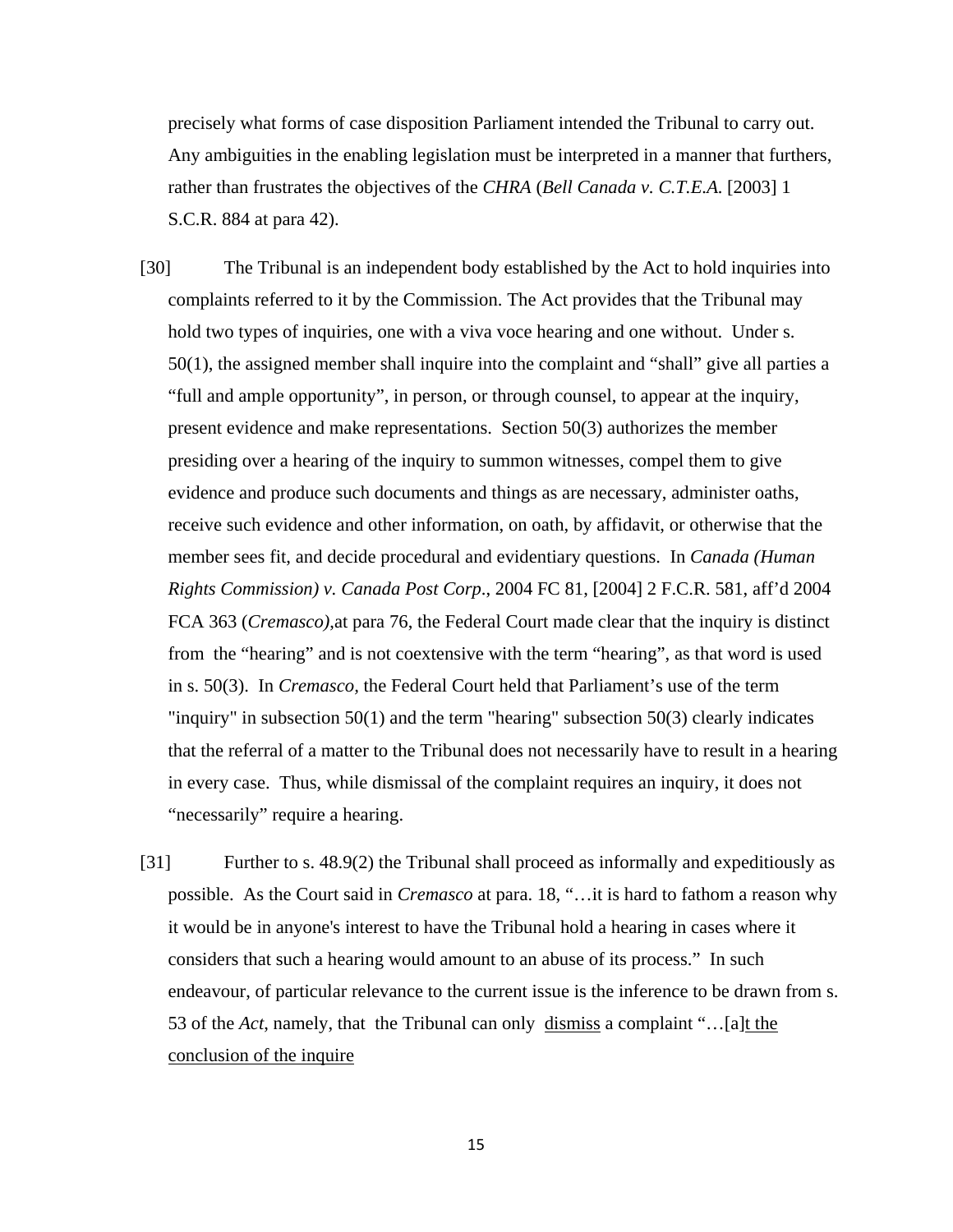precisely what forms of case disposition Parliament intended the Tribunal to carry out. Any ambiguities in the enabling legislation must be interpreted in a manner that furthers, rather than frustrates the objectives of the *CHRA* (*Bell Canada v. C.T.E.A.* [2003] 1 S.C.R. 884 at para 42).

[30] The Tribunal is an independent body established by the Act to hold inquiries into complaints referred to it by the Commission. The Act provides that the Tribunal may hold two types of inquiries, one with a viva voce hearing and one without. Under s. 50(1), the assigned member shall inquire into the complaint and "shall" give all parties a "full and ample opportunity", in person, or through counsel, to appear at the inquiry, present evidence and make representations. Section 50(3) authorizes the member presiding over a hearing of the inquiry to summon witnesses, compel them to give evidence and produce such documents and things as are necessary, administer oaths, receive such evidence and other information, on oath, by affidavit, or otherwise that the member sees fit, and decide procedural and evidentiary questions. In *Canada (Human Rights Commission) v. Canada Post Corp.*, 2004 FC 81, [2004] 2 F.C.R. 581, aff'd 2004 FCA 363 (*Cremasco)*,at para 76, the Federal Court made clear that the inquiry is distinct from the "hearing" and is not coextensive with the term "hearing", as that word is used in s. 50(3). In *Cremasco*, the Federal Court held that Parliament's use of the term "inquiry" in subsection 50(1) and the term "hearing" subsection 50(3) clearly indicates that the referral of a matter to the Tribunal does not necessarily have to result in a hearing in every case. Thus, while dismissal of the complaint requires an inquiry, it does not "necessarily" require a hearing.

[31] Further to s. 48.9(2) the Tribunal shall proceed as informally and expeditiously as possible. As the Court said in *Cremasco* at para. 18, "…it is hard to fathom a reason why it would be in anyone's interest to have the Tribunal hold a hearing in cases where it considers that such a hearing would amount to an abuse of its process." In such endeavour, of particular relevance to the current issue is the inference to be drawn from s. 53 of the *Act*, namely, that the Tribunal can only <u>dismiss</u> a complaint "…[a]<u>t the conclusion of the inquire</u>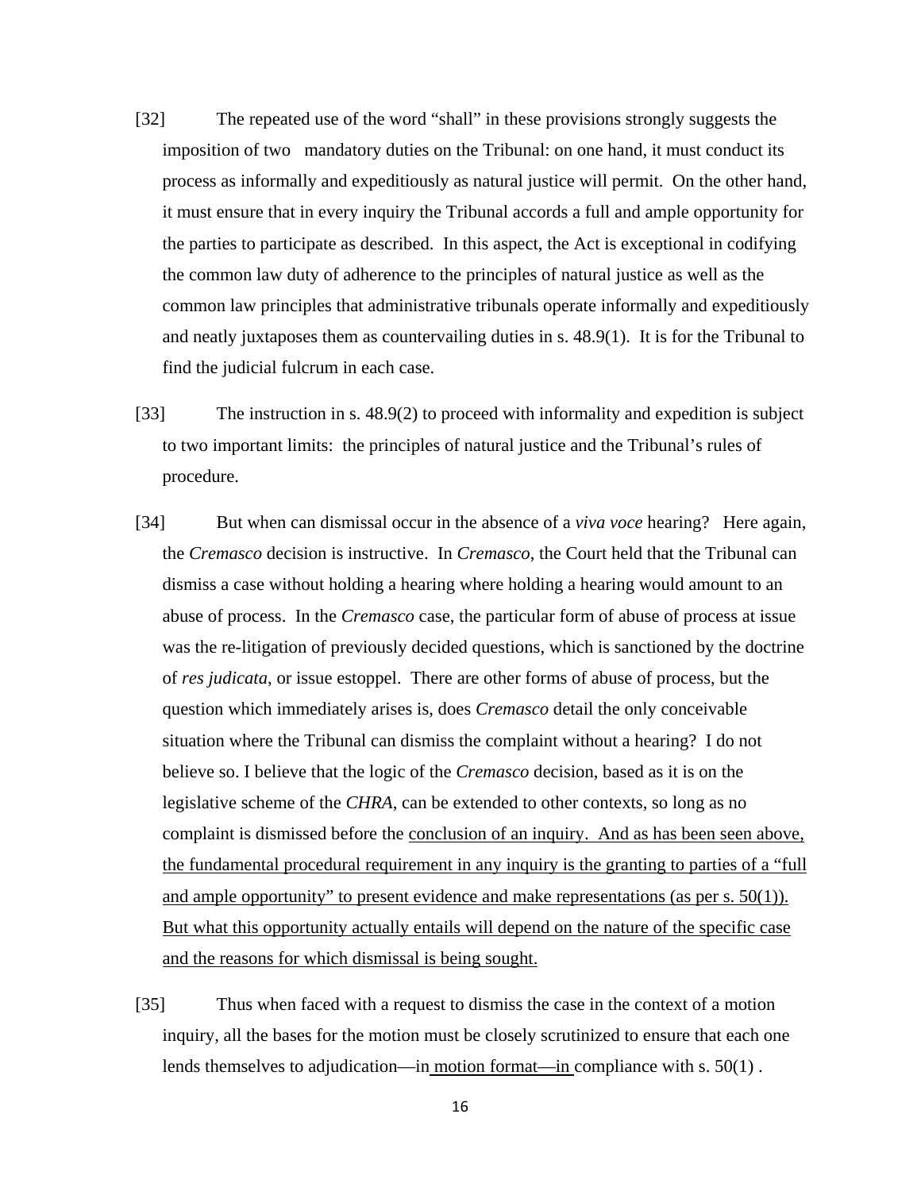[32] The repeated use of the word "shall" in these provisions strongly suggests the imposition of two mandatory duties on the Tribunal: on one hand, it must conduct its process as informally and expeditiously as natural justice will permit. On the other hand, it must ensure that in every inquiry the Tribunal accords a full and ample opportunity for the parties to participate as described. In this aspect, the Act is exceptional in codifying the common law duty of adherence to the principles of natural justice as well as the common law principles that administrative tribunals operate informally and expeditiously and neatly juxtaposes them as countervailing duties in s. 48.9(1). It is for the Tribunal to find the judicial fulcrum in each case.

[33] The instruction in s. 48.9(2) to proceed with informality and expedition is subject to two important limits: the principles of natural justice and the Tribunal's rules of procedure.

[34] But when can dismissal occur in the absence of a *viva voce* hearing? Here again, the *Cremasco* decision is instructive. In *Cremasco*, the Court held that the Tribunal can dismiss a case without holding a hearing where holding a hearing would amount to an abuse of process. In the *Cremasco* case, the particular form of abuse of process at issue was the re-litigation of previously decided questions, which is sanctioned by the doctrine of *res judicata*, or issue estoppel. There are other forms of abuse of process, but the question which immediately arises is, does *Cremasco* detail the only conceivable situation where the Tribunal can dismiss the complaint without a hearing? I do not believe so. I believe that the logic of the *Cremasco* decision, based as it is on the legislative scheme of the *CHRA*, can be extended to other contexts, so long as no complaint is dismissed before the <u>conclusion of an inquiry. And as has been seen above, the fundamental procedural requirement in any inquiry is the granting to parties of a "full and ample opportunity" to present evidence and make representations (as per s. 50(1)). But what this opportunity actually entails will depend on the nature of the specific case and the reasons for which dismissal is being sought.</u>

[35] Thus when faced with a request to dismiss the case in the context of a motion inquiry, all the bases for the motion must be closely scrutinized to ensure that each one lends themselves to adjudication—in <u>motion format—in</u> compliance with s. 50(1) .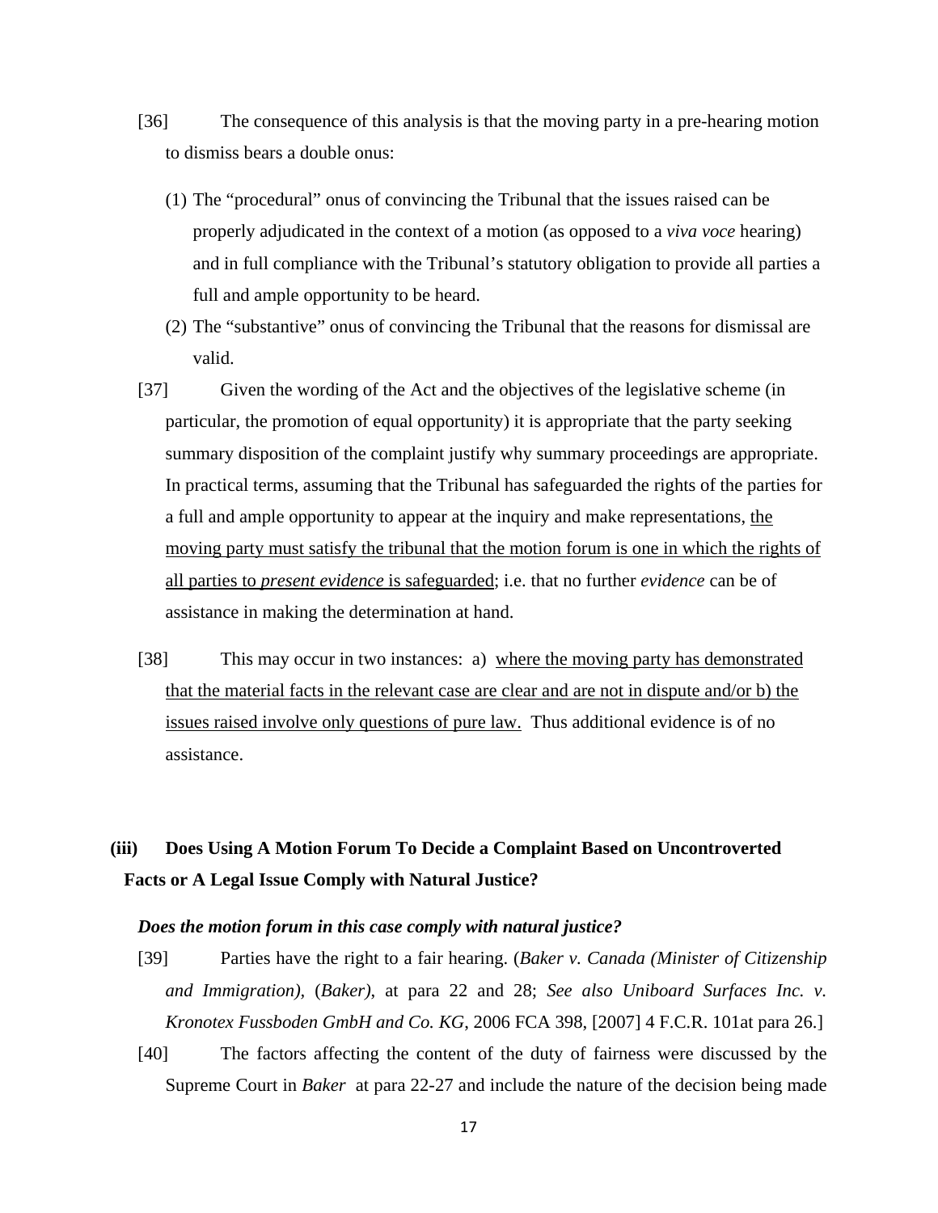[36] The consequence of this analysis is that the moving party in a pre-hearing motion to dismiss bears a double onus:

(1) The "procedural" onus of convincing the Tribunal that the issues raised can be properly adjudicated in the context of a motion (as opposed to a *viva voce* hearing) and in full compliance with the Tribunal's statutory obligation to provide all parties a full and ample opportunity to be heard.

(2) The "substantive" onus of convincing the Tribunal that the reasons for dismissal are valid.

[37] Given the wording of the Act and the objectives of the legislative scheme (in particular, the promotion of equal opportunity) it is appropriate that the party seeking summary disposition of the complaint justify why summary proceedings are appropriate. In practical terms, assuming that the Tribunal has safeguarded the rights of the parties for a full and ample opportunity to appear at the inquiry and make representations, <u>the moving party must satisfy the tribunal that the motion forum is one in which the rights of all parties to *present evidence* is safeguarded</u>; i.e. that no further *evidence* can be of assistance in making the determination at hand.

[38] This may occur in two instances: a) <u>where the moving party has demonstrated that the material facts in the relevant case are clear and are not in dispute and/or b) the issues raised involve only questions of pure law.</u> Thus additional evidence is of no assistance.

### (iii) Does Using A Motion Forum To Decide a Complaint Based on Uncontroverted Facts or A Legal Issue Comply with Natural Justice?

***Does the motion forum in this case comply with natural justice?***

[39] Parties have the right to a fair hearing. (*Baker v. Canada (Minister of Citizenship and Immigration)*, (*Baker)*, at para 22 and 28; *See also Uniboard Surfaces Inc. v. Kronotex Fussboden GmbH and Co. KG*, 2006 FCA 398, [2007] 4 F.C.R. 101at para 26.]

[40] The factors affecting the content of the duty of fairness were discussed by the Supreme Court in *Baker* at para 22-27 and include the nature of the decision being made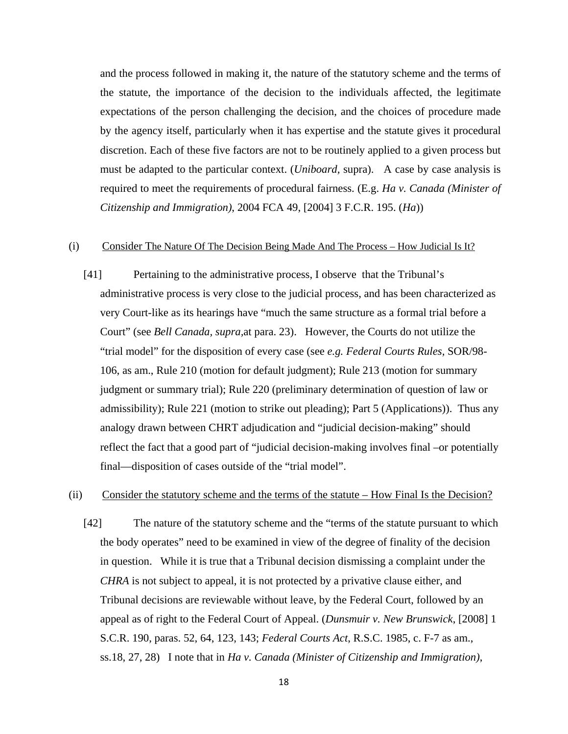and the process followed in making it, the nature of the statutory scheme and the terms of the statute, the importance of the decision to the individuals affected, the legitimate expectations of the person challenging the decision, and the choices of procedure made by the agency itself, particularly when it has expertise and the statute gives it procedural discretion. Each of these five factors are not to be routinely applied to a given process but must be adapted to the particular context. (*Uniboard*, supra). A case by case analysis is required to meet the requirements of procedural fairness. (E.g. *Ha v. Canada (Minister of Citizenship and Immigration)*, 2004 FCA 49, [2004] 3 F.C.R. 195. (*Ha*))

(i) Consider The Nature Of The Decision Being Made And The Process – How Judicial Is It?

[41] Pertaining to the administrative process, I observe that the Tribunal's administrative process is very close to the judicial process, and has been characterized as very Court-like as its hearings have "much the same structure as a formal trial before a Court" (see *Bell Canada, supra,*at para. 23). However, the Courts do not utilize the "trial model" for the disposition of every case (see *e.g. Federal Courts Rules*, SOR/98-106, as am., Rule 210 (motion for default judgment); Rule 213 (motion for summary judgment or summary trial); Rule 220 (preliminary determination of question of law or admissibility); Rule 221 (motion to strike out pleading); Part 5 (Applications)). Thus any analogy drawn between CHRT adjudication and "judicial decision-making" should reflect the fact that a good part of "judicial decision-making involves final –or potentially final—disposition of cases outside of the "trial model".

(ii) Consider the statutory scheme and the terms of the statute – How Final Is the Decision?

[42] The nature of the statutory scheme and the "terms of the statute pursuant to which the body operates" need to be examined in view of the degree of finality of the decision in question. While it is true that a Tribunal decision dismissing a complaint under the *CHRA* is not subject to appeal, it is not protected by a privative clause either, and Tribunal decisions are reviewable without leave, by the Federal Court, followed by an appeal as of right to the Federal Court of Appeal. (*Dunsmuir v. New Brunswick*, [2008] 1 S.C.R. 190, paras. 52, 64, 123, 143; *Federal Courts Act*, R.S.C. 1985, c. F-7 as am., ss.18, 27, 28) I note that in *Ha v. Canada (Minister of Citizenship and Immigration)*,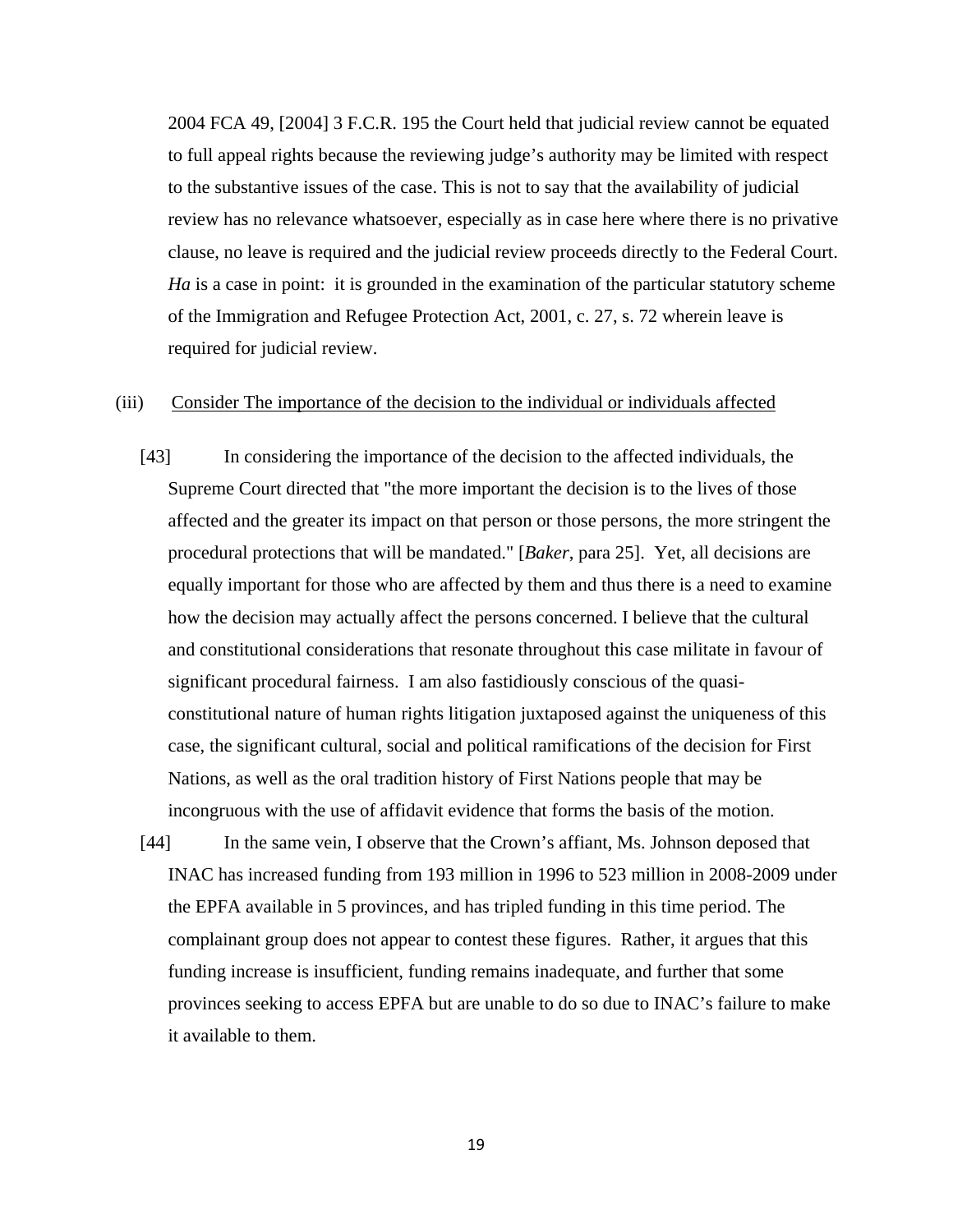2004 FCA 49, [2004] 3 F.C.R. 195 the Court held that judicial review cannot be equated to full appeal rights because the reviewing judge's authority may be limited with respect to the substantive issues of the case. This is not to say that the availability of judicial review has no relevance whatsoever, especially as in case here where there is no privative clause, no leave is required and the judicial review proceeds directly to the Federal Court. *Ha* is a case in point: it is grounded in the examination of the particular statutory scheme of the Immigration and Refugee Protection Act, 2001, c. 27, s. 72 wherein leave is required for judicial review.

(iii) <u>Consider The importance of the decision to the individual or individuals affected</u>

[43] In considering the importance of the decision to the affected individuals, the Supreme Court directed that "the more important the decision is to the lives of those affected and the greater its impact on that person or those persons, the more stringent the procedural protections that will be mandated." [*Baker*, para 25]. Yet, all decisions are equally important for those who are affected by them and thus there is a need to examine how the decision may actually affect the persons concerned. I believe that the cultural and constitutional considerations that resonate throughout this case militate in favour of significant procedural fairness. I am also fastidiously conscious of the quasi-constitutional nature of human rights litigation juxtaposed against the uniqueness of this case, the significant cultural, social and political ramifications of the decision for First Nations, as well as the oral tradition history of First Nations people that may be incongruous with the use of affidavit evidence that forms the basis of the motion.

[44] In the same vein, I observe that the Crown's affiant, Ms. Johnson deposed that INAC has increased funding from 193 million in 1996 to 523 million in 2008-2009 under the EPFA available in 5 provinces, and has tripled funding in this time period. The complainant group does not appear to contest these figures. Rather, it argues that this funding increase is insufficient, funding remains inadequate, and further that some provinces seeking to access EPFA but are unable to do so due to INAC's failure to make it available to them.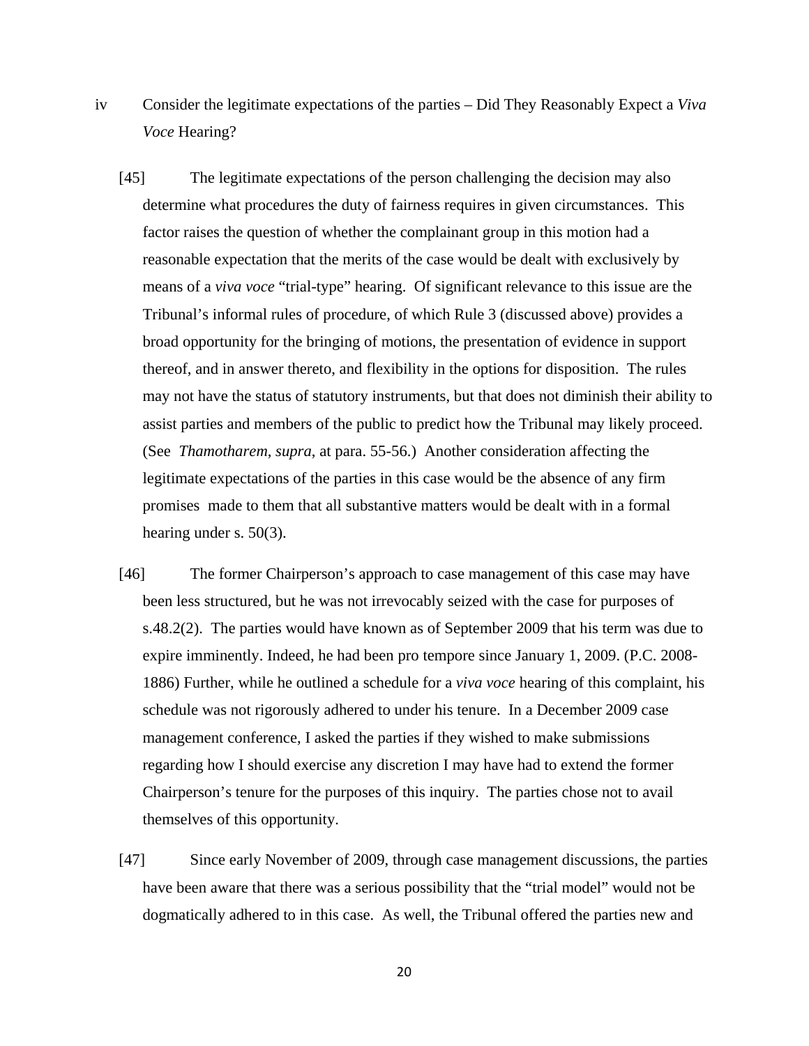iv Consider the legitimate expectations of the parties – Did They Reasonably Expect a *Viva Voce* Hearing?

[45] The legitimate expectations of the person challenging the decision may also determine what procedures the duty of fairness requires in given circumstances. This factor raises the question of whether the complainant group in this motion had a reasonable expectation that the merits of the case would be dealt with exclusively by means of a *viva voce* "trial-type" hearing. Of significant relevance to this issue are the Tribunal's informal rules of procedure, of which Rule 3 (discussed above) provides a broad opportunity for the bringing of motions, the presentation of evidence in support thereof, and in answer thereto, and flexibility in the options for disposition. The rules may not have the status of statutory instruments, but that does not diminish their ability to assist parties and members of the public to predict how the Tribunal may likely proceed. (See *Thamotharem*, *supra*, at para. 55-56.) Another consideration affecting the legitimate expectations of the parties in this case would be the absence of any firm promises made to them that all substantive matters would be dealt with in a formal hearing under s. 50(3).

[46] The former Chairperson's approach to case management of this case may have been less structured, but he was not irrevocably seized with the case for purposes of s.48.2(2). The parties would have known as of September 2009 that his term was due to expire imminently. Indeed, he had been pro tempore since January 1, 2009. (P.C. 2008-1886) Further, while he outlined a schedule for a *viva voce* hearing of this complaint, his schedule was not rigorously adhered to under his tenure. In a December 2009 case management conference, I asked the parties if they wished to make submissions regarding how I should exercise any discretion I may have had to extend the former Chairperson's tenure for the purposes of this inquiry. The parties chose not to avail themselves of this opportunity.

[47] Since early November of 2009, through case management discussions, the parties have been aware that there was a serious possibility that the "trial model" would not be dogmatically adhered to in this case. As well, the Tribunal offered the parties new and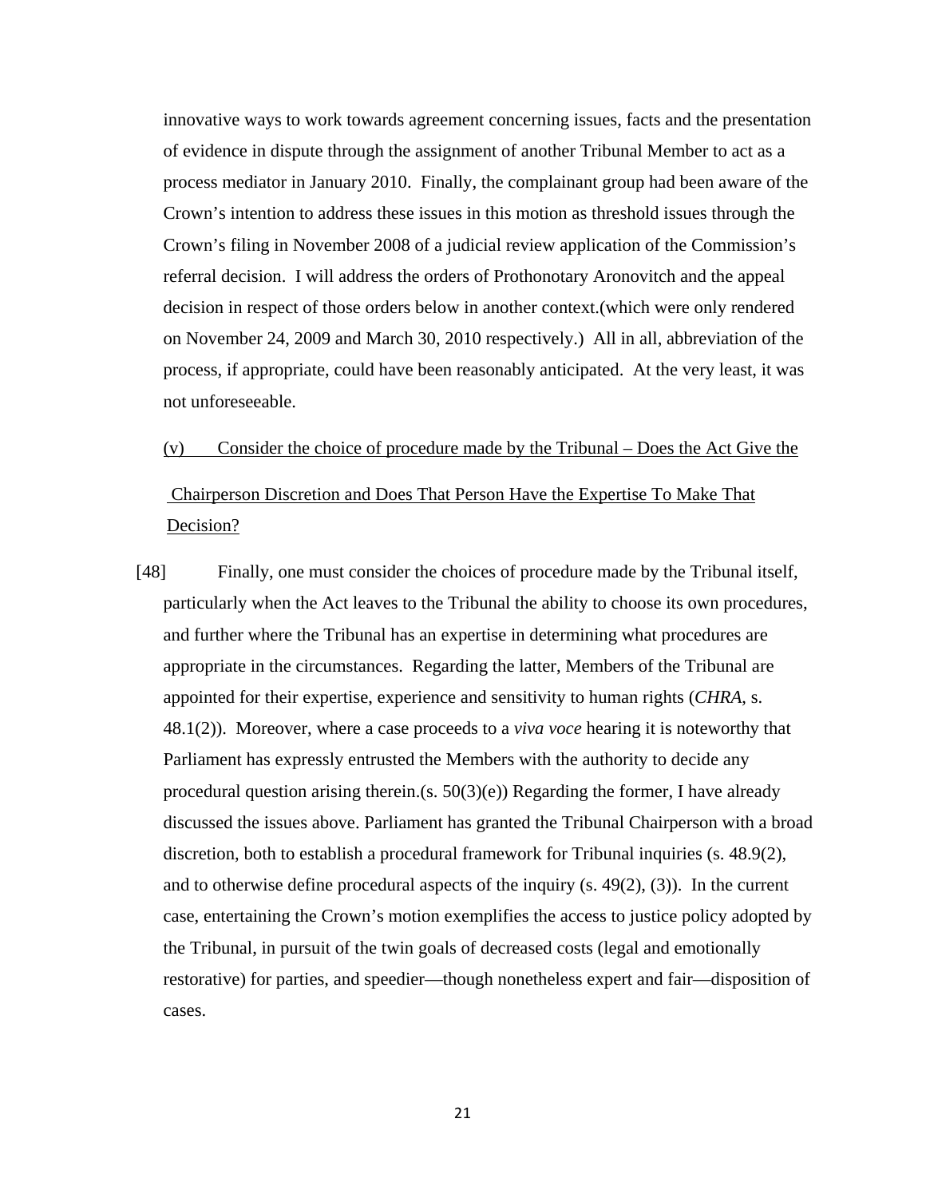innovative ways to work towards agreement concerning issues, facts and the presentation of evidence in dispute through the assignment of another Tribunal Member to act as a process mediator in January 2010. Finally, the complainant group had been aware of the Crown's intention to address these issues in this motion as threshold issues through the Crown's filing in November 2008 of a judicial review application of the Commission's referral decision. I will address the orders of Prothonotary Aronovitch and the appeal decision in respect of those orders below in another context.(which were only rendered on November 24, 2009 and March 30, 2010 respectively.) All in all, abbreviation of the process, if appropriate, could have been reasonably anticipated. At the very least, it was not unforeseeable.

<u>(v) Consider the choice of procedure made by the Tribunal – Does the Act Give the Chairperson Discretion and Does That Person Have the Expertise To Make That Decision?</u>

[48] Finally, one must consider the choices of procedure made by the Tribunal itself, particularly when the Act leaves to the Tribunal the ability to choose its own procedures, and further where the Tribunal has an expertise in determining what procedures are appropriate in the circumstances. Regarding the latter, Members of the Tribunal are appointed for their expertise, experience and sensitivity to human rights (*CHRA*, s. 48.1(2)). Moreover, where a case proceeds to a *viva voce* hearing it is noteworthy that Parliament has expressly entrusted the Members with the authority to decide any procedural question arising therein.(s. 50(3)(e)) Regarding the former, I have already discussed the issues above. Parliament has granted the Tribunal Chairperson with a broad discretion, both to establish a procedural framework for Tribunal inquiries (s. 48.9(2), and to otherwise define procedural aspects of the inquiry (s. 49(2), (3)). In the current case, entertaining the Crown's motion exemplifies the access to justice policy adopted by the Tribunal, in pursuit of the twin goals of decreased costs (legal and emotionally restorative) for parties, and speedier—though nonetheless expert and fair—disposition of cases.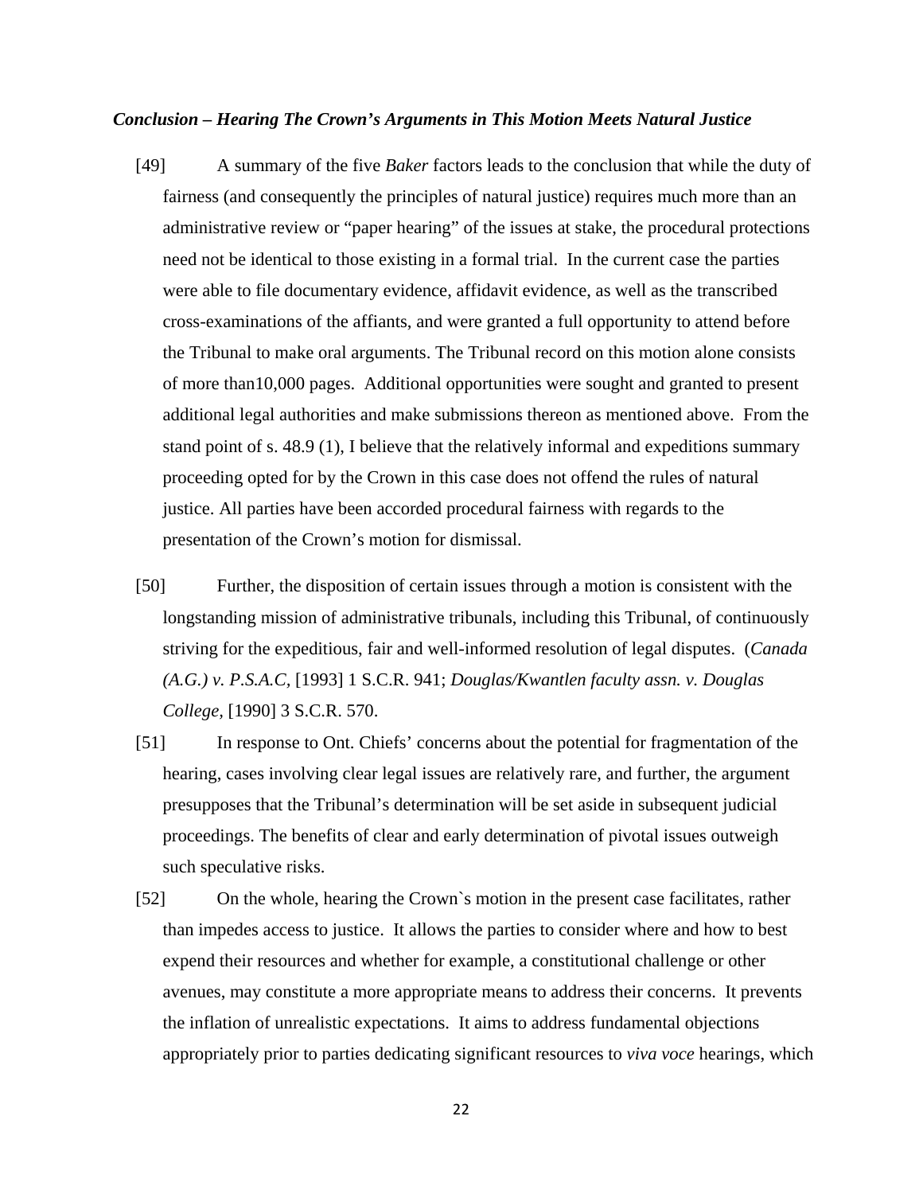### *Conclusion – Hearing The Crown's Arguments in This Motion Meets Natural Justice*

[49] A summary of the five *Baker* factors leads to the conclusion that while the duty of fairness (and consequently the principles of natural justice) requires much more than an administrative review or "paper hearing" of the issues at stake, the procedural protections need not be identical to those existing in a formal trial. In the current case the parties were able to file documentary evidence, affidavit evidence, as well as the transcribed cross-examinations of the affiants, and were granted a full opportunity to attend before the Tribunal to make oral arguments. The Tribunal record on this motion alone consists of more than10,000 pages. Additional opportunities were sought and granted to present additional legal authorities and make submissions thereon as mentioned above. From the stand point of s. 48.9 (1), I believe that the relatively informal and expeditions summary proceeding opted for by the Crown in this case does not offend the rules of natural justice. All parties have been accorded procedural fairness with regards to the presentation of the Crown's motion for dismissal.

[50] Further, the disposition of certain issues through a motion is consistent with the longstanding mission of administrative tribunals, including this Tribunal, of continuously striving for the expeditious, fair and well-informed resolution of legal disputes. (*Canada (A.G.) v. P.S.A.C,* [1993] 1 S.C.R. 941; *Douglas/Kwantlen faculty assn. v. Douglas College,* [1990] 3 S.C.R. 570.

[51] In response to Ont. Chiefs' concerns about the potential for fragmentation of the hearing, cases involving clear legal issues are relatively rare, and further, the argument presupposes that the Tribunal's determination will be set aside in subsequent judicial proceedings. The benefits of clear and early determination of pivotal issues outweigh such speculative risks.

[52] On the whole, hearing the Crown`s motion in the present case facilitates, rather than impedes access to justice. It allows the parties to consider where and how to best expend their resources and whether for example, a constitutional challenge or other avenues, may constitute a more appropriate means to address their concerns. It prevents the inflation of unrealistic expectations. It aims to address fundamental objections appropriately prior to parties dedicating significant resources to *viva voce* hearings, which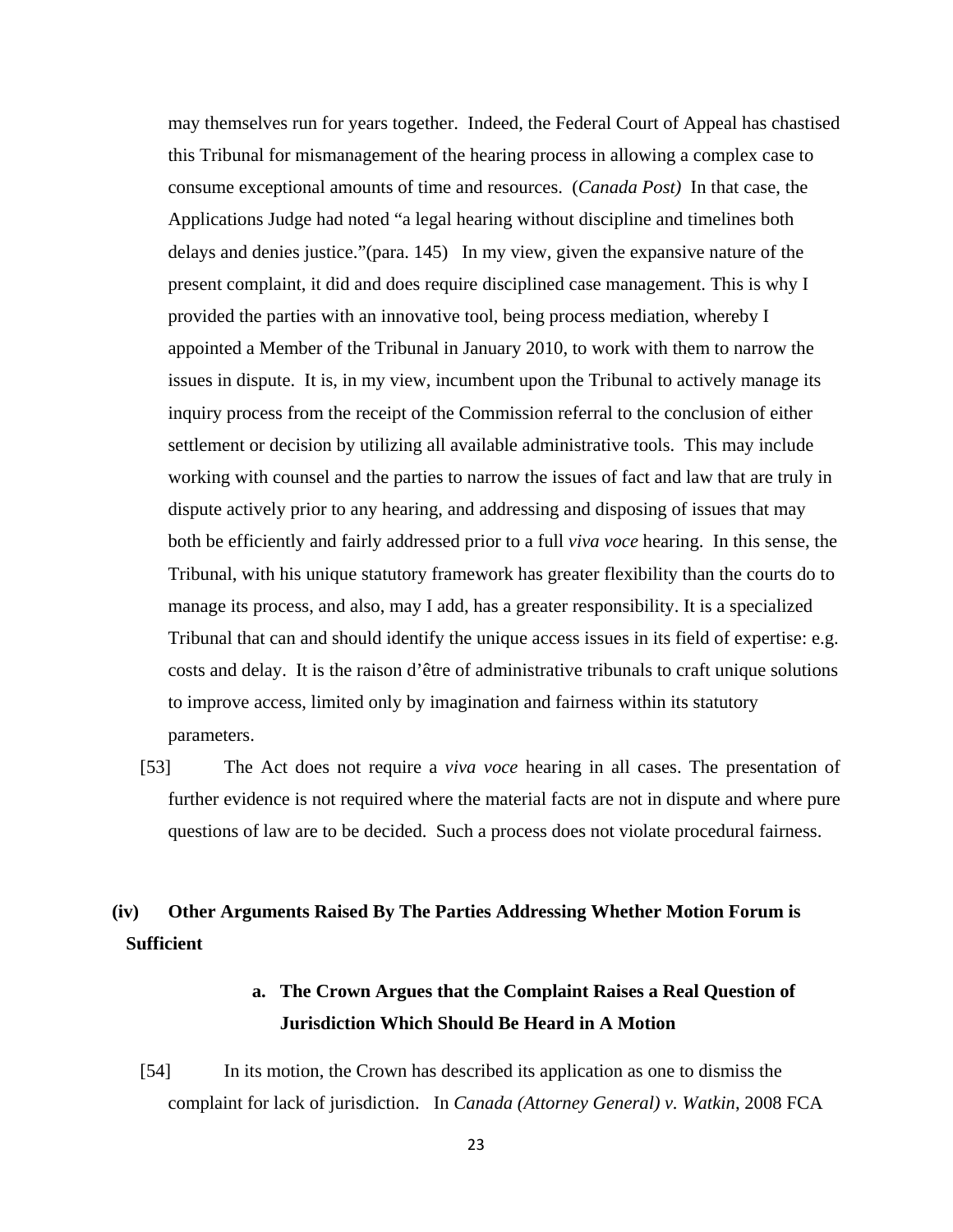may themselves run for years together. Indeed, the Federal Court of Appeal has chastised this Tribunal for mismanagement of the hearing process in allowing a complex case to consume exceptional amounts of time and resources. (*Canada Post)* In that case, the Applications Judge had noted "a legal hearing without discipline and timelines both delays and denies justice."(para. 145) In my view, given the expansive nature of the present complaint, it did and does require disciplined case management. This is why I provided the parties with an innovative tool, being process mediation, whereby I appointed a Member of the Tribunal in January 2010, to work with them to narrow the issues in dispute. It is, in my view, incumbent upon the Tribunal to actively manage its inquiry process from the receipt of the Commission referral to the conclusion of either settlement or decision by utilizing all available administrative tools. This may include working with counsel and the parties to narrow the issues of fact and law that are truly in dispute actively prior to any hearing, and addressing and disposing of issues that may both be efficiently and fairly addressed prior to a full *viva voce* hearing. In this sense, the Tribunal, with his unique statutory framework has greater flexibility than the courts do to manage its process, and also, may I add, has a greater responsibility. It is a specialized Tribunal that can and should identify the unique access issues in its field of expertise: e.g. costs and delay. It is the raison d'être of administrative tribunals to craft unique solutions to improve access, limited only by imagination and fairness within its statutory parameters.

[53] The Act does not require a *viva voce* hearing in all cases. The presentation of further evidence is not required where the material facts are not in dispute and where pure questions of law are to be decided. Such a process does not violate procedural fairness.

### (iv) Other Arguments Raised By The Parties Addressing Whether Motion Forum is Sufficient

#### a. The Crown Argues that the Complaint Raises a Real Question of Jurisdiction Which Should Be Heard in A Motion

[54] In its motion, the Crown has described its application as one to dismiss the complaint for lack of jurisdiction. In *Canada (Attorney General) v. Watkin*, 2008 FCA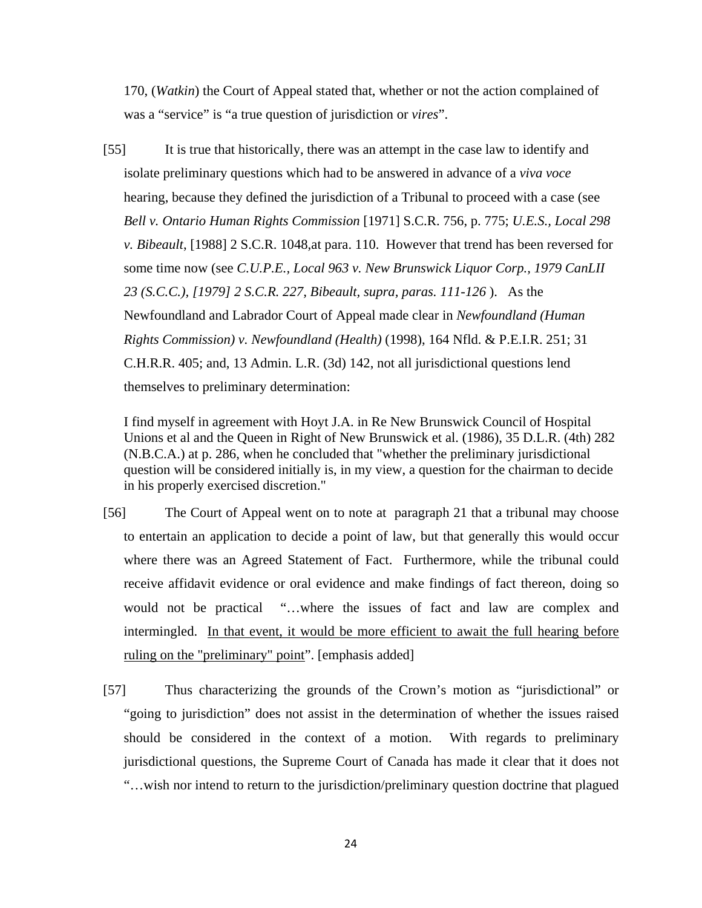170, (*Watkin*) the Court of Appeal stated that, whether or not the action complained of was a "service" is "a true question of jurisdiction or *vires*".

[55] It is true that historically, there was an attempt in the case law to identify and isolate preliminary questions which had to be answered in advance of a *viva voce* hearing, because they defined the jurisdiction of a Tribunal to proceed with a case (see *Bell v. Ontario Human Rights Commission* [1971] S.C.R. 756, p. 775; *U.E.S., Local 298 v. Bibeault*, [1988] 2 S.C.R. 1048,at para. 110. However that trend has been reversed for some time now (see *C.U.P.E., Local 963 v. New Brunswick Liquor Corp., 1979 CanLII 23 (S.C.C.), [1979] 2 S.C.R. 227, Bibeault, supra, paras. 111-126* ). As the Newfoundland and Labrador Court of Appeal made clear in *Newfoundland (Human Rights Commission) v. Newfoundland (Health)* (1998), 164 Nfld. & P.E.I.R. 251; 31 C.H.R.R. 405; and, 13 Admin. L.R. (3d) 142, not all jurisdictional questions lend themselves to preliminary determination:

> I find myself in agreement with Hoyt J.A. in Re New Brunswick Council of Hospital Unions et al and the Queen in Right of New Brunswick et al. (1986), 35 D.L.R. (4th) 282 (N.B.C.A.) at p. 286, when he concluded that "whether the preliminary jurisdictional question will be considered initially is, in my view, a question for the chairman to decide in his properly exercised discretion."

[56] The Court of Appeal went on to note at paragraph 21 that a tribunal may choose to entertain an application to decide a point of law, but that generally this would occur where there was an Agreed Statement of Fact. Furthermore, while the tribunal could receive affidavit evidence or oral evidence and make findings of fact thereon, doing so would not be practical "…where the issues of fact and law are complex and intermingled. <u>In that event, it would be more efficient to await the full hearing before ruling on the "preliminary" point</u>". [emphasis added]

[57] Thus characterizing the grounds of the Crown's motion as "jurisdictional" or "going to jurisdiction" does not assist in the determination of whether the issues raised should be considered in the context of a motion. With regards to preliminary jurisdictional questions, the Supreme Court of Canada has made it clear that it does not "…wish nor intend to return to the jurisdiction/preliminary question doctrine that plagued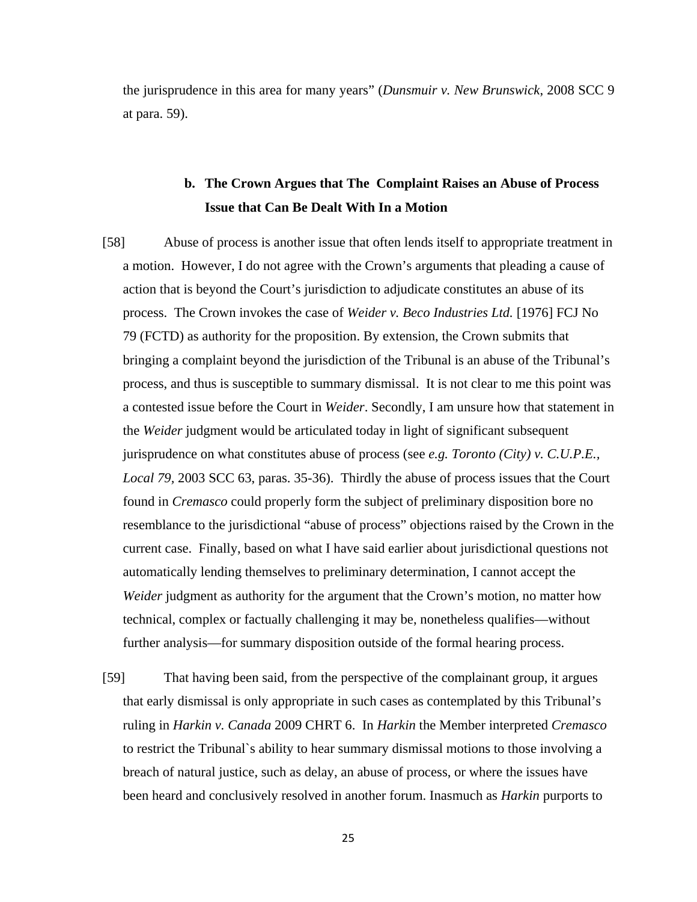the jurisprudence in this area for many years" (*Dunsmuir v. New Brunswick*, 2008 SCC 9 at para. 59).

### b. The Crown Argues that The Complaint Raises an Abuse of Process Issue that Can Be Dealt With In a Motion

[58] Abuse of process is another issue that often lends itself to appropriate treatment in a motion. However, I do not agree with the Crown's arguments that pleading a cause of action that is beyond the Court's jurisdiction to adjudicate constitutes an abuse of its process. The Crown invokes the case of *Weider v. Beco Industries Ltd.* [1976] FCJ No 79 (FCTD) as authority for the proposition. By extension, the Crown submits that bringing a complaint beyond the jurisdiction of the Tribunal is an abuse of the Tribunal's process, and thus is susceptible to summary dismissal. It is not clear to me this point was a contested issue before the Court in *Weider*. Secondly, I am unsure how that statement in the *Weider* judgment would be articulated today in light of significant subsequent jurisprudence on what constitutes abuse of process (see *e.g. Toronto (City) v. C.U.P.E., Local 79*, 2003 SCC 63, paras. 35-36). Thirdly the abuse of process issues that the Court found in *Cremasco* could properly form the subject of preliminary disposition bore no resemblance to the jurisdictional "abuse of process" objections raised by the Crown in the current case. Finally, based on what I have said earlier about jurisdictional questions not automatically lending themselves to preliminary determination, I cannot accept the *Weider* judgment as authority for the argument that the Crown's motion, no matter how technical, complex or factually challenging it may be, nonetheless qualifies—without further analysis—for summary disposition outside of the formal hearing process.

[59] That having been said, from the perspective of the complainant group, it argues that early dismissal is only appropriate in such cases as contemplated by this Tribunal's ruling in *Harkin v. Canada* 2009 CHRT 6. In *Harkin* the Member interpreted *Cremasco* to restrict the Tribunal`s ability to hear summary dismissal motions to those involving a breach of natural justice, such as delay, an abuse of process, or where the issues have been heard and conclusively resolved in another forum. Inasmuch as *Harkin* purports to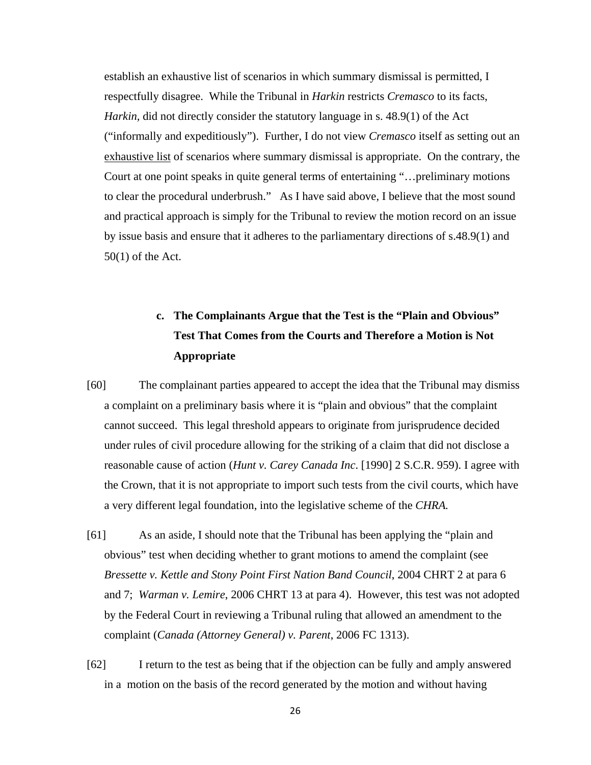establish an exhaustive list of scenarios in which summary dismissal is permitted, I respectfully disagree. While the Tribunal in *Harkin* restricts *Cremasco* to its facts, *Harkin*, did not directly consider the statutory language in s. 48.9(1) of the Act ("informally and expeditiously"). Further, I do not view *Cremasco* itself as setting out an exhaustive list of scenarios where summary dismissal is appropriate. On the contrary, the Court at one point speaks in quite general terms of entertaining "…preliminary motions to clear the procedural underbrush." As I have said above, I believe that the most sound and practical approach is simply for the Tribunal to review the motion record on an issue by issue basis and ensure that it adheres to the parliamentary directions of s.48.9(1) and 50(1) of the Act.

### c. The Complainants Argue that the Test is the "Plain and Obvious" Test That Comes from the Courts and Therefore a Motion is Not Appropriate

[60] The complainant parties appeared to accept the idea that the Tribunal may dismiss a complaint on a preliminary basis where it is "plain and obvious" that the complaint cannot succeed. This legal threshold appears to originate from jurisprudence decided under rules of civil procedure allowing for the striking of a claim that did not disclose a reasonable cause of action (*Hunt v. Carey Canada Inc*. [1990] 2 S.C.R. 959). I agree with the Crown, that it is not appropriate to import such tests from the civil courts, which have a very different legal foundation, into the legislative scheme of the *CHRA.*

[61] As an aside, I should note that the Tribunal has been applying the "plain and obvious" test when deciding whether to grant motions to amend the complaint (see *Bressette v. Kettle and Stony Point First Nation Band Council*, 2004 CHRT 2 at para 6 and 7; *Warman v. Lemire*, 2006 CHRT 13 at para 4). However, this test was not adopted by the Federal Court in reviewing a Tribunal ruling that allowed an amendment to the complaint (*Canada (Attorney General) v. Parent*, 2006 FC 1313).

[62] I return to the test as being that if the objection can be fully and amply answered in a motion on the basis of the record generated by the motion and without having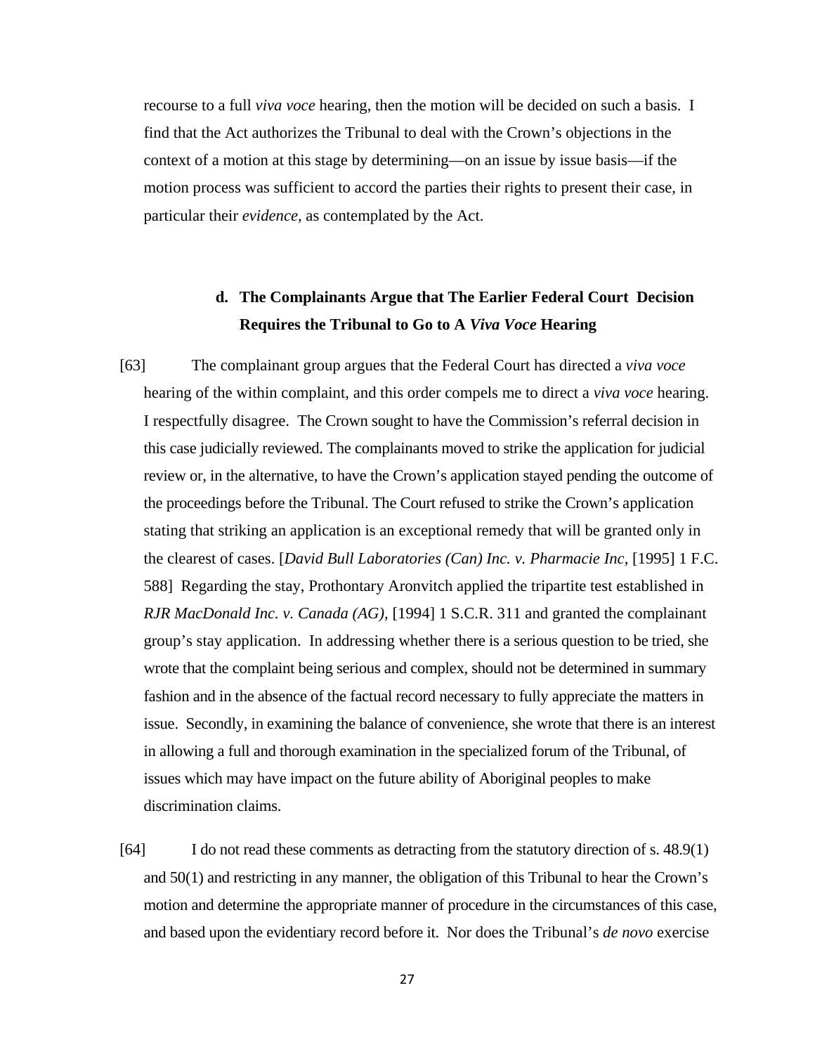recourse to a full *viva voce* hearing, then the motion will be decided on such a basis. I find that the Act authorizes the Tribunal to deal with the Crown's objections in the context of a motion at this stage by determining—on an issue by issue basis—if the motion process was sufficient to accord the parties their rights to present their case, in particular their *evidence,* as contemplated by the Act.

### d. The Complainants Argue that The Earlier Federal Court Decision Requires the Tribunal to Go to A *Viva Voce* Hearing

[63] The complainant group argues that the Federal Court has directed a *viva voce* hearing of the within complaint, and this order compels me to direct a *viva voce* hearing. I respectfully disagree. The Crown sought to have the Commission's referral decision in this case judicially reviewed. The complainants moved to strike the application for judicial review or, in the alternative, to have the Crown's application stayed pending the outcome of the proceedings before the Tribunal. The Court refused to strike the Crown's application stating that striking an application is an exceptional remedy that will be granted only in the clearest of cases. [*David Bull Laboratories (Can) Inc. v. Pharmacie Inc,* [1995] 1 F.C. 588] Regarding the stay, Prothontary Aronvitch applied the tripartite test established in *RJR MacDonald Inc. v. Canada (AG),* [1994] 1 S.C.R. 311 and granted the complainant group's stay application. In addressing whether there is a serious question to be tried, she wrote that the complaint being serious and complex, should not be determined in summary fashion and in the absence of the factual record necessary to fully appreciate the matters in issue. Secondly, in examining the balance of convenience, she wrote that there is an interest in allowing a full and thorough examination in the specialized forum of the Tribunal, of issues which may have impact on the future ability of Aboriginal peoples to make discrimination claims.

[64] I do not read these comments as detracting from the statutory direction of s. 48.9(1) and 50(1) and restricting in any manner, the obligation of this Tribunal to hear the Crown's motion and determine the appropriate manner of procedure in the circumstances of this case, and based upon the evidentiary record before it. Nor does the Tribunal's *de novo* exercise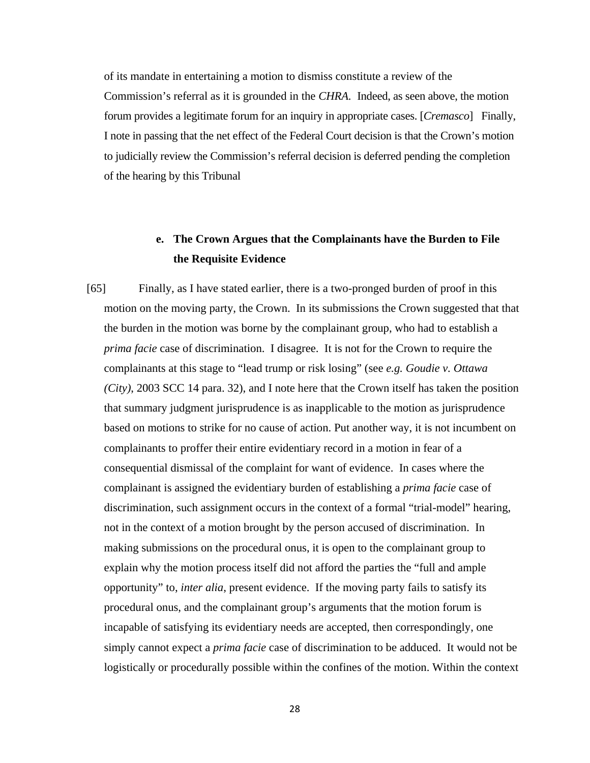of its mandate in entertaining a motion to dismiss constitute a review of the Commission's referral as it is grounded in the *CHRA.* Indeed, as seen above, the motion forum provides a legitimate forum for an inquiry in appropriate cases. [*Cremasco*] Finally, I note in passing that the net effect of the Federal Court decision is that the Crown's motion to judicially review the Commission's referral decision is deferred pending the completion of the hearing by this Tribunal

### e. The Crown Argues that the Complainants have the Burden to File the Requisite Evidence

[65] Finally, as I have stated earlier, there is a two-pronged burden of proof in this motion on the moving party, the Crown. In its submissions the Crown suggested that that the burden in the motion was borne by the complainant group, who had to establish a *prima facie* case of discrimination. I disagree. It is not for the Crown to require the complainants at this stage to "lead trump or risk losing" (see *e.g. Goudie v. Ottawa (City)*, 2003 SCC 14 para. 32), and I note here that the Crown itself has taken the position that summary judgment jurisprudence is as inapplicable to the motion as jurisprudence based on motions to strike for no cause of action. Put another way, it is not incumbent on complainants to proffer their entire evidentiary record in a motion in fear of a consequential dismissal of the complaint for want of evidence. In cases where the complainant is assigned the evidentiary burden of establishing a *prima facie* case of discrimination, such assignment occurs in the context of a formal "trial-model" hearing, not in the context of a motion brought by the person accused of discrimination. In making submissions on the procedural onus, it is open to the complainant group to explain why the motion process itself did not afford the parties the "full and ample opportunity" to, *inter alia,* present evidence. If the moving party fails to satisfy its procedural onus, and the complainant group's arguments that the motion forum is incapable of satisfying its evidentiary needs are accepted, then correspondingly, one simply cannot expect a *prima facie* case of discrimination to be adduced. It would not be logistically or procedurally possible within the confines of the motion. Within the context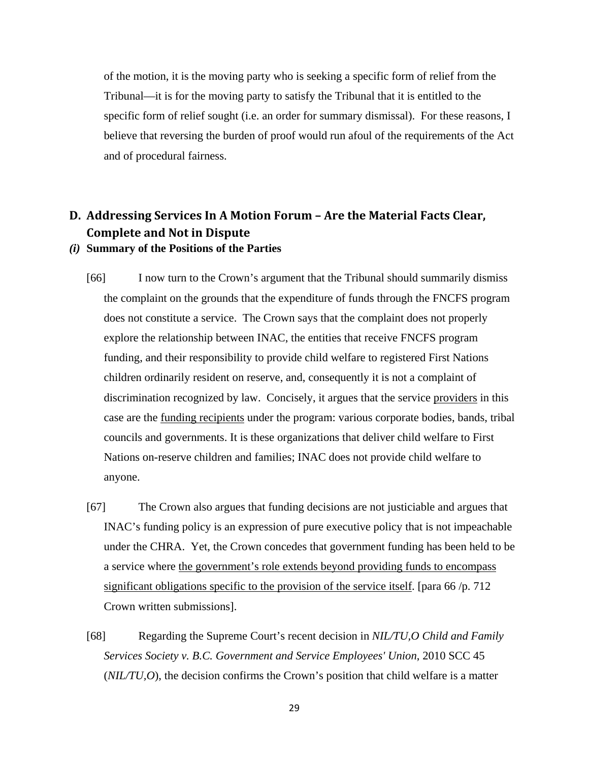of the motion, it is the moving party who is seeking a specific form of relief from the Tribunal—it is for the moving party to satisfy the Tribunal that it is entitled to the specific form of relief sought (i.e. an order for summary dismissal). For these reasons, I believe that reversing the burden of proof would run afoul of the requirements of the Act and of procedural fairness.

## D. Addressing Services In A Motion Forum – Are the Material Facts Clear, Complete and Not in Dispute

### *(i)* Summary of the Positions of the Parties

[66] I now turn to the Crown's argument that the Tribunal should summarily dismiss the complaint on the grounds that the expenditure of funds through the FNCFS program does not constitute a service. The Crown says that the complaint does not properly explore the relationship between INAC, the entities that receive FNCFS program funding, and their responsibility to provide child welfare to registered First Nations children ordinarily resident on reserve, and, consequently it is not a complaint of discrimination recognized by law. Concisely, it argues that the service <u>providers</u> in this case are the <u>funding recipients</u> under the program: various corporate bodies, bands, tribal councils and governments. It is these organizations that deliver child welfare to First Nations on-reserve children and families; INAC does not provide child welfare to anyone.

[67] The Crown also argues that funding decisions are not justiciable and argues that INAC's funding policy is an expression of pure executive policy that is not impeachable under the CHRA. Yet, the Crown concedes that government funding has been held to be a service where <u>the government's role extends beyond providing funds to encompass significant obligations specific to the provision of the service itself</u>. [para 66 /p. 712 Crown written submissions].

[68] Regarding the Supreme Court's recent decision in *NIL/TU,O Child and Family Services Society v. B.C. Government and Service Employees' Union*, 2010 SCC 45 (*NIL/TU,O*), the decision confirms the Crown's position that child welfare is a matter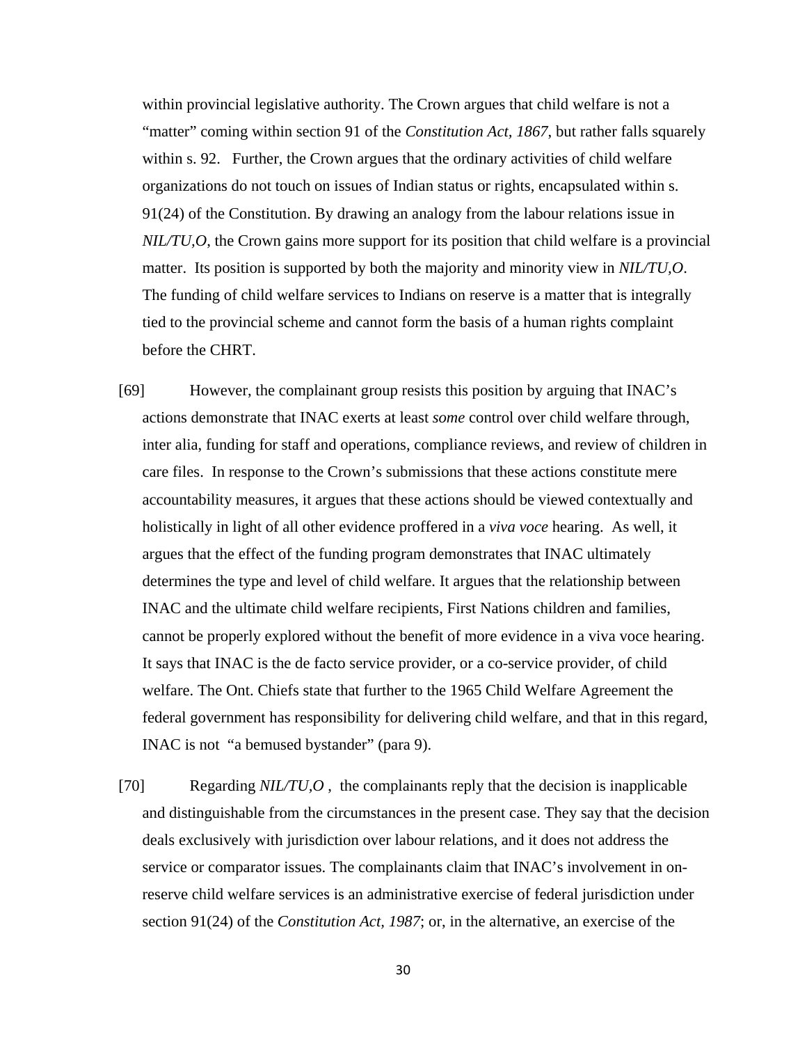within provincial legislative authority. The Crown argues that child welfare is not a "matter" coming within section 91 of the *Constitution Act, 1867*, but rather falls squarely within s. 92. Further, the Crown argues that the ordinary activities of child welfare organizations do not touch on issues of Indian status or rights, encapsulated within s. 91(24) of the Constitution. By drawing an analogy from the labour relations issue in *NIL/TU,O*, the Crown gains more support for its position that child welfare is a provincial matter. Its position is supported by both the majority and minority view in *NIL/TU,O*. The funding of child welfare services to Indians on reserve is a matter that is integrally tied to the provincial scheme and cannot form the basis of a human rights complaint before the CHRT.

[69] However, the complainant group resists this position by arguing that INAC's actions demonstrate that INAC exerts at least *some* control over child welfare through, inter alia, funding for staff and operations, compliance reviews, and review of children in care files. In response to the Crown's submissions that these actions constitute mere accountability measures, it argues that these actions should be viewed contextually and holistically in light of all other evidence proffered in a *viva voce* hearing. As well, it argues that the effect of the funding program demonstrates that INAC ultimately determines the type and level of child welfare. It argues that the relationship between INAC and the ultimate child welfare recipients, First Nations children and families, cannot be properly explored without the benefit of more evidence in a viva voce hearing. It says that INAC is the de facto service provider, or a co-service provider, of child welfare. The Ont. Chiefs state that further to the 1965 Child Welfare Agreement the federal government has responsibility for delivering child welfare, and that in this regard, INAC is not "a bemused bystander" (para 9).

[70] Regarding *NIL/TU,O* , the complainants reply that the decision is inapplicable and distinguishable from the circumstances in the present case. They say that the decision deals exclusively with jurisdiction over labour relations, and it does not address the service or comparator issues. The complainants claim that INAC's involvement in on-reserve child welfare services is an administrative exercise of federal jurisdiction under section 91(24) of the *Constitution Act, 1987*; or, in the alternative, an exercise of the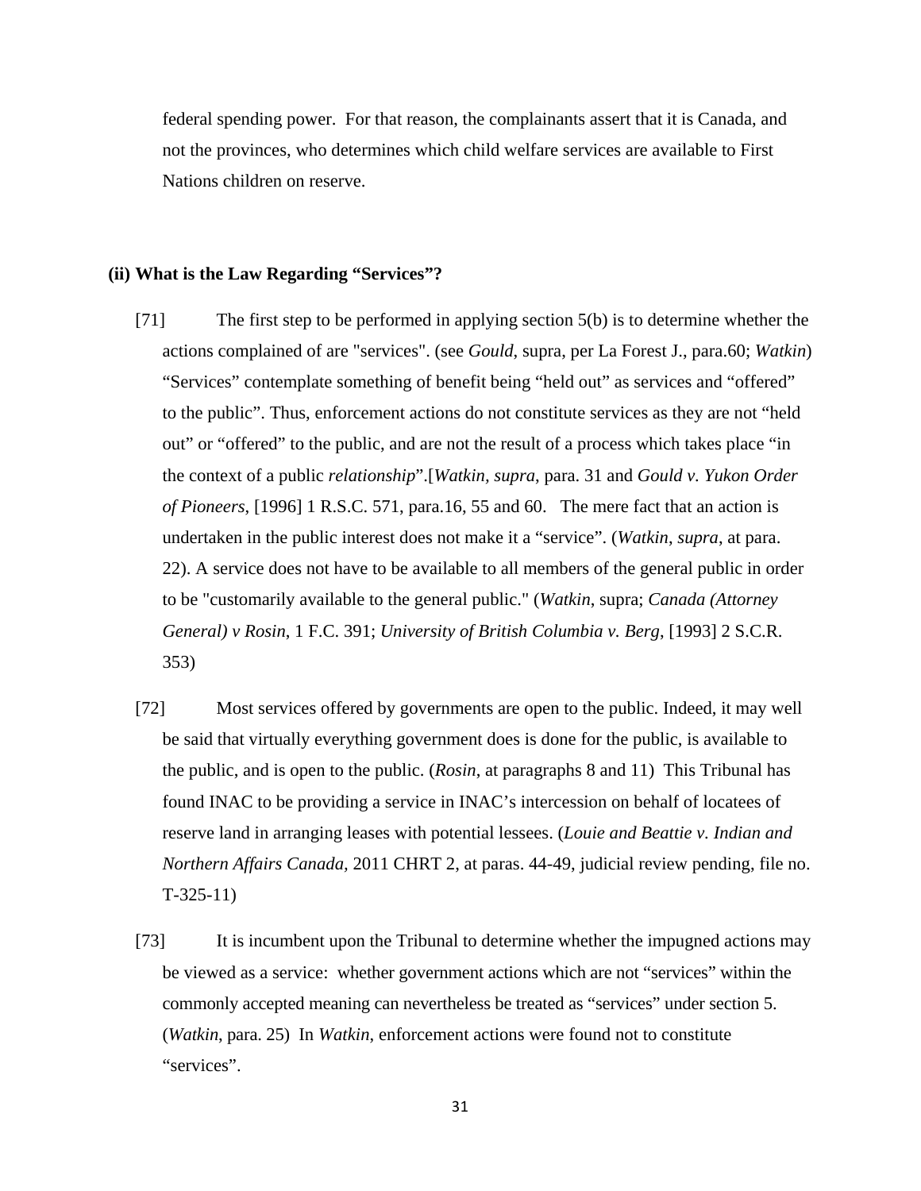federal spending power. For that reason, the complainants assert that it is Canada, and not the provinces, who determines which child welfare services are available to First Nations children on reserve.

### (ii) What is the Law Regarding “Services”?

[71] The first step to be performed in applying section 5(b) is to determine whether the actions complained of are "services". (see *Gould*, supra, per La Forest J., para.60; *Watkin*) “Services” contemplate something of benefit being “held out” as services and “offered” to the public”. Thus, enforcement actions do not constitute services as they are not “held out” or “offered” to the public, and are not the result of a process which takes place “in the context of a public *relationship*”.[*Watkin, supra*, para. 31 and *Gould v. Yukon Order of Pioneers*, [1996] 1 R.S.C. 571, para.16, 55 and 60. The mere fact that an action is undertaken in the public interest does not make it a “service”. (*Watkin*, *supra*, at para. 22). A service does not have to be available to all members of the general public in order to be "customarily available to the general public." (*Watkin*, supra; *Canada (Attorney General) v Rosin*, 1 F.C. 391; *University of British Columbia v. Berg*, [1993] 2 S.C.R. 353)

[72] Most services offered by governments are open to the public. Indeed, it may well be said that virtually everything government does is done for the public, is available to the public, and is open to the public. (*Rosin,* at paragraphs 8 and 11) This Tribunal has found INAC to be providing a service in INAC’s intercession on behalf of locatees of reserve land in arranging leases with potential lessees. (*Louie and Beattie v. Indian and Northern Affairs Canada,* 2011 CHRT 2, at paras. 44-49, judicial review pending, file no. T-325-11)

[73] It is incumbent upon the Tribunal to determine whether the impugned actions may be viewed as a service: whether government actions which are not “services” within the commonly accepted meaning can nevertheless be treated as “services” under section 5. (*Watkin*, para. 25) In *Watkin*, enforcement actions were found not to constitute “services”.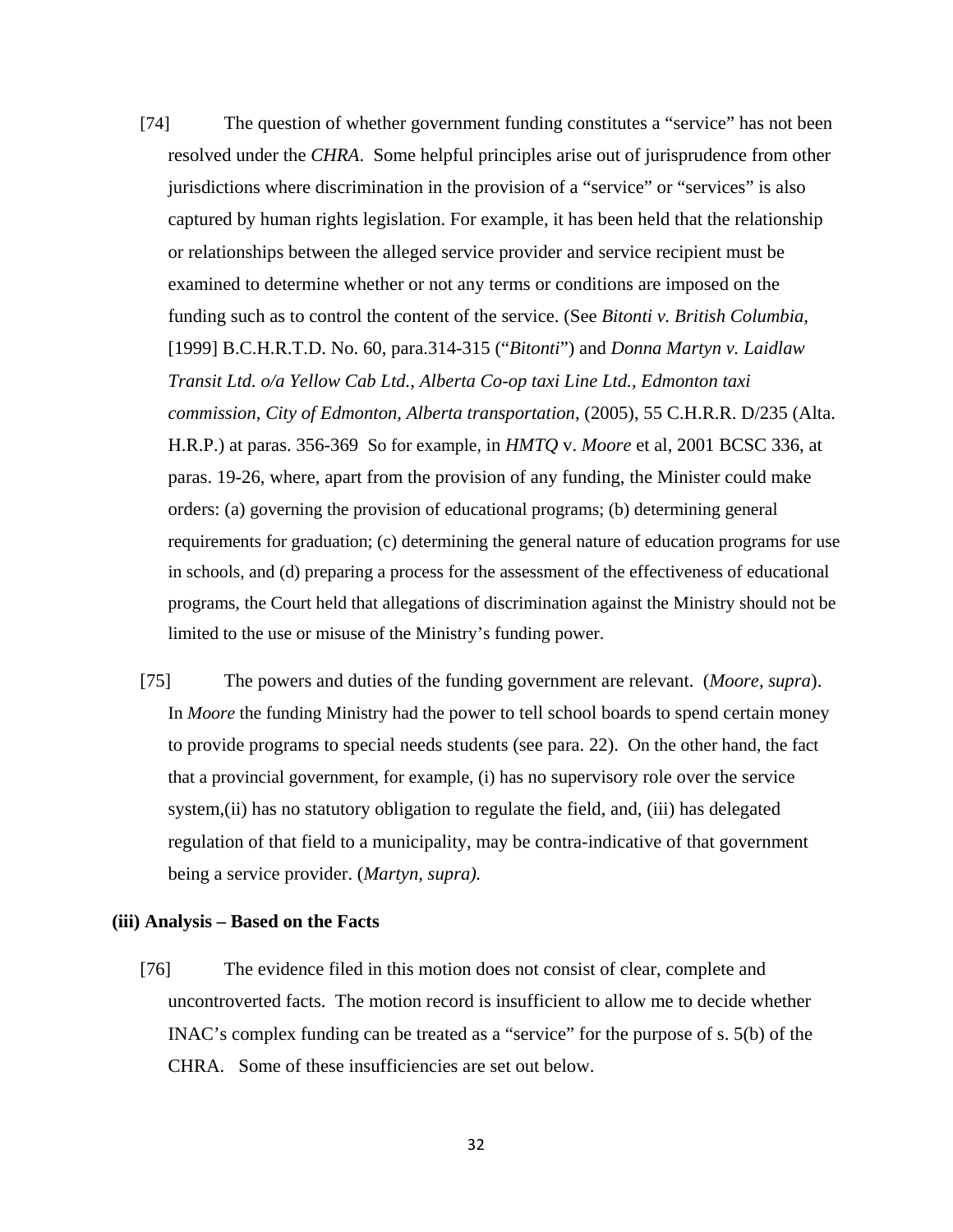[74] The question of whether government funding constitutes a "service" has not been resolved under the *CHRA*. Some helpful principles arise out of jurisprudence from other jurisdictions where discrimination in the provision of a "service" or "services" is also captured by human rights legislation. For example, it has been held that the relationship or relationships between the alleged service provider and service recipient must be examined to determine whether or not any terms or conditions are imposed on the funding such as to control the content of the service. (See *Bitonti v. British Columbia*, [1999] B.C.H.R.T.D. No. 60, para.314-315 ("*Bitonti*") and *Donna Martyn v. Laidlaw Transit Ltd. o/a Yellow Cab Ltd., Alberta Co-op taxi Line Ltd., Edmonton taxi commission, City of Edmonton, Alberta transportation*, (2005), 55 C.H.R.R. D/235 (Alta. H.R.P.) at paras. 356-369 So for example, in *HMTQ* v. *Moore* et al, 2001 BCSC 336, at paras. 19-26, where, apart from the provision of any funding, the Minister could make orders: (a) governing the provision of educational programs; (b) determining general requirements for graduation; (c) determining the general nature of education programs for use in schools, and (d) preparing a process for the assessment of the effectiveness of educational programs, the Court held that allegations of discrimination against the Ministry should not be limited to the use or misuse of the Ministry's funding power.

[75] The powers and duties of the funding government are relevant. (*Moore*, *supra*). In *Moore* the funding Ministry had the power to tell school boards to spend certain money to provide programs to special needs students (see para. 22). On the other hand, the fact that a provincial government, for example, (i) has no supervisory role over the service system,(ii) has no statutory obligation to regulate the field, and, (iii) has delegated regulation of that field to a municipality, may be contra-indicative of that government being a service provider. (*Martyn, supra).*

**(iii) Analysis – Based on the Facts**

[76] The evidence filed in this motion does not consist of clear, complete and uncontroverted facts. The motion record is insufficient to allow me to decide whether INAC's complex funding can be treated as a "service" for the purpose of s. 5(b) of the CHRA. Some of these insufficiencies are set out below.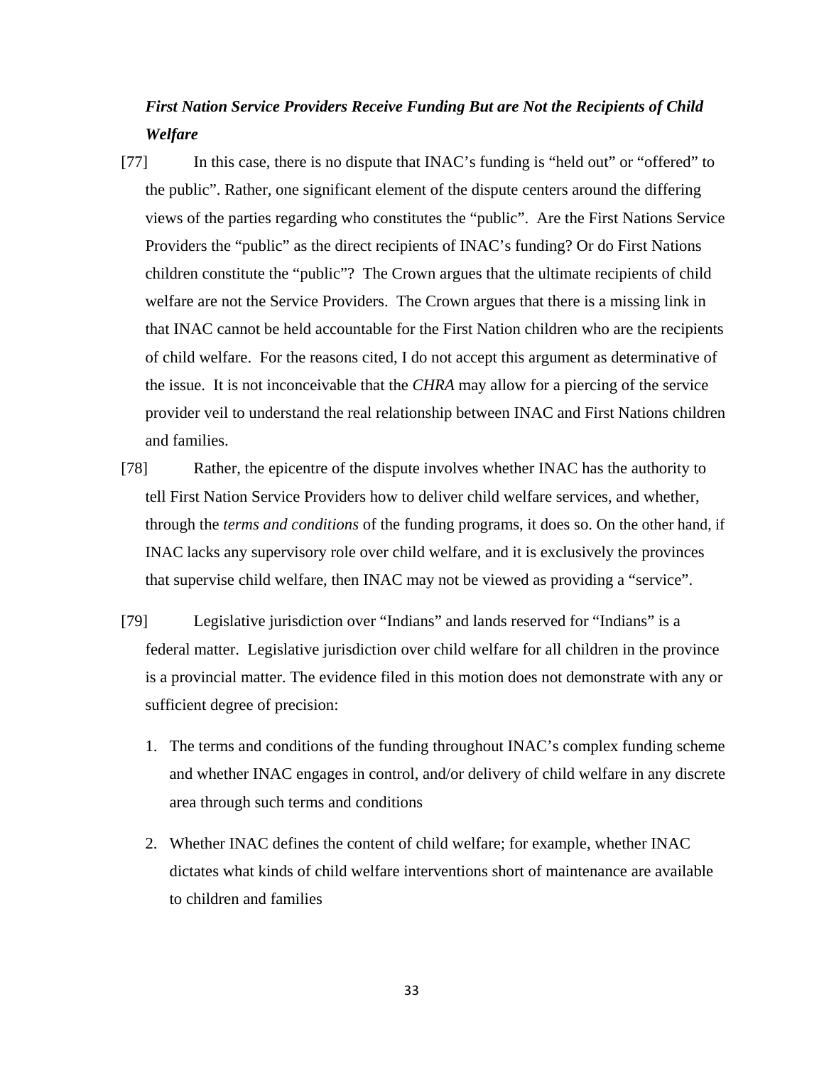***First Nation Service Providers Receive Funding But are Not the Recipients of Child Welfare***

[77] In this case, there is no dispute that INAC's funding is "held out" or "offered" to the public". Rather, one significant element of the dispute centers around the differing views of the parties regarding who constitutes the "public". Are the First Nations Service Providers the "public" as the direct recipients of INAC's funding? Or do First Nations children constitute the "public"? The Crown argues that the ultimate recipients of child welfare are not the Service Providers. The Crown argues that there is a missing link in that INAC cannot be held accountable for the First Nation children who are the recipients of child welfare. For the reasons cited, I do not accept this argument as determinative of the issue. It is not inconceivable that the *CHRA* may allow for a piercing of the service provider veil to understand the real relationship between INAC and First Nations children and families.

[78] Rather, the epicentre of the dispute involves whether INAC has the authority to tell First Nation Service Providers how to deliver child welfare services, and whether, through the *terms and conditions* of the funding programs, it does so. On the other hand, if INAC lacks any supervisory role over child welfare, and it is exclusively the provinces that supervise child welfare, then INAC may not be viewed as providing a "service".

[79] Legislative jurisdiction over "Indians" and lands reserved for "Indians" is a federal matter. Legislative jurisdiction over child welfare for all children in the province is a provincial matter. The evidence filed in this motion does not demonstrate with any or sufficient degree of precision:

1. The terms and conditions of the funding throughout INAC's complex funding scheme and whether INAC engages in control, and/or delivery of child welfare in any discrete area through such terms and conditions

2. Whether INAC defines the content of child welfare; for example, whether INAC dictates what kinds of child welfare interventions short of maintenance are available to children and families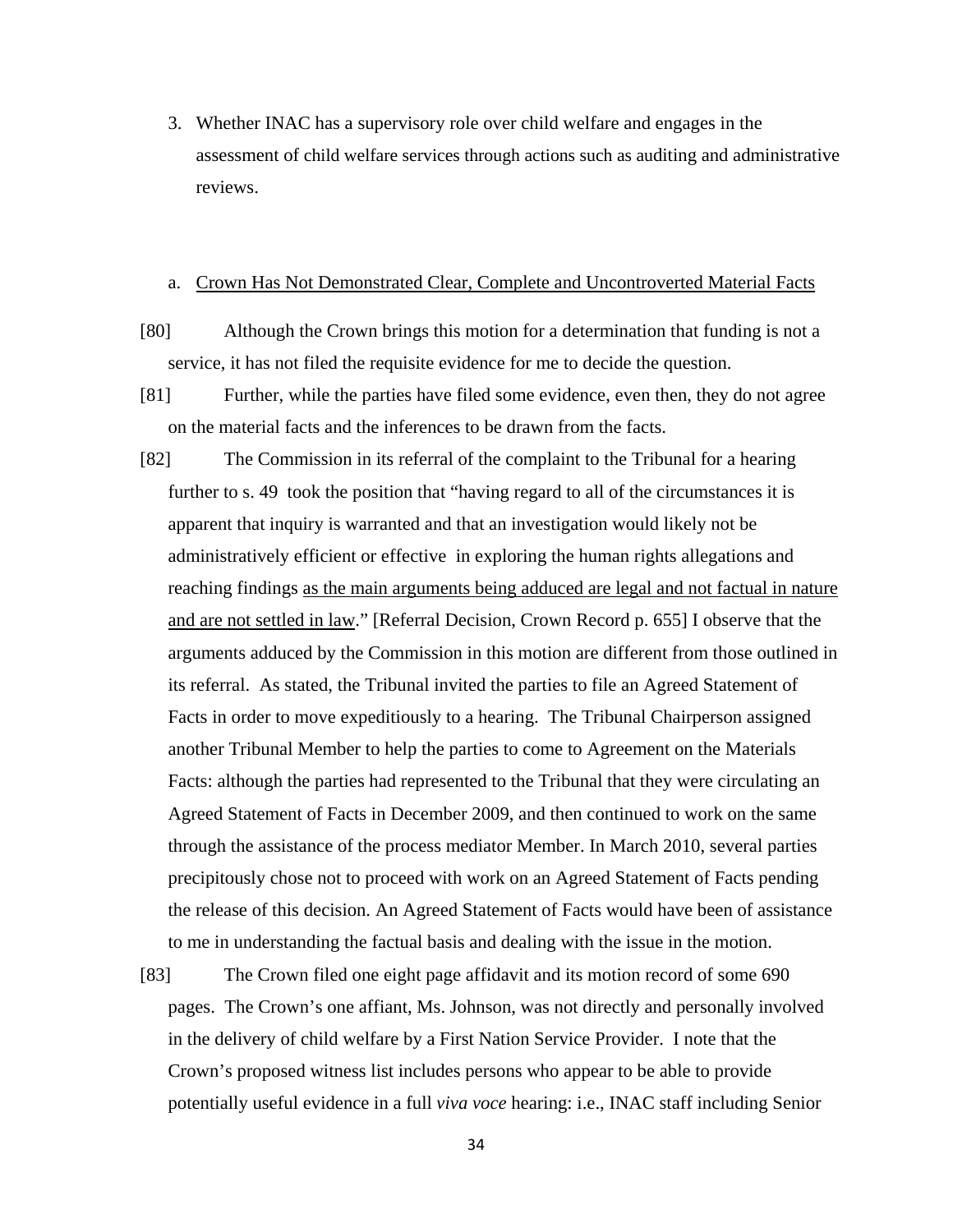3. Whether INAC has a supervisory role over child welfare and engages in the assessment of child welfare services through actions such as auditing and administrative reviews.

a. Crown Has Not Demonstrated Clear, Complete and Uncontroverted Material Facts

[80] Although the Crown brings this motion for a determination that funding is not a service, it has not filed the requisite evidence for me to decide the question.

[81] Further, while the parties have filed some evidence, even then, they do not agree on the material facts and the inferences to be drawn from the facts.

[82] The Commission in its referral of the complaint to the Tribunal for a hearing further to s. 49 took the position that "having regard to all of the circumstances it is apparent that inquiry is warranted and that an investigation would likely not be administratively efficient or effective in exploring the human rights allegations and reaching findings as the main arguments being adduced are legal and not factual in nature and are not settled in law." [Referral Decision, Crown Record p. 655] I observe that the arguments adduced by the Commission in this motion are different from those outlined in its referral. As stated, the Tribunal invited the parties to file an Agreed Statement of Facts in order to move expeditiously to a hearing. The Tribunal Chairperson assigned another Tribunal Member to help the parties to come to Agreement on the Materials Facts: although the parties had represented to the Tribunal that they were circulating an Agreed Statement of Facts in December 2009, and then continued to work on the same through the assistance of the process mediator Member. In March 2010, several parties precipitously chose not to proceed with work on an Agreed Statement of Facts pending the release of this decision. An Agreed Statement of Facts would have been of assistance to me in understanding the factual basis and dealing with the issue in the motion.

[83] The Crown filed one eight page affidavit and its motion record of some 690 pages. The Crown's one affiant, Ms. Johnson, was not directly and personally involved in the delivery of child welfare by a First Nation Service Provider. I note that the Crown's proposed witness list includes persons who appear to be able to provide potentially useful evidence in a full *viva voce* hearing: i.e., INAC staff including Senior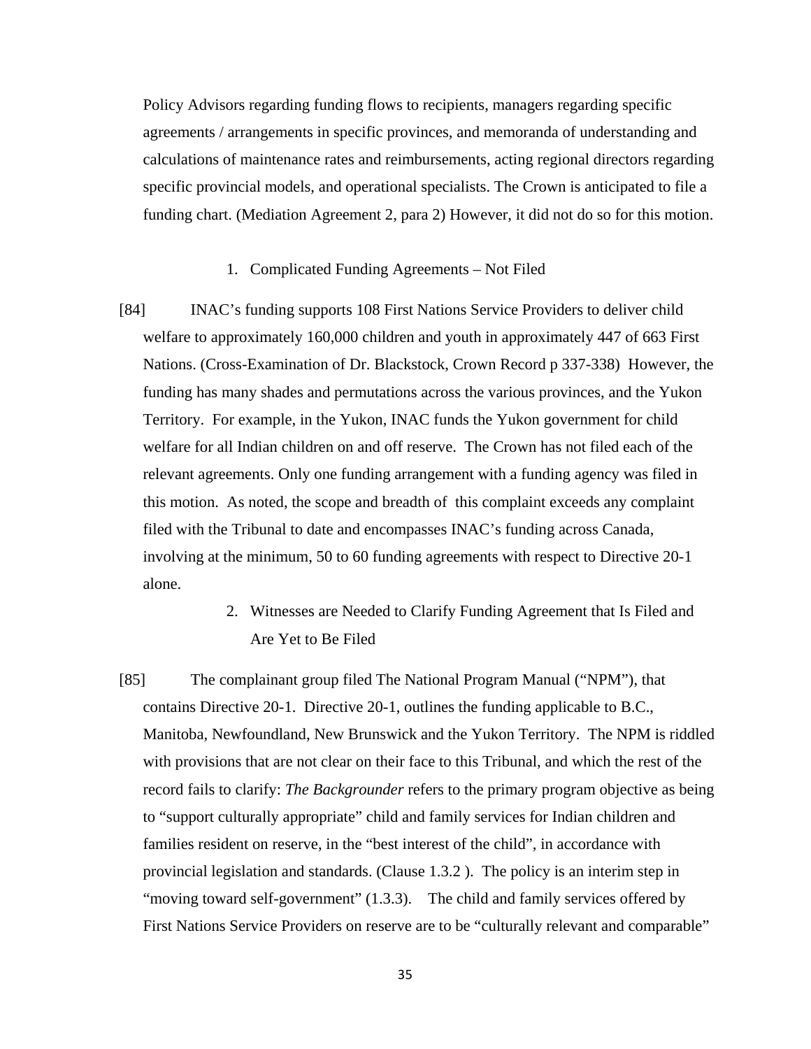Policy Advisors regarding funding flows to recipients, managers regarding specific agreements / arrangements in specific provinces, and memoranda of understanding and calculations of maintenance rates and reimbursements, acting regional directors regarding specific provincial models, and operational specialists. The Crown is anticipated to file a funding chart. (Mediation Agreement 2, para 2) However, it did not do so for this motion.

1. Complicated Funding Agreements – Not Filed

[84] INAC's funding supports 108 First Nations Service Providers to deliver child welfare to approximately 160,000 children and youth in approximately 447 of 663 First Nations. (Cross-Examination of Dr. Blackstock, Crown Record p 337-338) However, the funding has many shades and permutations across the various provinces, and the Yukon Territory. For example, in the Yukon, INAC funds the Yukon government for child welfare for all Indian children on and off reserve. The Crown has not filed each of the relevant agreements. Only one funding arrangement with a funding agency was filed in this motion. As noted, the scope and breadth of this complaint exceeds any complaint filed with the Tribunal to date and encompasses INAC's funding across Canada, involving at the minimum, 50 to 60 funding agreements with respect to Directive 20-1 alone.

2. Witnesses are Needed to Clarify Funding Agreement that Is Filed and Are Yet to Be Filed

[85] The complainant group filed The National Program Manual ("NPM"), that contains Directive 20-1. Directive 20-1, outlines the funding applicable to B.C., Manitoba, Newfoundland, New Brunswick and the Yukon Territory. The NPM is riddled with provisions that are not clear on their face to this Tribunal, and which the rest of the record fails to clarify: *The Backgrounder* refers to the primary program objective as being to "support culturally appropriate" child and family services for Indian children and families resident on reserve, in the "best interest of the child", in accordance with provincial legislation and standards. (Clause 1.3.2 ). The policy is an interim step in "moving toward self-government" (1.3.3). The child and family services offered by First Nations Service Providers on reserve are to be "culturally relevant and comparable"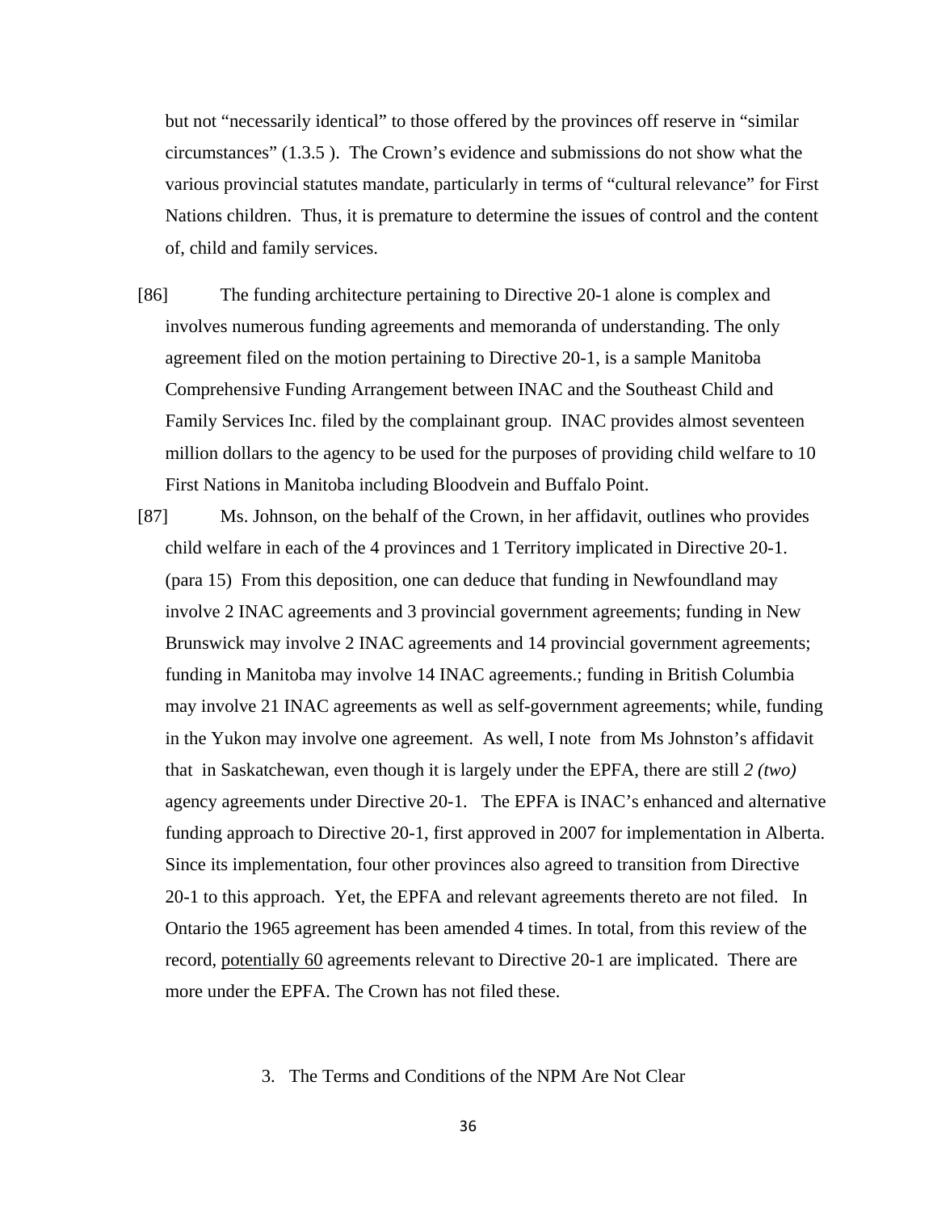but not "necessarily identical" to those offered by the provinces off reserve in "similar circumstances" (1.3.5 ). The Crown's evidence and submissions do not show what the various provincial statutes mandate, particularly in terms of "cultural relevance" for First Nations children. Thus, it is premature to determine the issues of control and the content of, child and family services.

[86] The funding architecture pertaining to Directive 20-1 alone is complex and involves numerous funding agreements and memoranda of understanding. The only agreement filed on the motion pertaining to Directive 20-1, is a sample Manitoba Comprehensive Funding Arrangement between INAC and the Southeast Child and Family Services Inc. filed by the complainant group. INAC provides almost seventeen million dollars to the agency to be used for the purposes of providing child welfare to 10 First Nations in Manitoba including Bloodvein and Buffalo Point.

[87] Ms. Johnson, on the behalf of the Crown, in her affidavit, outlines who provides child welfare in each of the 4 provinces and 1 Territory implicated in Directive 20-1. (para 15) From this deposition, one can deduce that funding in Newfoundland may involve 2 INAC agreements and 3 provincial government agreements; funding in New Brunswick may involve 2 INAC agreements and 14 provincial government agreements; funding in Manitoba may involve 14 INAC agreements.; funding in British Columbia may involve 21 INAC agreements as well as self-government agreements; while, funding in the Yukon may involve one agreement. As well, I note from Ms Johnston's affidavit that in Saskatchewan, even though it is largely under the EPFA, there are still *2 (two)* agency agreements under Directive 20-1. The EPFA is INAC's enhanced and alternative funding approach to Directive 20-1, first approved in 2007 for implementation in Alberta. Since its implementation, four other provinces also agreed to transition from Directive 20-1 to this approach. Yet, the EPFA and relevant agreements thereto are not filed. In Ontario the 1965 agreement has been amended 4 times. In total, from this review of the record, <u>potentially 60</u> agreements relevant to Directive 20-1 are implicated. There are more under the EPFA. The Crown has not filed these.

### 3. The Terms and Conditions of the NPM Are Not Clear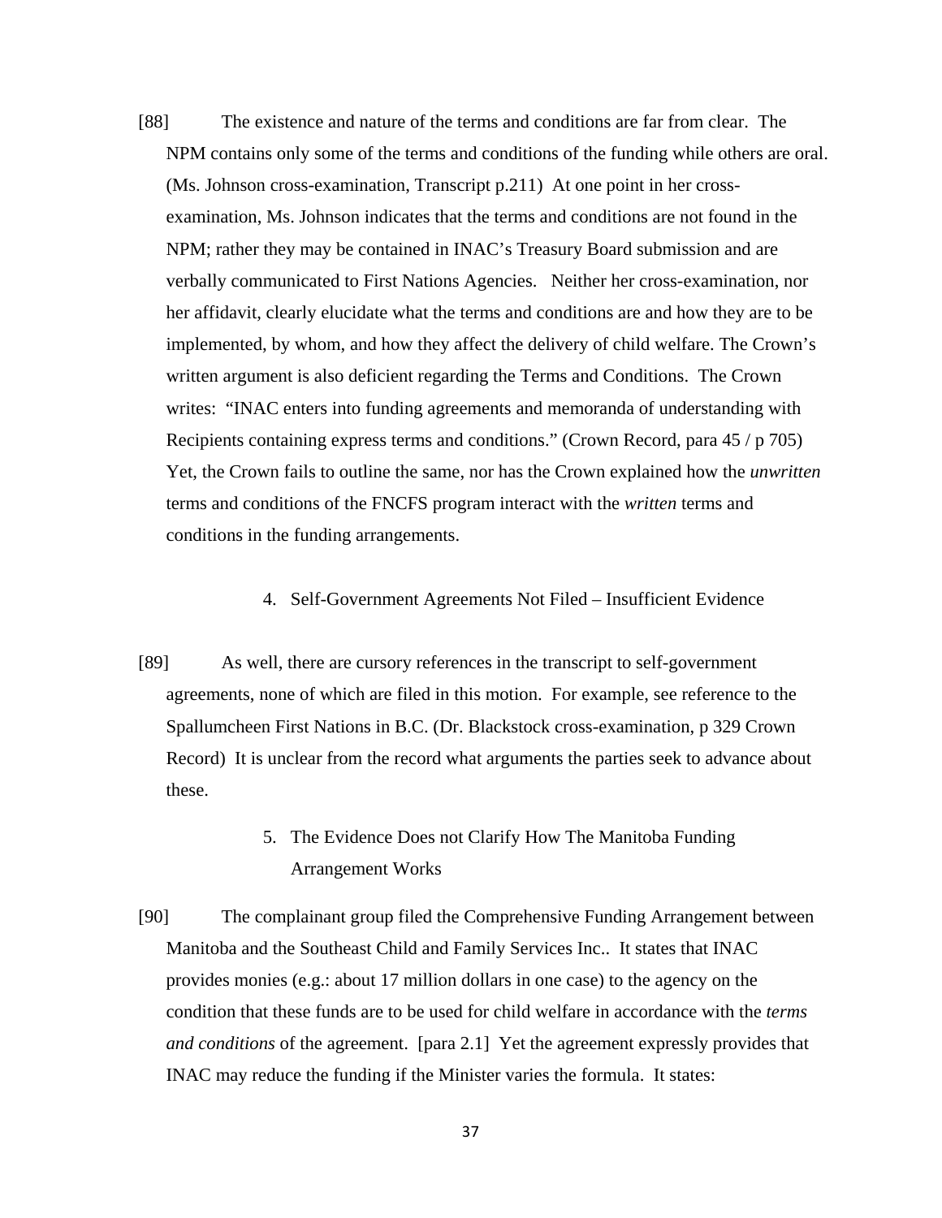[88] The existence and nature of the terms and conditions are far from clear. The NPM contains only some of the terms and conditions of the funding while others are oral. (Ms. Johnson cross-examination, Transcript p.211) At one point in her cross-examination, Ms. Johnson indicates that the terms and conditions are not found in the NPM; rather they may be contained in INAC's Treasury Board submission and are verbally communicated to First Nations Agencies. Neither her cross-examination, nor her affidavit, clearly elucidate what the terms and conditions are and how they are to be implemented, by whom, and how they affect the delivery of child welfare. The Crown's written argument is also deficient regarding the Terms and Conditions. The Crown writes: "INAC enters into funding agreements and memoranda of understanding with Recipients containing express terms and conditions." (Crown Record, para 45 / p 705) Yet, the Crown fails to outline the same, nor has the Crown explained how the *unwritten* terms and conditions of the FNCFS program interact with the *written* terms and conditions in the funding arrangements.

4. Self-Government Agreements Not Filed – Insufficient Evidence

[89] As well, there are cursory references in the transcript to self-government agreements, none of which are filed in this motion. For example, see reference to the Spallumcheen First Nations in B.C. (Dr. Blackstock cross-examination, p 329 Crown Record) It is unclear from the record what arguments the parties seek to advance about these.

5. The Evidence Does not Clarify How The Manitoba Funding Arrangement Works

[90] The complainant group filed the Comprehensive Funding Arrangement between Manitoba and the Southeast Child and Family Services Inc.. It states that INAC provides monies (e.g.: about 17 million dollars in one case) to the agency on the condition that these funds are to be used for child welfare in accordance with the *terms and conditions* of the agreement. [para 2.1] Yet the agreement expressly provides that INAC may reduce the funding if the Minister varies the formula. It states: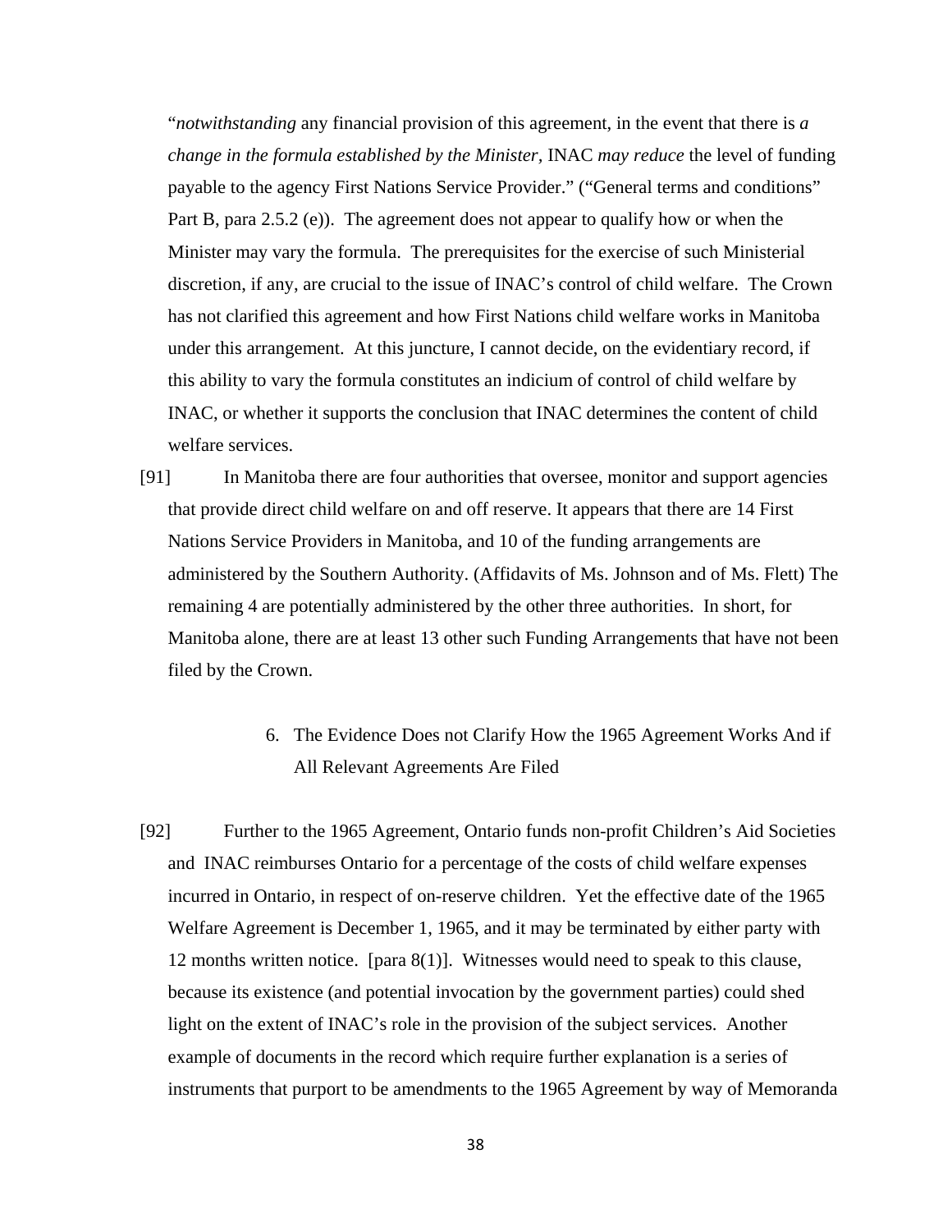"*notwithstanding* any financial provision of this agreement, in the event that there is *a change in the formula established by the Minister*, INAC *may reduce* the level of funding payable to the agency First Nations Service Provider." ("General terms and conditions" Part B, para 2.5.2 (e)). The agreement does not appear to qualify how or when the Minister may vary the formula. The prerequisites for the exercise of such Ministerial discretion, if any, are crucial to the issue of INAC's control of child welfare. The Crown has not clarified this agreement and how First Nations child welfare works in Manitoba under this arrangement. At this juncture, I cannot decide, on the evidentiary record, if this ability to vary the formula constitutes an indicium of control of child welfare by INAC, or whether it supports the conclusion that INAC determines the content of child welfare services.

[91] In Manitoba there are four authorities that oversee, monitor and support agencies that provide direct child welfare on and off reserve. It appears that there are 14 First Nations Service Providers in Manitoba, and 10 of the funding arrangements are administered by the Southern Authority. (Affidavits of Ms. Johnson and of Ms. Flett) The remaining 4 are potentially administered by the other three authorities. In short, for Manitoba alone, there are at least 13 other such Funding Arrangements that have not been filed by the Crown.

6. The Evidence Does not Clarify How the 1965 Agreement Works And if All Relevant Agreements Are Filed

[92] Further to the 1965 Agreement, Ontario funds non-profit Children's Aid Societies and INAC reimburses Ontario for a percentage of the costs of child welfare expenses incurred in Ontario, in respect of on-reserve children. Yet the effective date of the 1965 Welfare Agreement is December 1, 1965, and it may be terminated by either party with 12 months written notice. [para 8(1)]. Witnesses would need to speak to this clause, because its existence (and potential invocation by the government parties) could shed light on the extent of INAC's role in the provision of the subject services. Another example of documents in the record which require further explanation is a series of instruments that purport to be amendments to the 1965 Agreement by way of Memoranda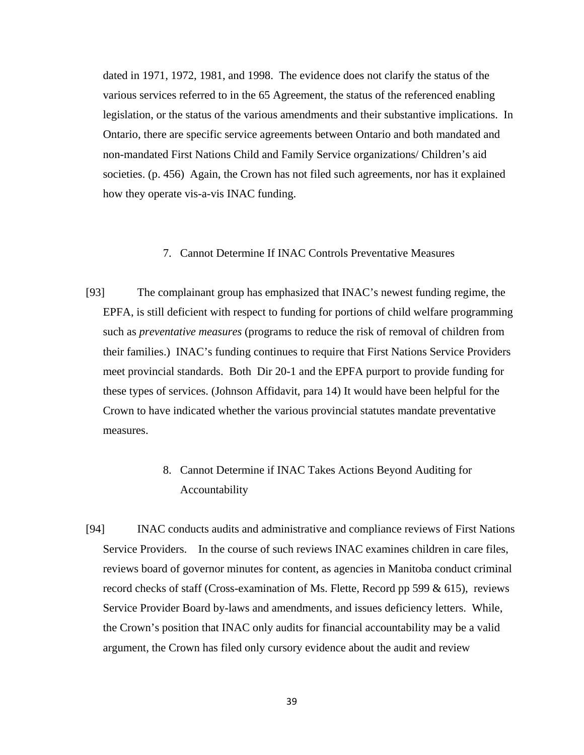dated in 1971, 1972, 1981, and 1998. The evidence does not clarify the status of the various services referred to in the 65 Agreement, the status of the referenced enabling legislation, or the status of the various amendments and their substantive implications. In Ontario, there are specific service agreements between Ontario and both mandated and non-mandated First Nations Child and Family Service organizations/ Children's aid societies. (p. 456) Again, the Crown has not filed such agreements, nor has it explained how they operate vis-a-vis INAC funding.

### 7. Cannot Determine If INAC Controls Preventative Measures

[93] The complainant group has emphasized that INAC's newest funding regime, the EPFA, is still deficient with respect to funding for portions of child welfare programming such as *preventative measures* (programs to reduce the risk of removal of children from their families.) INAC's funding continues to require that First Nations Service Providers meet provincial standards. Both Dir 20-1 and the EPFA purport to provide funding for these types of services. (Johnson Affidavit, para 14) It would have been helpful for the Crown to have indicated whether the various provincial statutes mandate preventative measures.

### 8. Cannot Determine if INAC Takes Actions Beyond Auditing for Accountability

[94] INAC conducts audits and administrative and compliance reviews of First Nations Service Providers. In the course of such reviews INAC examines children in care files, reviews board of governor minutes for content, as agencies in Manitoba conduct criminal record checks of staff (Cross-examination of Ms. Flette, Record pp 599 & 615), reviews Service Provider Board by-laws and amendments, and issues deficiency letters. While, the Crown's position that INAC only audits for financial accountability may be a valid argument, the Crown has filed only cursory evidence about the audit and review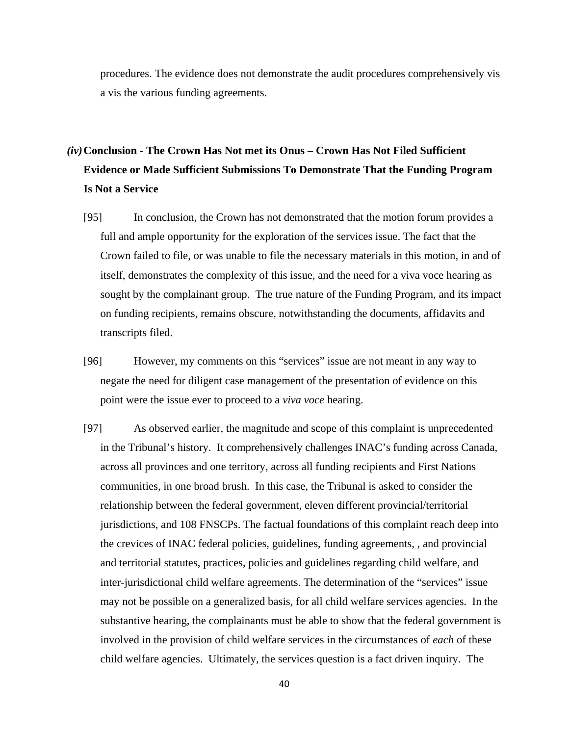procedures. The evidence does not demonstrate the audit procedures comprehensively vis a vis the various funding agreements.

### *(iv)* Conclusion - The Crown Has Not met its Onus – Crown Has Not Filed Sufficient Evidence or Made Sufficient Submissions To Demonstrate That the Funding Program Is Not a Service

[95] In conclusion, the Crown has not demonstrated that the motion forum provides a full and ample opportunity for the exploration of the services issue. The fact that the Crown failed to file, or was unable to file the necessary materials in this motion, in and of itself, demonstrates the complexity of this issue, and the need for a viva voce hearing as sought by the complainant group. The true nature of the Funding Program, and its impact on funding recipients, remains obscure, notwithstanding the documents, affidavits and transcripts filed.

[96] However, my comments on this "services" issue are not meant in any way to negate the need for diligent case management of the presentation of evidence on this point were the issue ever to proceed to a *viva voce* hearing.

[97] As observed earlier, the magnitude and scope of this complaint is unprecedented in the Tribunal's history. It comprehensively challenges INAC's funding across Canada, across all provinces and one territory, across all funding recipients and First Nations communities, in one broad brush. In this case, the Tribunal is asked to consider the relationship between the federal government, eleven different provincial/territorial jurisdictions, and 108 FNSCPs. The factual foundations of this complaint reach deep into the crevices of INAC federal policies, guidelines, funding agreements, , and provincial and territorial statutes, practices, policies and guidelines regarding child welfare, and inter-jurisdictional child welfare agreements. The determination of the "services" issue may not be possible on a generalized basis, for all child welfare services agencies. In the substantive hearing, the complainants must be able to show that the federal government is involved in the provision of child welfare services in the circumstances of *each* of these child welfare agencies. Ultimately, the services question is a fact driven inquiry. The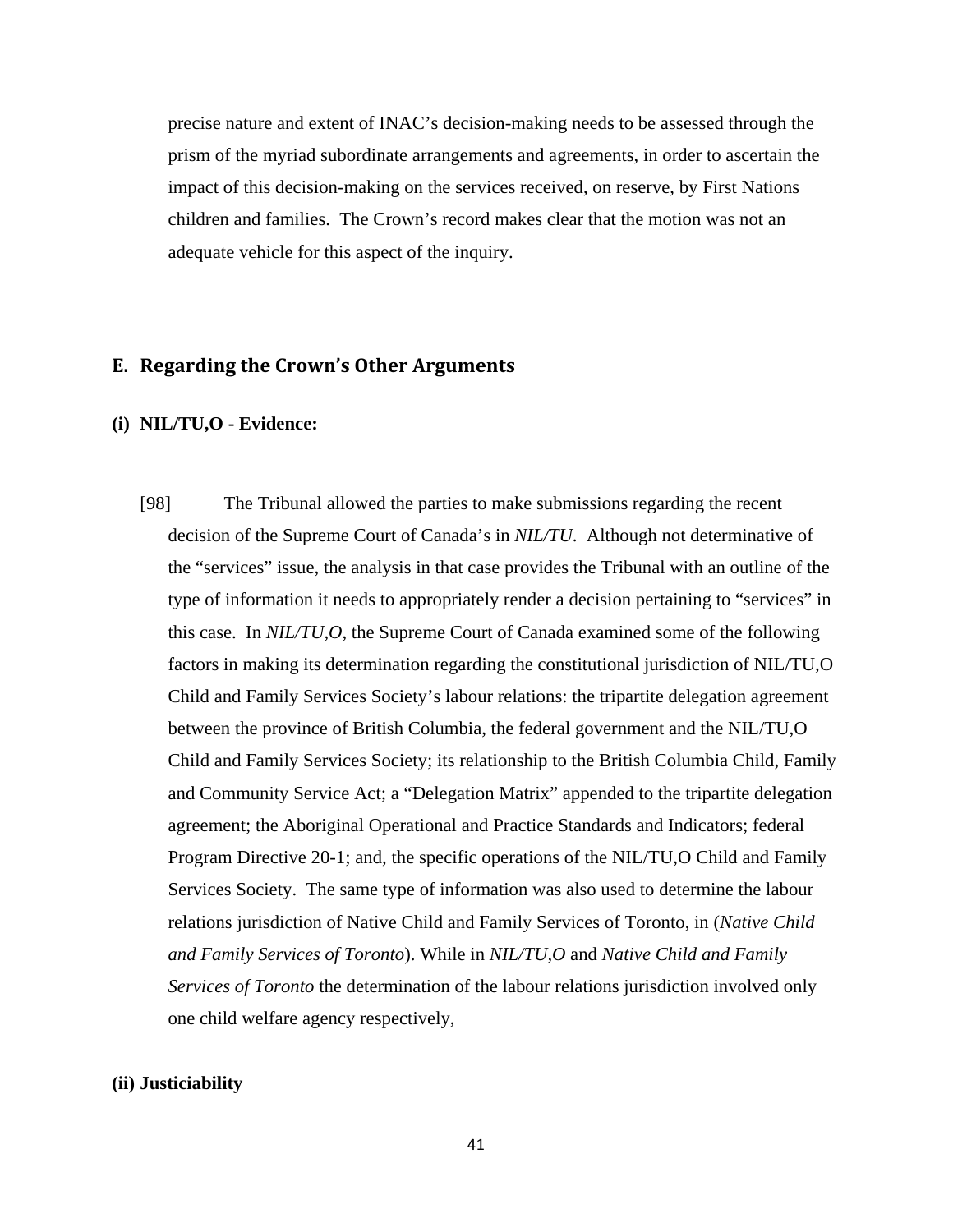precise nature and extent of INAC's decision-making needs to be assessed through the prism of the myriad subordinate arrangements and agreements, in order to ascertain the impact of this decision-making on the services received, on reserve, by First Nations children and families. The Crown's record makes clear that the motion was not an adequate vehicle for this aspect of the inquiry.

## E. Regarding the Crown's Other Arguments

### (i) NIL/TU,O - Evidence:

[98] The Tribunal allowed the parties to make submissions regarding the recent decision of the Supreme Court of Canada's in *NIL/TU*. Although not determinative of the "services" issue, the analysis in that case provides the Tribunal with an outline of the type of information it needs to appropriately render a decision pertaining to "services" in this case. In *NIL/TU,O*, the Supreme Court of Canada examined some of the following factors in making its determination regarding the constitutional jurisdiction of NIL/TU,O Child and Family Services Society's labour relations: the tripartite delegation agreement between the province of British Columbia, the federal government and the NIL/TU,O Child and Family Services Society; its relationship to the British Columbia Child, Family and Community Service Act; a "Delegation Matrix" appended to the tripartite delegation agreement; the Aboriginal Operational and Practice Standards and Indicators; federal Program Directive 20-1; and, the specific operations of the NIL/TU,O Child and Family Services Society. The same type of information was also used to determine the labour relations jurisdiction of Native Child and Family Services of Toronto, in (*Native Child and Family Services of Toronto*). While in *NIL/TU,O* and *Native Child and Family Services of Toronto* the determination of the labour relations jurisdiction involved only one child welfare agency respectively,

### (ii) Justiciability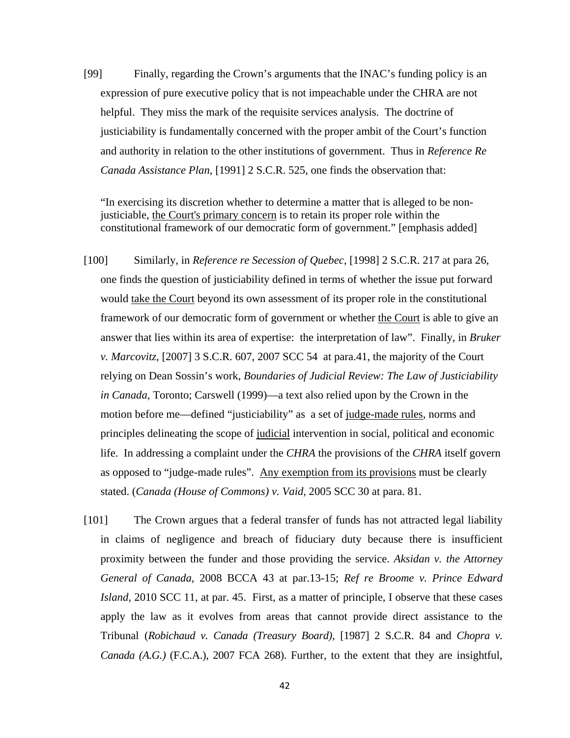[99] Finally, regarding the Crown's arguments that the INAC's funding policy is an expression of pure executive policy that is not impeachable under the CHRA are not helpful. They miss the mark of the requisite services analysis. The doctrine of justiciability is fundamentally concerned with the proper ambit of the Court's function and authority in relation to the other institutions of government. Thus in *Reference Re Canada Assistance Plan*, [1991] 2 S.C.R. 525, one finds the observation that:

> "In exercising its discretion whether to determine a matter that is alleged to be non-justiciable, <u>the Court's primary concern</u> is to retain its proper role within the constitutional framework of our democratic form of government." [emphasis added]

[100] Similarly, in *Reference re Secession of Quebec*, [1998] 2 S.C.R. 217 at para 26, one finds the question of justiciability defined in terms of whether the issue put forward would <u>take the Court</u> beyond its own assessment of its proper role in the constitutional framework of our democratic form of government or whether <u>the Court</u> is able to give an answer that lies within its area of expertise: the interpretation of law". Finally, in *Bruker v. Marcovitz*, [2007] 3 S.C.R. 607, 2007 SCC 54 at para.41, the majority of the Court relying on Dean Sossin's work, *Boundaries of Judicial Review: The Law of Justiciability in Canada,* Toronto; Carswell (1999)—a text also relied upon by the Crown in the motion before me—defined "justiciability" as a set of <u>judge-made rules</u>, norms and principles delineating the scope of <u>judicial</u> intervention in social, political and economic life. In addressing a complaint under the *CHRA* the provisions of the *CHRA* itself govern as opposed to "judge-made rules". <u>Any exemption from its provisions</u> must be clearly stated. (*Canada (House of Commons) v. Vaid*, 2005 SCC 30 at para. 81.

[101] The Crown argues that a federal transfer of funds has not attracted legal liability in claims of negligence and breach of fiduciary duty because there is insufficient proximity between the funder and those providing the service. *Aksidan v. the Attorney General of Canada,* 2008 BCCA 43 at par.13-15; *Ref re Broome v. Prince Edward Island,* 2010 SCC 11, at par. 45. First, as a matter of principle, I observe that these cases apply the law as it evolves from areas that cannot provide direct assistance to the Tribunal (*Robichaud v. Canada (Treasury Board)*, [1987] 2 S.C.R. 84 and *Chopra v. Canada (A.G.)* (F.C.A.), 2007 FCA 268). Further, to the extent that they are insightful,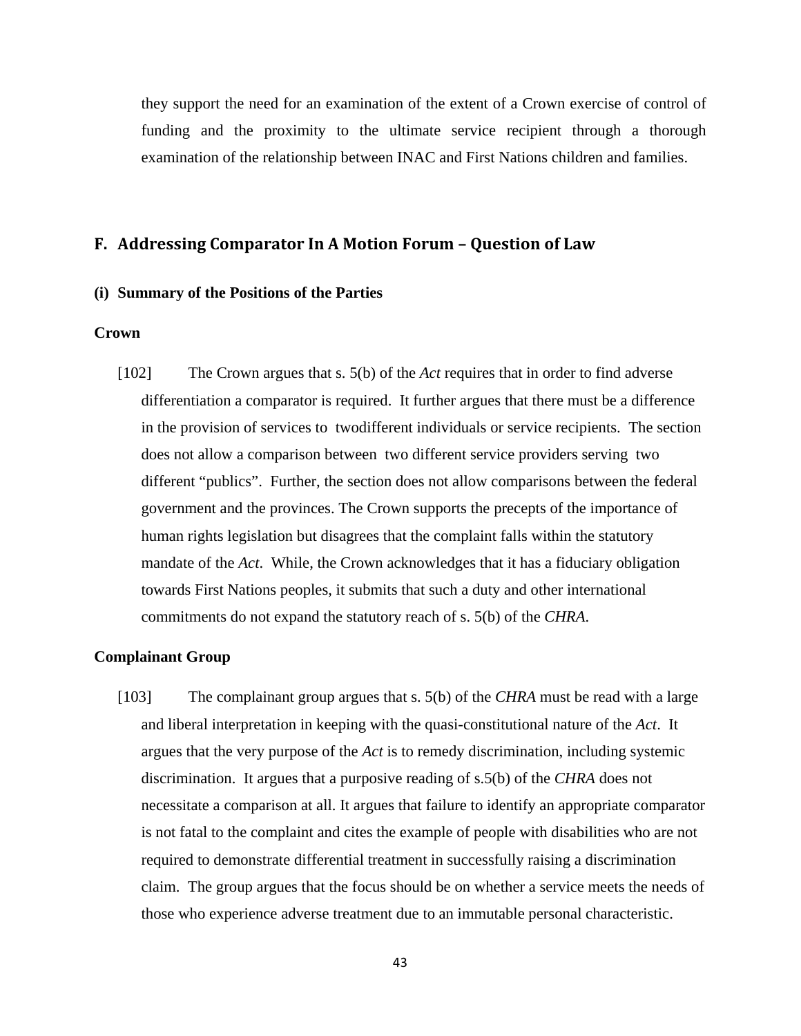they support the need for an examination of the extent of a Crown exercise of control of funding and the proximity to the ultimate service recipient through a thorough examination of the relationship between INAC and First Nations children and families.

## F. Addressing Comparator In A Motion Forum – Question of Law

### (i) Summary of the Positions of the Parties

**Crown**

[102] The Crown argues that s. 5(b) of the *Act* requires that in order to find adverse differentiation a comparator is required. It further argues that there must be a difference in the provision of services to twodifferent individuals or service recipients. The section does not allow a comparison between two different service providers serving two different "publics". Further, the section does not allow comparisons between the federal government and the provinces. The Crown supports the precepts of the importance of human rights legislation but disagrees that the complaint falls within the statutory mandate of the *Act*. While, the Crown acknowledges that it has a fiduciary obligation towards First Nations peoples, it submits that such a duty and other international commitments do not expand the statutory reach of s. 5(b) of the *CHRA*.

**Complainant Group**

[103] The complainant group argues that s. 5(b) of the *CHRA* must be read with a large and liberal interpretation in keeping with the quasi-constitutional nature of the *Act*. It argues that the very purpose of the *Act* is to remedy discrimination, including systemic discrimination. It argues that a purposive reading of s.5(b) of the *CHRA* does not necessitate a comparison at all. It argues that failure to identify an appropriate comparator is not fatal to the complaint and cites the example of people with disabilities who are not required to demonstrate differential treatment in successfully raising a discrimination claim. The group argues that the focus should be on whether a service meets the needs of those who experience adverse treatment due to an immutable personal characteristic.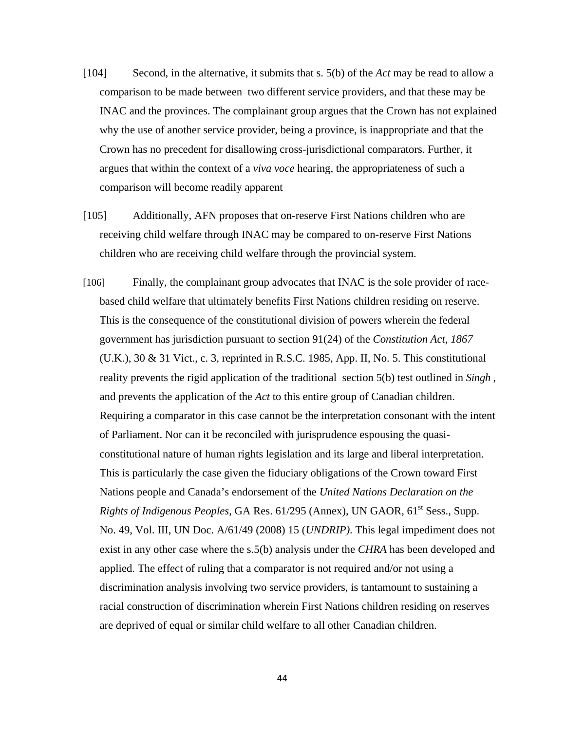[104] Second, in the alternative, it submits that s. 5(b) of the *Act* may be read to allow a comparison to be made between two different service providers, and that these may be INAC and the provinces. The complainant group argues that the Crown has not explained why the use of another service provider, being a province, is inappropriate and that the Crown has no precedent for disallowing cross-jurisdictional comparators. Further, it argues that within the context of a *viva voce* hearing, the appropriateness of such a comparison will become readily apparent

[105] Additionally, AFN proposes that on-reserve First Nations children who are receiving child welfare through INAC may be compared to on-reserve First Nations children who are receiving child welfare through the provincial system.

[106] Finally, the complainant group advocates that INAC is the sole provider of race-based child welfare that ultimately benefits First Nations children residing on reserve. This is the consequence of the constitutional division of powers wherein the federal government has jurisdiction pursuant to section 91(24) of the *Constitution Act, 1867* (U.K.), 30 & 31 Vict., c. 3, reprinted in R.S.C. 1985, App. II, No. 5. This constitutional reality prevents the rigid application of the traditional section 5(b) test outlined in *Singh* , and prevents the application of the *Act* to this entire group of Canadian children. Requiring a comparator in this case cannot be the interpretation consonant with the intent of Parliament. Nor can it be reconciled with jurisprudence espousing the quasi-constitutional nature of human rights legislation and its large and liberal interpretation. This is particularly the case given the fiduciary obligations of the Crown toward First Nations people and Canada's endorsement of the *United Nations Declaration on the Rights of Indigenous Peoples*, GA Res. 61/295 (Annex), UN GAOR, 61st Sess., Supp. No. 49, Vol. III, UN Doc. A/61/49 (2008) 15 (*UNDRIP).* This legal impediment does not exist in any other case where the s.5(b) analysis under the *CHRA* has been developed and applied. The effect of ruling that a comparator is not required and/or not using a discrimination analysis involving two service providers, is tantamount to sustaining a racial construction of discrimination wherein First Nations children residing on reserves are deprived of equal or similar child welfare to all other Canadian children.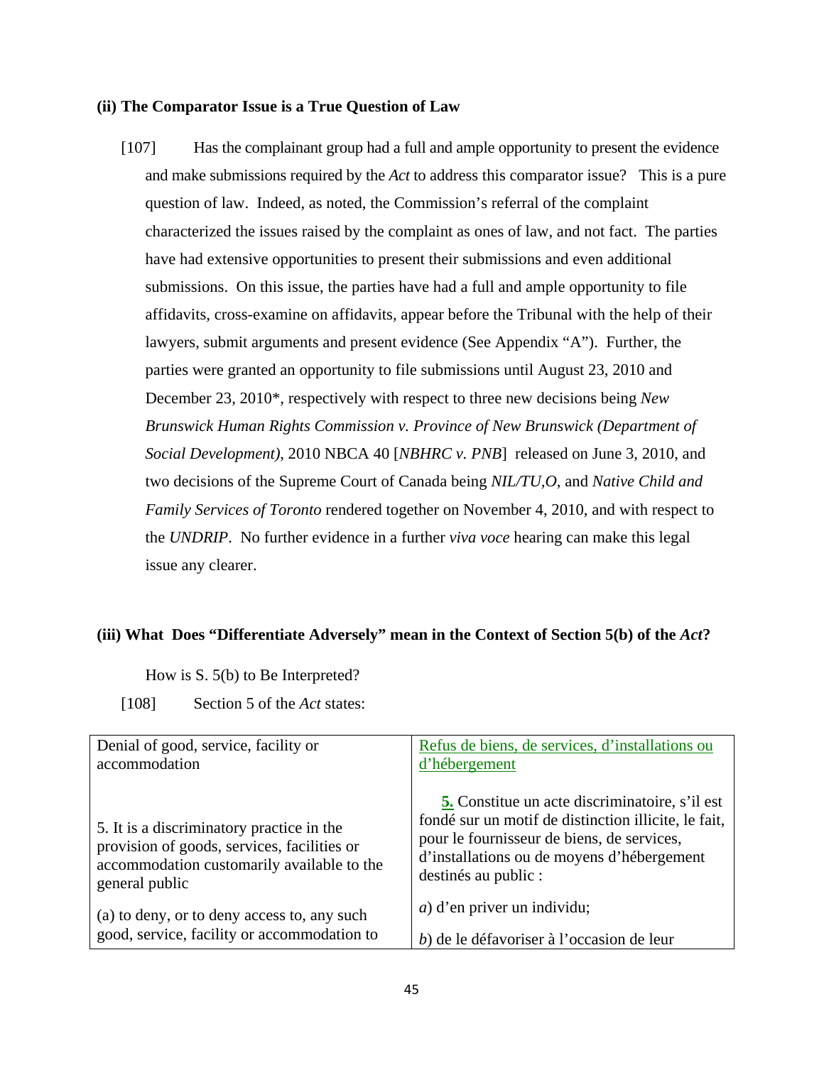### (ii) The Comparator Issue is a True Question of Law

[107] Has the complainant group had a full and ample opportunity to present the evidence and make submissions required by the *Act* to address this comparator issue? This is a pure question of law. Indeed, as noted, the Commission's referral of the complaint characterized the issues raised by the complaint as ones of law, and not fact. The parties have had extensive opportunities to present their submissions and even additional submissions. On this issue, the parties have had a full and ample opportunity to file affidavits, cross-examine on affidavits, appear before the Tribunal with the help of their lawyers, submit arguments and present evidence (See Appendix "A"). Further, the parties were granted an opportunity to file submissions until August 23, 2010 and December 23, 2010*, respectively with respect to three new decisions being *New Brunswick Human Rights Commission v. Province of New Brunswick (Department of Social Development)*, 2010 NBCA 40 [*NBHRC v. PNB*] released on June 3, 2010, and two decisions of the Supreme Court of Canada being *NIL/TU,O*, and *Native Child and Family Services of Toronto* rendered together on November 4, 2010, and with respect to the *UNDRIP*. No further evidence in a further *viva voce* hearing can make this legal issue any clearer.

### (iii) What Does "Differentiate Adversely" mean in the Context of Section 5(b) of the *Act*?

How is S. 5(b) to Be Interpreted?

[108] Section 5 of the *Act* states:

| Denial of good, service, facility or accommodation | Refus de biens, de services, d'installations ou d'hébergement |
|---|---|
| 5. It is a discriminatory practice in the provision of goods, services, facilities or accommodation customarily available to the general public | **5.** Constitue un acte discriminatoire, s'il est fondé sur un motif de distinction illicite, le fait, pour le fournisseur de biens, de services, d'installations ou de moyens d'hébergement destinés au public : |
| (a) to deny, or to deny access to, any such good, service, facility or accommodation to | *a*) d'en priver un individu;<br>*b*) de le défavoriser à l'occasion de leur |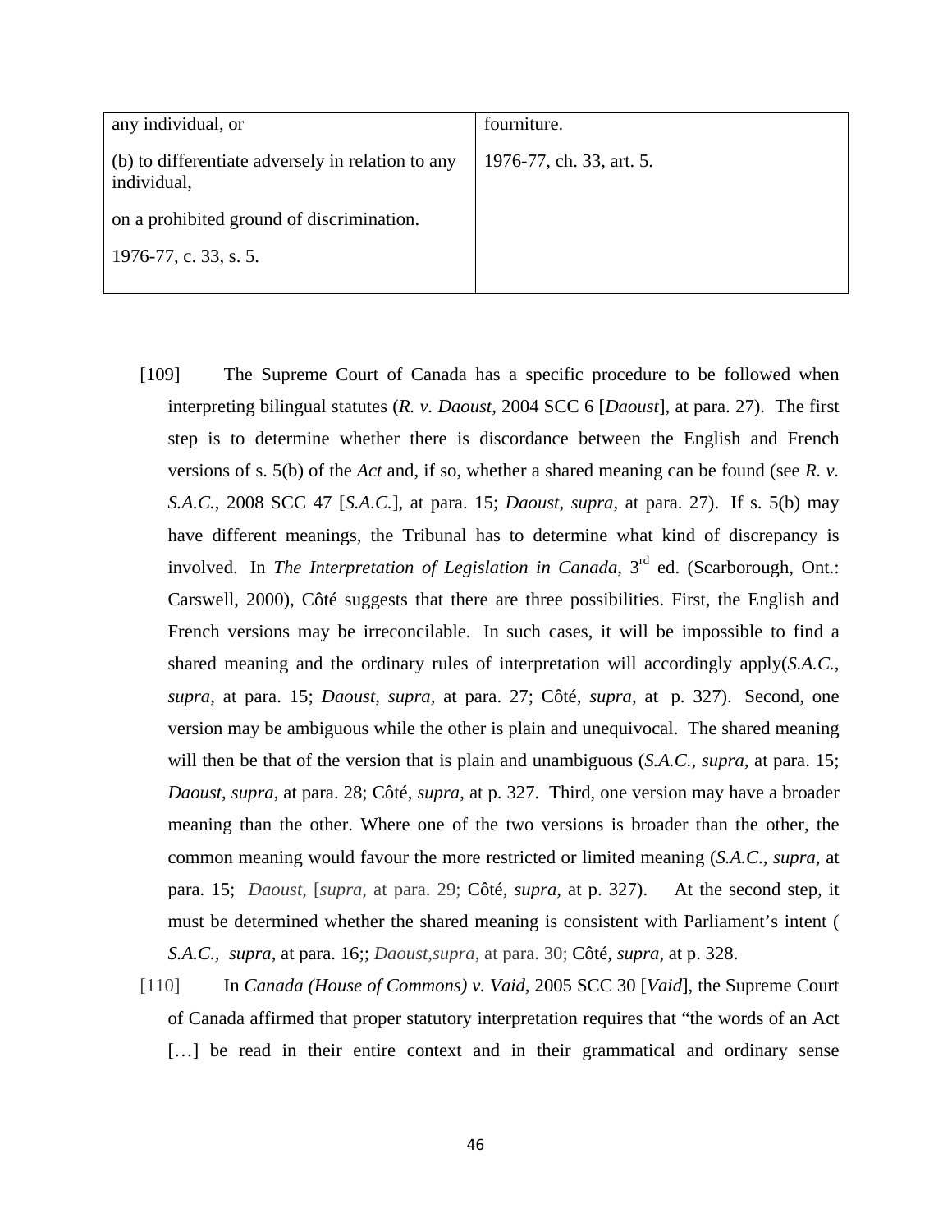| any individual, or | fourniture. |
|---|---|
| (b) to differentiate adversely in relation to any individual, | 1976-77, ch. 33, art. 5. |
| on a prohibited ground of discrimination. | |
| 1976-77, c. 33, s. 5. | |

[109] The Supreme Court of Canada has a specific procedure to be followed when interpreting bilingual statutes (*R. v. Daoust*, 2004 SCC 6 [*Daoust*], at para. 27). The first step is to determine whether there is discordance between the English and French versions of s. 5(b) of the *Act* and, if so, whether a shared meaning can be found (see *R. v. S.A.C.*, 2008 SCC 47 [*S.A.C.*], at para. 15; *Daoust*, *supra*, at para. 27). If s. 5(b) may have different meanings, the Tribunal has to determine what kind of discrepancy is involved. In *The Interpretation of Legislation in Canada*, 3rd ed. (Scarborough, Ont.: Carswell, 2000), Côté suggests that there are three possibilities. First, the English and French versions may be irreconcilable. In such cases, it will be impossible to find a shared meaning and the ordinary rules of interpretation will accordingly apply(*S.A.C.*, *supra*, at para. 15; *Daoust*, *supra*, at para. 27; Côté, *supra*, at p. 327). Second, one version may be ambiguous while the other is plain and unequivocal. The shared meaning will then be that of the version that is plain and unambiguous (*S.A.C.*, *supra*, at para. 15; *Daoust*, *supra*, at para. 28; Côté, *supra*, at p. 327. Third, one version may have a broader meaning than the other. Where one of the two versions is broader than the other, the common meaning would favour the more restricted or limited meaning (*S.A.C.*, *supra*, at para. 15; *Daoust*, [*supra*, at para. 29; Côté, *supra*, at p. 327). At the second step, it must be determined whether the shared meaning is consistent with Parliament's intent ( *S.A.C.*, *supra*, at para. 16;; *Daoust*,*supra*, at para. 30; Côté, *supra*, at p. 328.

[110] In *Canada (House of Commons) v. Vaid*, 2005 SCC 30 [*Vaid*], the Supreme Court of Canada affirmed that proper statutory interpretation requires that "the words of an Act […] be read in their entire context and in their grammatical and ordinary sense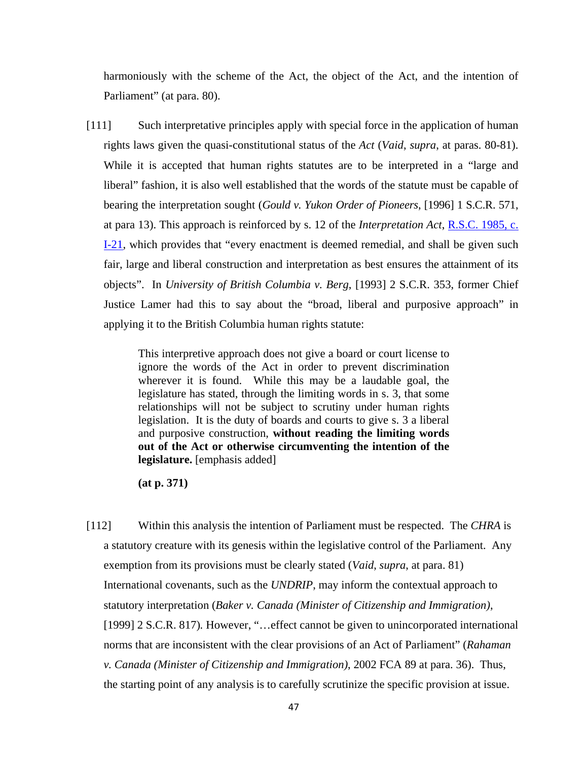harmoniously with the scheme of the Act, the object of the Act, and the intention of Parliament" (at para. 80).

[111] Such interpretative principles apply with special force in the application of human rights laws given the quasi-constitutional status of the *Act* (*Vaid*, *supra*, at paras. 80-81). While it is accepted that human rights statutes are to be interpreted in a "large and liberal" fashion, it is also well established that the words of the statute must be capable of bearing the interpretation sought (*Gould v. Yukon Order of Pioneers*, [1996] 1 S.C.R. 571, at para 13). This approach is reinforced by s. 12 of the *Interpretation Act*, R.S.C. 1985, c. I-21, which provides that "every enactment is deemed remedial, and shall be given such fair, large and liberal construction and interpretation as best ensures the attainment of its objects". In *University of British Columbia v. Berg*, [1993] 2 S.C.R. 353, former Chief Justice Lamer had this to say about the "broad, liberal and purposive approach" in applying it to the British Columbia human rights statute:

> This interpretive approach does not give a board or court license to ignore the words of the Act in order to prevent discrimination wherever it is found. While this may be a laudable goal, the legislature has stated, through the limiting words in s. 3, that some relationships will not be subject to scrutiny under human rights legislation. It is the duty of boards and courts to give s. 3 a liberal and purposive construction, **without reading the limiting words out of the Act or otherwise circumventing the intention of the legislature.** [emphasis added]
>
> **(at p. 371)**

[112] Within this analysis the intention of Parliament must be respected. The *CHRA* is a statutory creature with its genesis within the legislative control of the Parliament. Any exemption from its provisions must be clearly stated (*Vaid*, *supra*, at para. 81) International covenants, such as the *UNDRIP*, may inform the contextual approach to statutory interpretation (*Baker v. Canada (Minister of Citizenship and Immigration)*, [1999] 2 S.C.R. 817). However, "…effect cannot be given to unincorporated international norms that are inconsistent with the clear provisions of an Act of Parliament" (*Rahaman v. Canada (Minister of Citizenship and Immigration)*, 2002 FCA 89 at para. 36). Thus, the starting point of any analysis is to carefully scrutinize the specific provision at issue.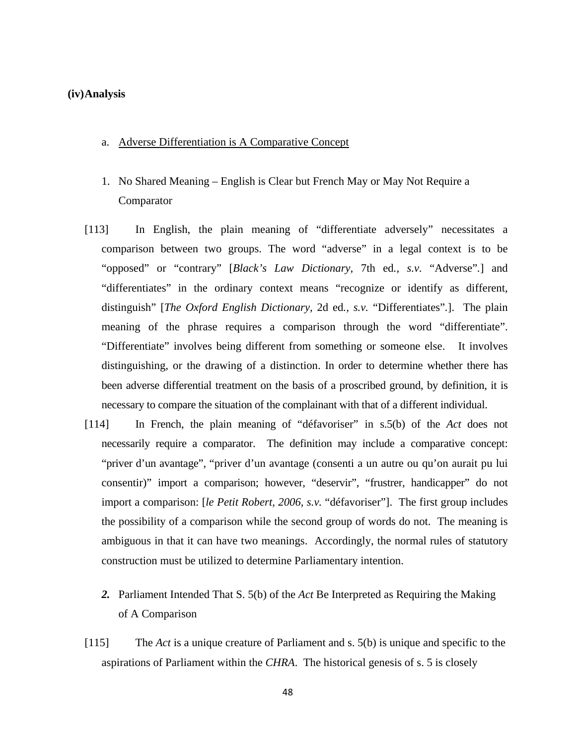**(iv) Analysis**

a. <u>Adverse Differentiation is A Comparative Concept</u>

1. No Shared Meaning – English is Clear but French May or May Not Require a Comparator

[113] In English, the plain meaning of "differentiate adversely" necessitates a comparison between two groups. The word "adverse" in a legal context is to be "opposed" or "contrary" [*Black's Law Dictionary,* 7th ed.*, s.v.* "Adverse".] and "differentiates" in the ordinary context means "recognize or identify as different, distinguish" [*The Oxford English Dictionary,* 2d ed.*, s.v.* "Differentiates".]. The plain meaning of the phrase requires a comparison through the word "differentiate". "Differentiate" involves being different from something or someone else. It involves distinguishing, or the drawing of a distinction. In order to determine whether there has been adverse differential treatment on the basis of a proscribed ground, by definition, it is necessary to compare the situation of the complainant with that of a different individual.

[114] In French, the plain meaning of "défavoriser" in s.5(b) of the *Act* does not necessarily require a comparator. The definition may include a comparative concept: "priver d'un avantage", "priver d'un avantage (consenti a un autre ou qu'on aurait pu lui consentir)" import a comparison; however, "deservir", "frustrer, handicapper" do not import a comparison: [*le Petit Robert, 2006, s.v.* "défavoriser"]. The first group includes the possibility of a comparison while the second group of words do not. The meaning is ambiguous in that it can have two meanings. Accordingly, the normal rules of statutory construction must be utilized to determine Parliamentary intention.

***2.*** Parliament Intended That S. 5(b) of the *Act* Be Interpreted as Requiring the Making of A Comparison

[115] The *Act* is a unique creature of Parliament and s. 5(b) is unique and specific to the aspirations of Parliament within the *CHRA*. The historical genesis of s. 5 is closely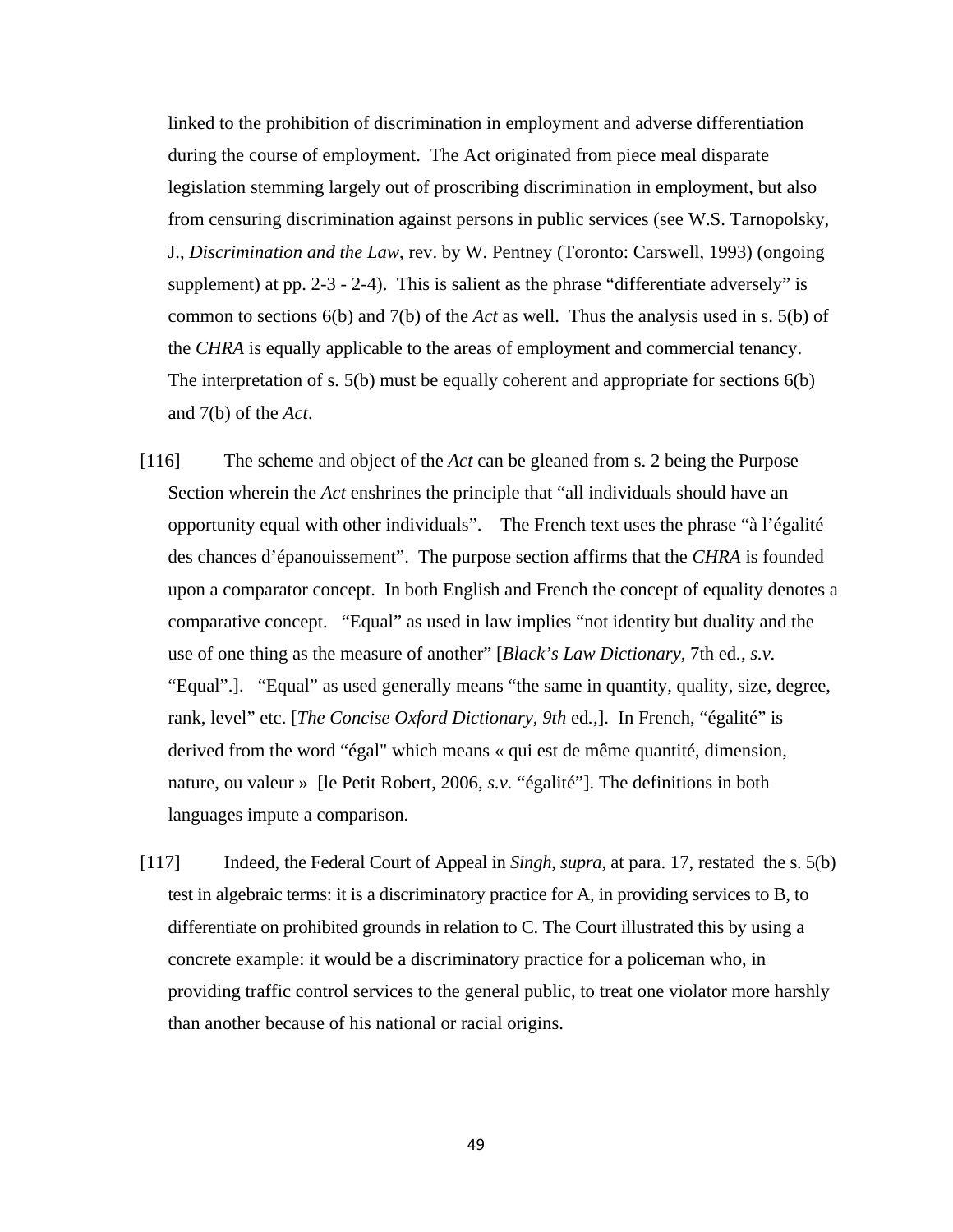linked to the prohibition of discrimination in employment and adverse differentiation during the course of employment. The Act originated from piece meal disparate legislation stemming largely out of proscribing discrimination in employment, but also from censuring discrimination against persons in public services (see W.S. Tarnopolsky, J., *Discrimination and the Law*, rev. by W. Pentney (Toronto: Carswell, 1993) (ongoing supplement) at pp. 2-3 - 2-4). This is salient as the phrase "differentiate adversely" is common to sections 6(b) and 7(b) of the *Act* as well. Thus the analysis used in s. 5(b) of the *CHRA* is equally applicable to the areas of employment and commercial tenancy. The interpretation of s. 5(b) must be equally coherent and appropriate for sections 6(b) and 7(b) of the *Act*.

[116] The scheme and object of the *Act* can be gleaned from s. 2 being the Purpose Section wherein the *Act* enshrines the principle that "all individuals should have an opportunity equal with other individuals". The French text uses the phrase "à l'égalité des chances d'épanouissement". The purpose section affirms that the *CHRA* is founded upon a comparator concept. In both English and French the concept of equality denotes a comparative concept. "Equal" as used in law implies "not identity but duality and the use of one thing as the measure of another" [*Black's Law Dictionary*, 7th ed*., s.v.* "Equal".]. "Equal" as used generally means "the same in quantity, quality, size, degree, rank, level" etc. [*The Concise Oxford Dictionary, 9th* ed*.,*]. In French, "égalité" is derived from the word "égal" which means « qui est de même quantité, dimension, nature, ou valeur » [le Petit Robert, 2006, *s.v.* "égalité"]. The definitions in both languages impute a comparison.

[117] Indeed, the Federal Court of Appeal in *Singh*, *supra*, at para. 17, restated the s. 5(b) test in algebraic terms: it is a discriminatory practice for A, in providing services to B, to differentiate on prohibited grounds in relation to C. The Court illustrated this by using a concrete example: it would be a discriminatory practice for a policeman who, in providing traffic control services to the general public, to treat one violator more harshly than another because of his national or racial origins.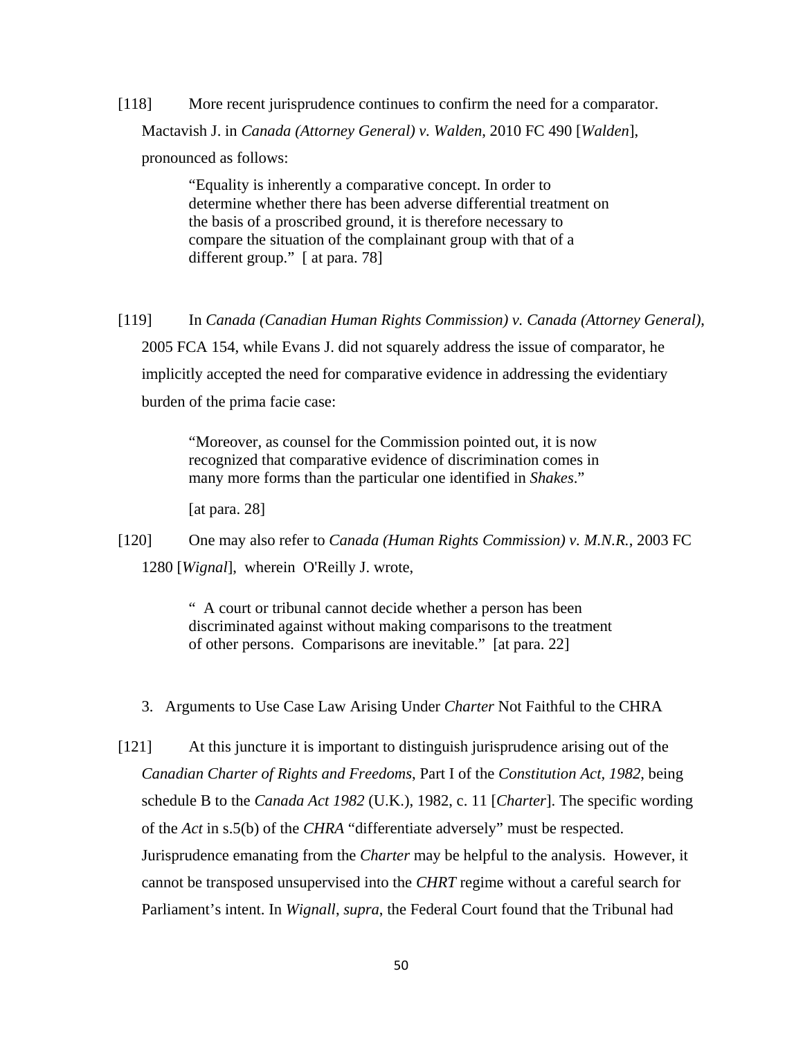[118] More recent jurisprudence continues to confirm the need for a comparator. Mactavish J. in *Canada (Attorney General) v. Walden*, 2010 FC 490 [*Walden*], pronounced as follows:

> "Equality is inherently a comparative concept. In order to determine whether there has been adverse differential treatment on the basis of a proscribed ground, it is therefore necessary to compare the situation of the complainant group with that of a different group." [ at para. 78]

[119] In *Canada (Canadian Human Rights Commission) v. Canada (Attorney General)*, 2005 FCA 154, while Evans J. did not squarely address the issue of comparator, he implicitly accepted the need for comparative evidence in addressing the evidentiary burden of the prima facie case:

> "Moreover, as counsel for the Commission pointed out, it is now recognized that comparative evidence of discrimination comes in many more forms than the particular one identified in *Shakes*."
>
> [at para. 28]

[120] One may also refer to *Canada (Human Rights Commission) v. M.N.R.*, 2003 FC 1280 [*Wignal*], wherein O'Reilly J. wrote,

> " A court or tribunal cannot decide whether a person has been discriminated against without making comparisons to the treatment of other persons. Comparisons are inevitable." [at para. 22]

3. Arguments to Use Case Law Arising Under *Charter* Not Faithful to the CHRA

[121] At this juncture it is important to distinguish jurisprudence arising out of the *Canadian Charter of Rights and Freedoms*, Part I of the *Constitution Act, 1982*, being schedule B to the *Canada Act 1982* (U.K.), 1982, c. 11 [*Charter*]. The specific wording of the *Act* in s.5(b) of the *CHRA* "differentiate adversely" must be respected. Jurisprudence emanating from the *Charter* may be helpful to the analysis. However, it cannot be transposed unsupervised into the *CHRT* regime without a careful search for Parliament's intent. In *Wignall*, *supra*, the Federal Court found that the Tribunal had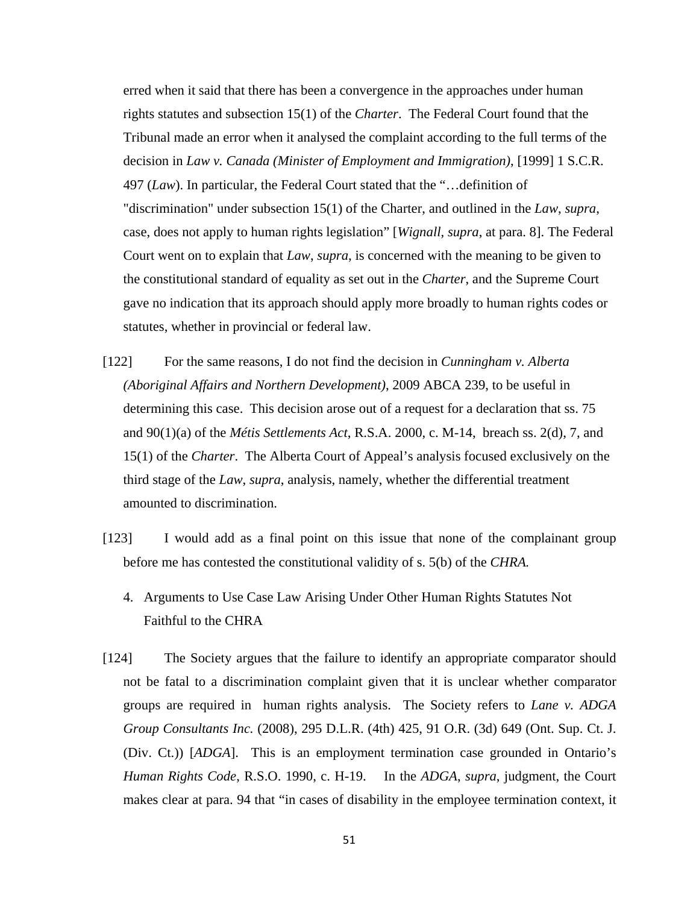erred when it said that there has been a convergence in the approaches under human rights statutes and subsection 15(1) of the *Charter*. The Federal Court found that the Tribunal made an error when it analysed the complaint according to the full terms of the decision in *Law v. Canada (Minister of Employment and Immigration)*, [1999] 1 S.C.R. 497 (*Law*). In particular, the Federal Court stated that the "…definition of "discrimination" under subsection 15(1) of the Charter, and outlined in the *Law*, *supra*, case, does not apply to human rights legislation" [*Wignall*, *supra*, at para. 8]. The Federal Court went on to explain that *Law*, *supra*, is concerned with the meaning to be given to the constitutional standard of equality as set out in the *Charter*, and the Supreme Court gave no indication that its approach should apply more broadly to human rights codes or statutes, whether in provincial or federal law.

[122] For the same reasons, I do not find the decision in *Cunningham v. Alberta (Aboriginal Affairs and Northern Development)*, 2009 ABCA 239, to be useful in determining this case. This decision arose out of a request for a declaration that ss. 75 and 90(1)(a) of the *Métis Settlements Act*, R.S.A. 2000, c. M-14, breach ss. 2(d), 7, and 15(1) of the *Charter*. The Alberta Court of Appeal's analysis focused exclusively on the third stage of the *Law*, *supra*, analysis, namely, whether the differential treatment amounted to discrimination.

[123] I would add as a final point on this issue that none of the complainant group before me has contested the constitutional validity of s. 5(b) of the *CHRA.*

4. Arguments to Use Case Law Arising Under Other Human Rights Statutes Not Faithful to the CHRA

[124] The Society argues that the failure to identify an appropriate comparator should not be fatal to a discrimination complaint given that it is unclear whether comparator groups are required in human rights analysis. The Society refers to *Lane v. ADGA Group Consultants Inc.* (2008), 295 D.L.R. (4th) 425, 91 O.R. (3d) 649 (Ont. Sup. Ct. J. (Div. Ct.)) [*ADGA*]. This is an employment termination case grounded in Ontario's *Human Rights Code*, R.S.O. 1990, c. H-19. In the *ADGA*, *supra*, judgment, the Court makes clear at para. 94 that "in cases of disability in the employee termination context, it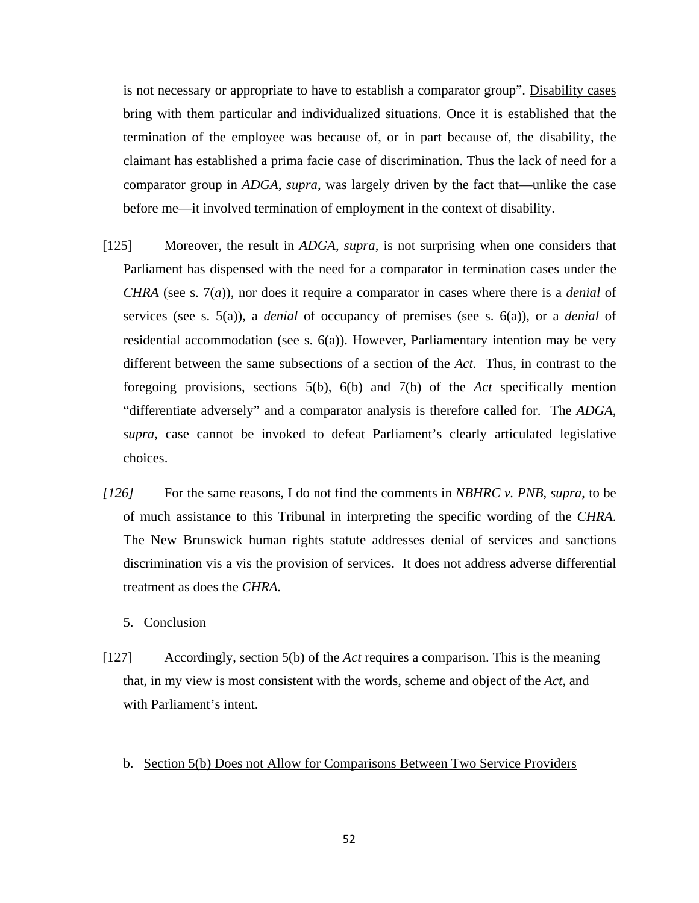is not necessary or appropriate to have to establish a comparator group". Disability cases bring with them particular and individualized situations. Once it is established that the termination of the employee was because of, or in part because of, the disability, the claimant has established a prima facie case of discrimination. Thus the lack of need for a comparator group in *ADGA*, *supra*, was largely driven by the fact that—unlike the case before me—it involved termination of employment in the context of disability.

[125] Moreover, the result in *ADGA*, *supra*, is not surprising when one considers that Parliament has dispensed with the need for a comparator in termination cases under the *CHRA* (see s. 7(*a*)), nor does it require a comparator in cases where there is a *denial* of services (see s. 5(a)), a *denial* of occupancy of premises (see s. 6(a)), or a *denial* of residential accommodation (see s. 6(a)). However, Parliamentary intention may be very different between the same subsections of a section of the *Act*. Thus, in contrast to the foregoing provisions, sections 5(b), 6(b) and 7(b) of the *Act* specifically mention "differentiate adversely" and a comparator analysis is therefore called for. The *ADGA*, *supra*, case cannot be invoked to defeat Parliament's clearly articulated legislative choices.

*[126]* For the same reasons, I do not find the comments in *NBHRC v. PNB*, *supra*, to be of much assistance to this Tribunal in interpreting the specific wording of the *CHRA*. The New Brunswick human rights statute addresses denial of services and sanctions discrimination vis a vis the provision of services. It does not address adverse differential treatment as does the *CHRA*.

5. Conclusion

[127] Accordingly, section 5(b) of the *Act* requires a comparison. This is the meaning that, in my view is most consistent with the words, scheme and object of the *Act*, and with Parliament's intent.

b. Section 5(b) Does not Allow for Comparisons Between Two Service Providers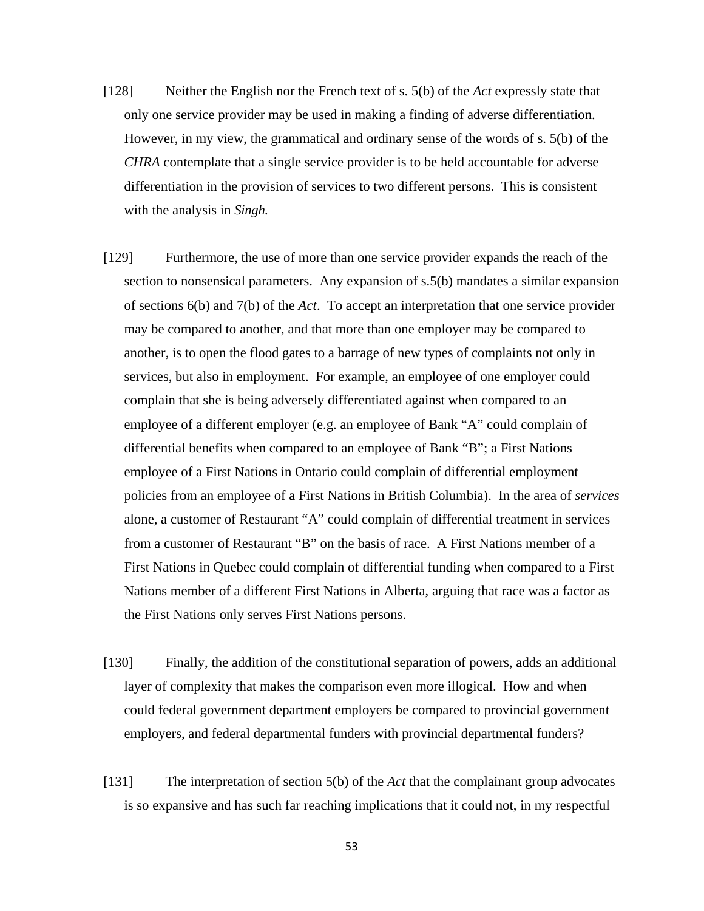[128] Neither the English nor the French text of s. 5(b) of the *Act* expressly state that only one service provider may be used in making a finding of adverse differentiation. However, in my view, the grammatical and ordinary sense of the words of s. 5(b) of the *CHRA* contemplate that a single service provider is to be held accountable for adverse differentiation in the provision of services to two different persons. This is consistent with the analysis in *Singh.*

[129] Furthermore, the use of more than one service provider expands the reach of the section to nonsensical parameters. Any expansion of s.5(b) mandates a similar expansion of sections 6(b) and 7(b) of the *Act*. To accept an interpretation that one service provider may be compared to another, and that more than one employer may be compared to another, is to open the flood gates to a barrage of new types of complaints not only in services, but also in employment. For example, an employee of one employer could complain that she is being adversely differentiated against when compared to an employee of a different employer (e.g. an employee of Bank "A" could complain of differential benefits when compared to an employee of Bank "B"; a First Nations employee of a First Nations in Ontario could complain of differential employment policies from an employee of a First Nations in British Columbia). In the area of *services* alone, a customer of Restaurant "A" could complain of differential treatment in services from a customer of Restaurant "B" on the basis of race. A First Nations member of a First Nations in Quebec could complain of differential funding when compared to a First Nations member of a different First Nations in Alberta, arguing that race was a factor as the First Nations only serves First Nations persons.

[130] Finally, the addition of the constitutional separation of powers, adds an additional layer of complexity that makes the comparison even more illogical. How and when could federal government department employers be compared to provincial government employers, and federal departmental funders with provincial departmental funders?

[131] The interpretation of section 5(b) of the *Act* that the complainant group advocates is so expansive and has such far reaching implications that it could not, in my respectful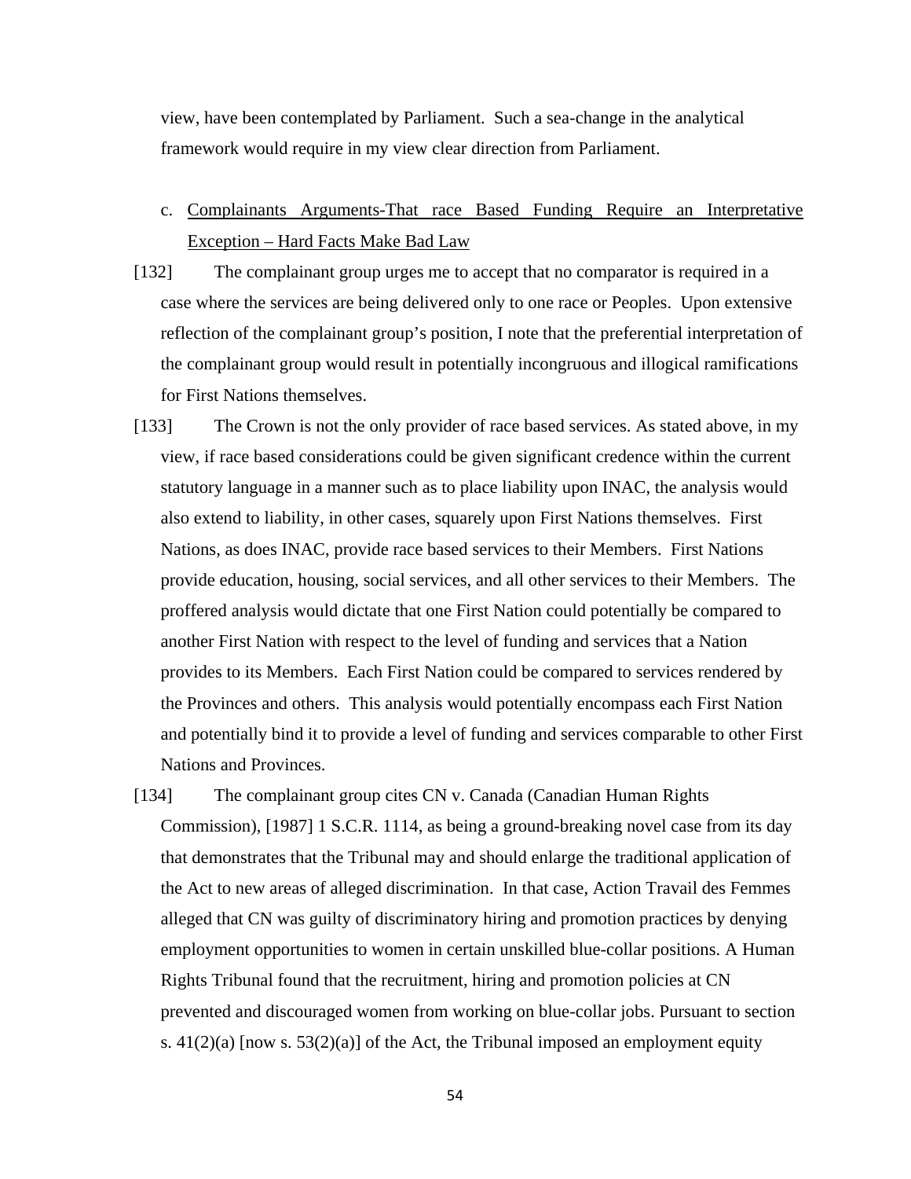view, have been contemplated by Parliament. Such a sea-change in the analytical framework would require in my view clear direction from Parliament.

c. <u>Complainants Arguments-That race Based Funding Require an Interpretative Exception – Hard Facts Make Bad Law</u>

[132] The complainant group urges me to accept that no comparator is required in a case where the services are being delivered only to one race or Peoples. Upon extensive reflection of the complainant group's position, I note that the preferential interpretation of the complainant group would result in potentially incongruous and illogical ramifications for First Nations themselves.

[133] The Crown is not the only provider of race based services. As stated above, in my view, if race based considerations could be given significant credence within the current statutory language in a manner such as to place liability upon INAC, the analysis would also extend to liability, in other cases, squarely upon First Nations themselves. First Nations, as does INAC, provide race based services to their Members. First Nations provide education, housing, social services, and all other services to their Members. The proffered analysis would dictate that one First Nation could potentially be compared to another First Nation with respect to the level of funding and services that a Nation provides to its Members. Each First Nation could be compared to services rendered by the Provinces and others. This analysis would potentially encompass each First Nation and potentially bind it to provide a level of funding and services comparable to other First Nations and Provinces.

[134] The complainant group cites CN v. Canada (Canadian Human Rights Commission), [1987] 1 S.C.R. 1114, as being a ground-breaking novel case from its day that demonstrates that the Tribunal may and should enlarge the traditional application of the Act to new areas of alleged discrimination. In that case, Action Travail des Femmes alleged that CN was guilty of discriminatory hiring and promotion practices by denying employment opportunities to women in certain unskilled blue-collar positions. A Human Rights Tribunal found that the recruitment, hiring and promotion policies at CN prevented and discouraged women from working on blue-collar jobs. Pursuant to section s. 41(2)(a) [now s. 53(2)(a)] of the Act, the Tribunal imposed an employment equity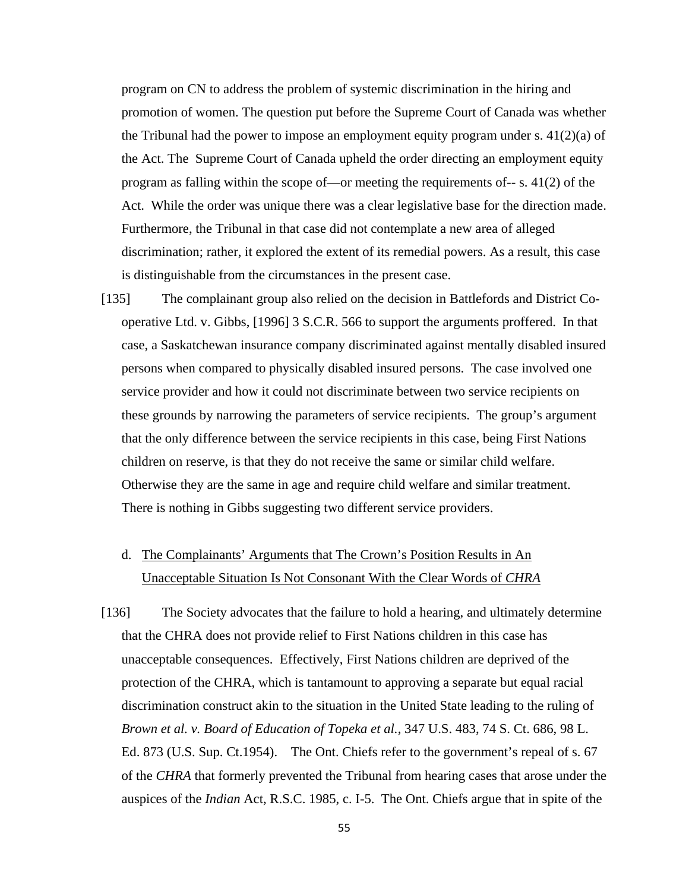program on CN to address the problem of systemic discrimination in the hiring and promotion of women. The question put before the Supreme Court of Canada was whether the Tribunal had the power to impose an employment equity program under s. 41(2)(a) of the Act. The Supreme Court of Canada upheld the order directing an employment equity program as falling within the scope of—or meeting the requirements of-- s. 41(2) of the Act. While the order was unique there was a clear legislative base for the direction made. Furthermore, the Tribunal in that case did not contemplate a new area of alleged discrimination; rather, it explored the extent of its remedial powers. As a result, this case is distinguishable from the circumstances in the present case.

[135] The complainant group also relied on the decision in Battlefords and District Co-operative Ltd. v. Gibbs, [1996] 3 S.C.R. 566 to support the arguments proffered. In that case, a Saskatchewan insurance company discriminated against mentally disabled insured persons when compared to physically disabled insured persons. The case involved one service provider and how it could not discriminate between two service recipients on these grounds by narrowing the parameters of service recipients. The group's argument that the only difference between the service recipients in this case, being First Nations children on reserve, is that they do not receive the same or similar child welfare. Otherwise they are the same in age and require child welfare and similar treatment. There is nothing in Gibbs suggesting two different service providers.

d. <u>The Complainants' Arguments that The Crown's Position Results in An Unacceptable Situation Is Not Consonant With the Clear Words of *CHRA*</u>

[136] The Society advocates that the failure to hold a hearing, and ultimately determine that the CHRA does not provide relief to First Nations children in this case has unacceptable consequences. Effectively, First Nations children are deprived of the protection of the CHRA, which is tantamount to approving a separate but equal racial discrimination construct akin to the situation in the United State leading to the ruling of *Brown et al. v. Board of Education of Topeka et al.*, 347 U.S. 483, 74 S. Ct. 686, 98 L. Ed. 873 (U.S. Sup. Ct.1954). The Ont. Chiefs refer to the government's repeal of s. 67 of the *CHRA* that formerly prevented the Tribunal from hearing cases that arose under the auspices of the *Indian* Act, R.S.C. 1985, c. I-5. The Ont. Chiefs argue that in spite of the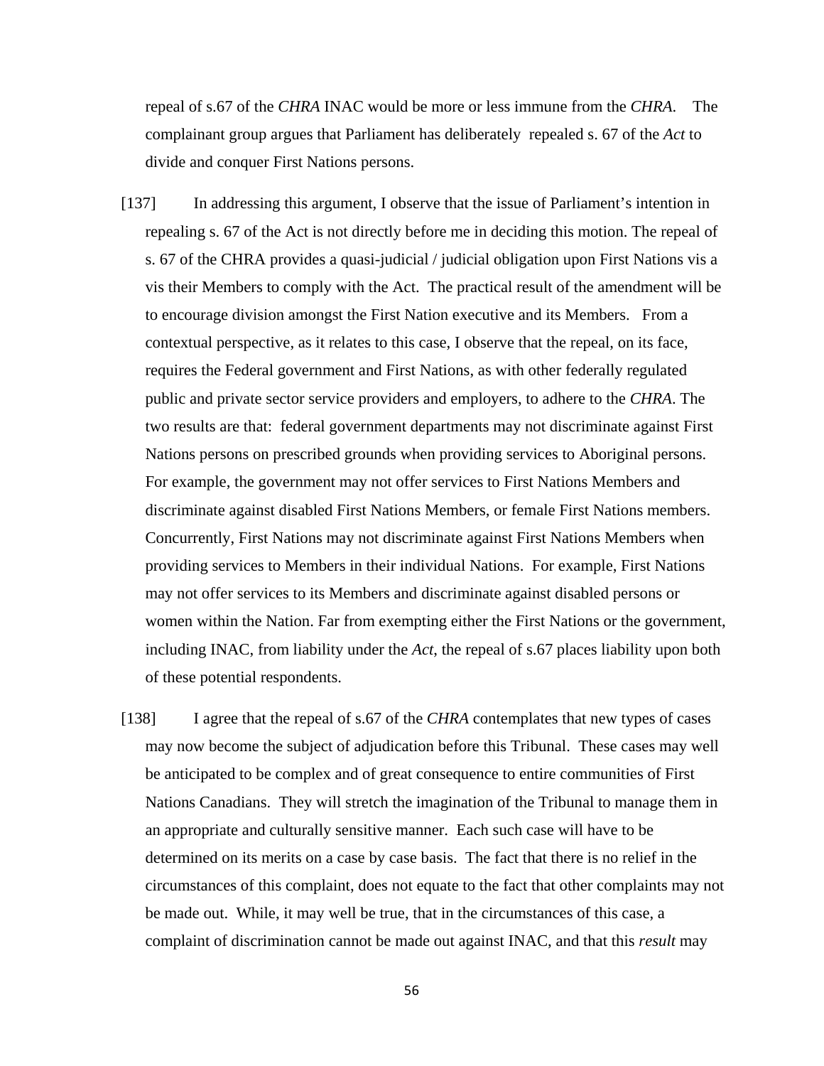repeal of s.67 of the *CHRA* INAC would be more or less immune from the *CHRA*. The complainant group argues that Parliament has deliberately repealed s. 67 of the *Act* to divide and conquer First Nations persons.

[137] In addressing this argument, I observe that the issue of Parliament's intention in repealing s. 67 of the Act is not directly before me in deciding this motion. The repeal of s. 67 of the CHRA provides a quasi-judicial / judicial obligation upon First Nations vis a vis their Members to comply with the Act. The practical result of the amendment will be to encourage division amongst the First Nation executive and its Members. From a contextual perspective, as it relates to this case, I observe that the repeal, on its face, requires the Federal government and First Nations, as with other federally regulated public and private sector service providers and employers, to adhere to the *CHRA*. The two results are that: federal government departments may not discriminate against First Nations persons on prescribed grounds when providing services to Aboriginal persons. For example, the government may not offer services to First Nations Members and discriminate against disabled First Nations Members, or female First Nations members. Concurrently, First Nations may not discriminate against First Nations Members when providing services to Members in their individual Nations. For example, First Nations may not offer services to its Members and discriminate against disabled persons or women within the Nation. Far from exempting either the First Nations or the government, including INAC, from liability under the *Act*, the repeal of s.67 places liability upon both of these potential respondents.

[138] I agree that the repeal of s.67 of the *CHRA* contemplates that new types of cases may now become the subject of adjudication before this Tribunal. These cases may well be anticipated to be complex and of great consequence to entire communities of First Nations Canadians. They will stretch the imagination of the Tribunal to manage them in an appropriate and culturally sensitive manner. Each such case will have to be determined on its merits on a case by case basis. The fact that there is no relief in the circumstances of this complaint, does not equate to the fact that other complaints may not be made out. While, it may well be true, that in the circumstances of this case, a complaint of discrimination cannot be made out against INAC, and that this *result* may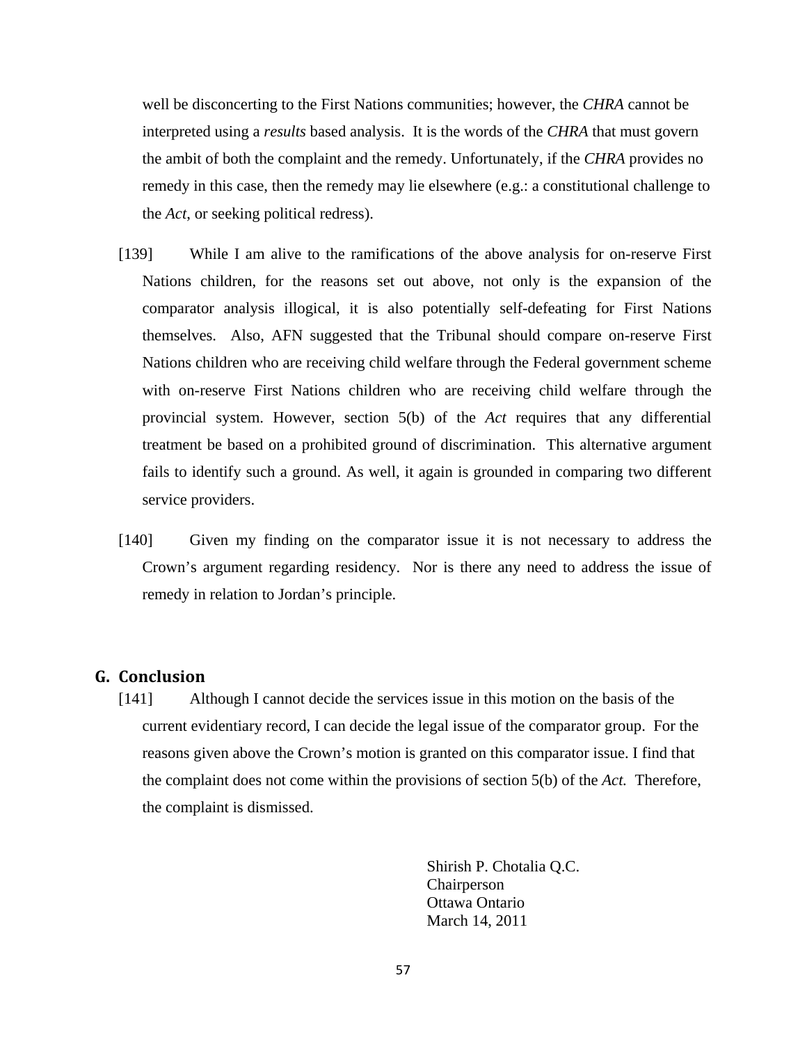well be disconcerting to the First Nations communities; however, the *CHRA* cannot be interpreted using a *results* based analysis. It is the words of the *CHRA* that must govern the ambit of both the complaint and the remedy. Unfortunately, if the *CHRA* provides no remedy in this case, then the remedy may lie elsewhere (e.g.: a constitutional challenge to the *Act*, or seeking political redress).

[139] While I am alive to the ramifications of the above analysis for on-reserve First Nations children, for the reasons set out above, not only is the expansion of the comparator analysis illogical, it is also potentially self-defeating for First Nations themselves. Also, AFN suggested that the Tribunal should compare on-reserve First Nations children who are receiving child welfare through the Federal government scheme with on-reserve First Nations children who are receiving child welfare through the provincial system. However, section 5(b) of the *Act* requires that any differential treatment be based on a prohibited ground of discrimination. This alternative argument fails to identify such a ground. As well, it again is grounded in comparing two different service providers.

[140] Given my finding on the comparator issue it is not necessary to address the Crown's argument regarding residency. Nor is there any need to address the issue of remedy in relation to Jordan's principle.

## G. Conclusion

[141] Although I cannot decide the services issue in this motion on the basis of the current evidentiary record, I can decide the legal issue of the comparator group. For the reasons given above the Crown's motion is granted on this comparator issue. I find that the complaint does not come within the provisions of section 5(b) of the *Act.* Therefore, the complaint is dismissed.

Shirish P. Chotalia Q.C.
Chairperson
Ottawa Ontario
March 14, 2011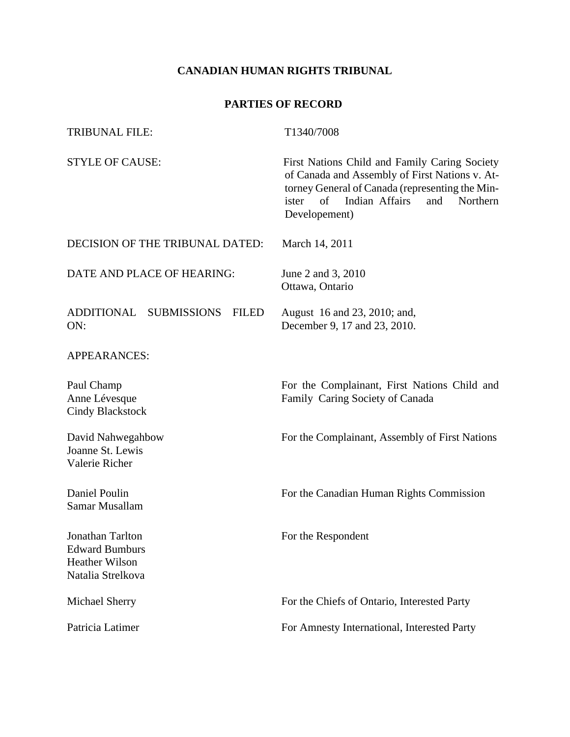**CANADIAN HUMAN RIGHTS TRIBUNAL**

**PARTIES OF RECORD**

| | |
|---|---|
| TRIBUNAL FILE: | T1340/7008 |
| STYLE OF CAUSE: | First Nations Child and Family Caring Society of Canada and Assembly of First Nations v. Attorney General of Canada (representing the Minister of Indian Affairs and Northern Developement) |
| DECISION OF THE TRIBUNAL DATED: | March 14, 2011 |
| DATE AND PLACE OF HEARING: | June 2 and 3, 2010<br>Ottawa, Ontario |
| ADDITIONAL SUBMISSIONS FILED ON: | August 16 and 23, 2010; and,<br>December 9, 17 and 23, 2010. |
| APPEARANCES: | |
| Paul Champ<br>Anne Lévesque<br>Cindy Blackstock | For the Complainant, First Nations Child and Family Caring Society of Canada |
| David Nahwegahbow<br>Joanne St. Lewis<br>Valerie Richer | For the Complainant, Assembly of First Nations |
| Daniel Poulin<br>Samar Musallam | For the Canadian Human Rights Commission |
| Jonathan Tarlton<br>Edward Bumburs<br>Heather Wilson<br>Natalia Strelkova | For the Respondent |
| Michael Sherry | For the Chiefs of Ontario, Interested Party |
| Patricia Latimer | For Amnesty International, Interested Party |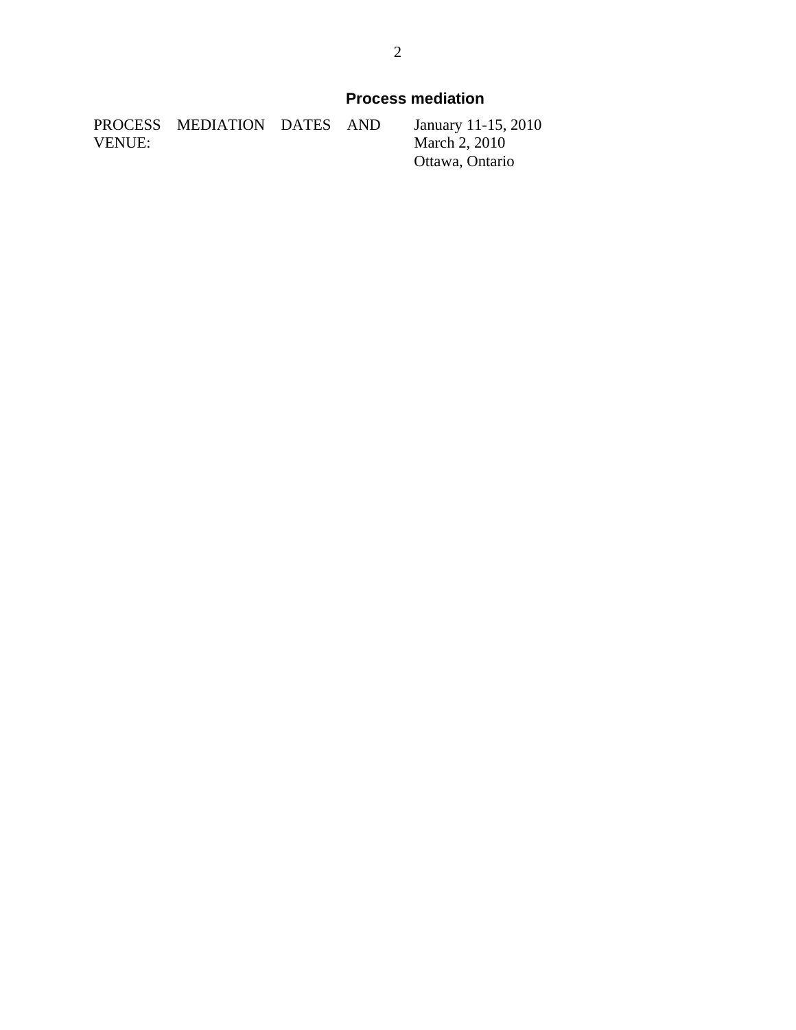## Process mediation

| | |
|---|---|
| PROCESS MEDIATION DATES AND VENUE: | January 11-15, 2010<br>March 2, 2010<br>Ottawa, Ontario |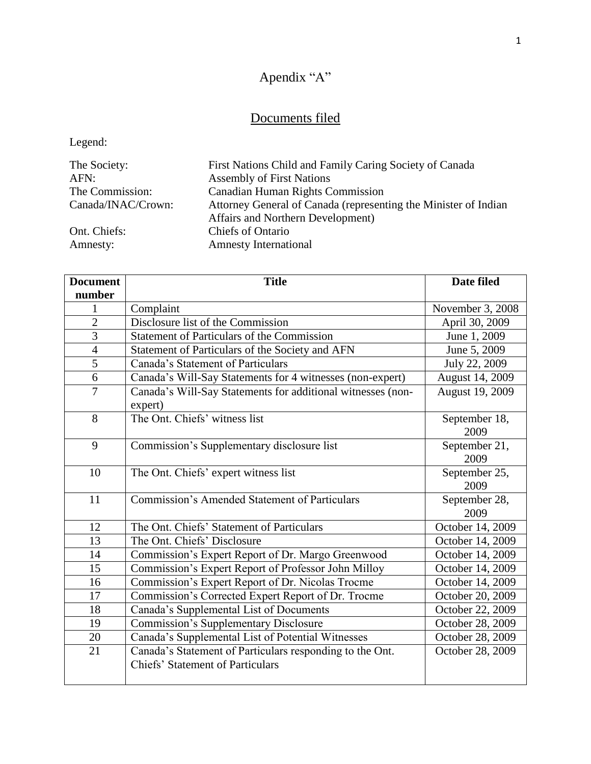# Apendix "A"

## Documents filed

Legend:

| | |
|---|---|
| The Society: | First Nations Child and Family Caring Society of Canada |
| AFN: | Assembly of First Nations |
| The Commission: | Canadian Human Rights Commission |
| Canada/INAC/Crown: | Attorney General of Canada (representing the Minister of Indian Affairs and Northern Development) |
| Ont. Chiefs: | Chiefs of Ontario |
| Amnesty: | Amnesty International |

| Document number | Title | Date filed |
|---|---|---|
| 1 | Complaint | November 3, 2008 |
| 2 | Disclosure list of the Commission | April 30, 2009 |
| 3 | Statement of Particulars of the Commission | June 1, 2009 |
| 4 | Statement of Particulars of the Society and AFN | June 5, 2009 |
| 5 | Canada's Statement of Particulars | July 22, 2009 |
| 6 | Canada's Will-Say Statements for 4 witnesses (non-expert) | August 14, 2009 |
| 7 | Canada's Will-Say Statements for additional witnesses (non-expert) | August 19, 2009 |
| 8 | The Ont. Chiefs' witness list | September 18, 2009 |
| 9 | Commission's Supplementary disclosure list | September 21, 2009 |
| 10 | The Ont. Chiefs' expert witness list | September 25, 2009 |
| 11 | Commission's Amended Statement of Particulars | September 28, 2009 |
| 12 | The Ont. Chiefs' Statement of Particulars | October 14, 2009 |
| 13 | The Ont. Chiefs' Disclosure | October 14, 2009 |
| 14 | Commission's Expert Report of Dr. Margo Greenwood | October 14, 2009 |
| 15 | Commission's Expert Report of Professor John Milloy | October 14, 2009 |
| 16 | Commission's Expert Report of Dr. Nicolas Trocme | October 14, 2009 |
| 17 | Commission's Corrected Expert Report of Dr. Trocme | October 20, 2009 |
| 18 | Canada's Supplemental List of Documents | October 22, 2009 |
| 19 | Commission's Supplementary Disclosure | October 28, 2009 |
| 20 | Canada's Supplemental List of Potential Witnesses | October 28, 2009 |
| 21 | Canada's Statement of Particulars responding to the Ont. Chiefs' Statement of Particulars | October 28, 2009 |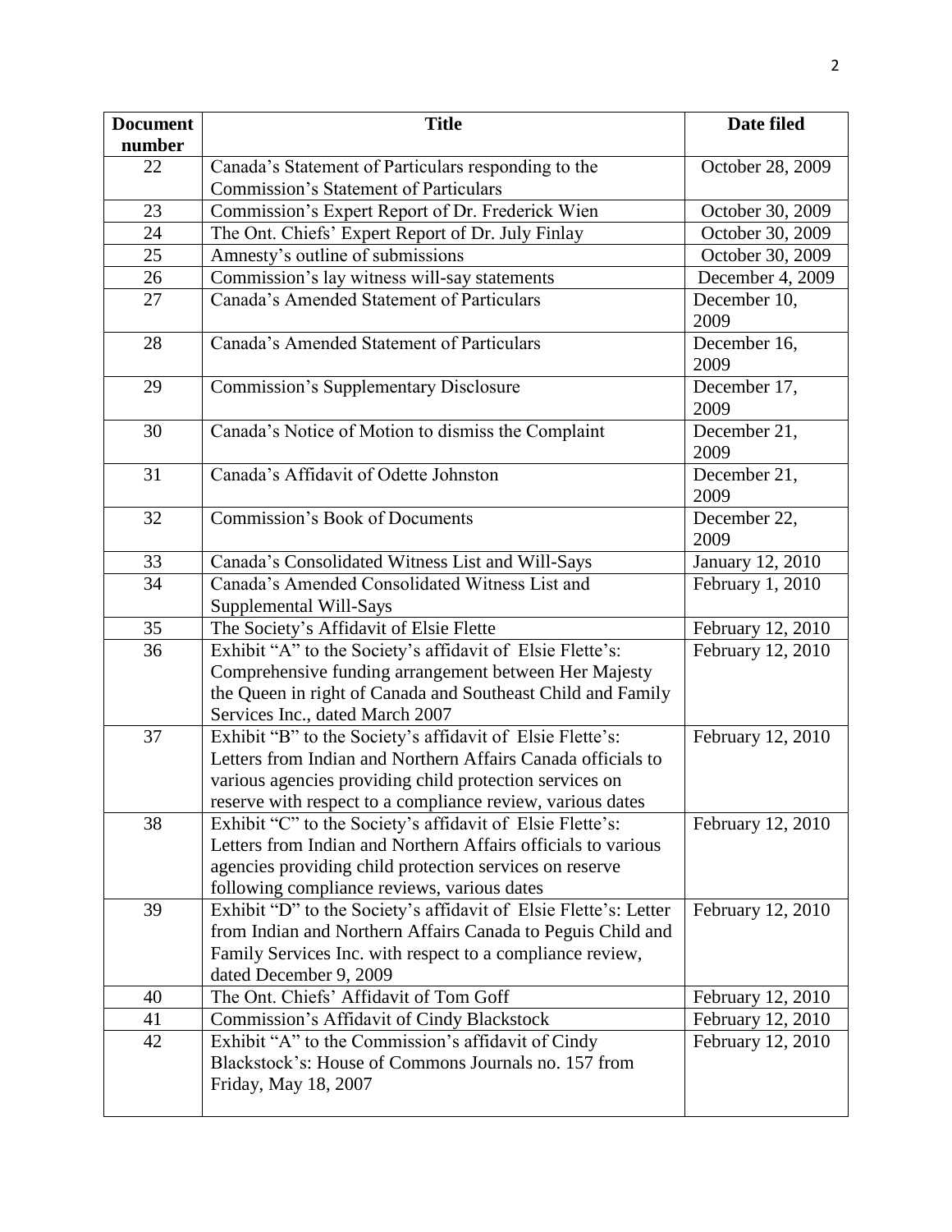| Document number | Title | Date filed |
|---|---|---|
| 22 | Canada's Statement of Particulars responding to the Commission's Statement of Particulars | October 28, 2009 |
| 23 | Commission's Expert Report of Dr. Frederick Wien | October 30, 2009 |
| 24 | The Ont. Chiefs' Expert Report of Dr. July Finlay | October 30, 2009 |
| 25 | Amnesty's outline of submissions | October 30, 2009 |
| 26 | Commission's lay witness will-say statements | December 4, 2009 |
| 27 | Canada's Amended Statement of Particulars | December 10, 2009 |
| 28 | Canada's Amended Statement of Particulars | December 16, 2009 |
| 29 | Commission's Supplementary Disclosure | December 17, 2009 |
| 30 | Canada's Notice of Motion to dismiss the Complaint | December 21, 2009 |
| 31 | Canada's Affidavit of Odette Johnston | December 21, 2009 |
| 32 | Commission's Book of Documents | December 22, 2009 |
| 33 | Canada's Consolidated Witness List and Will-Says | January 12, 2010 |
| 34 | Canada's Amended Consolidated Witness List and Supplemental Will-Says | February 1, 2010 |
| 35 | The Society's Affidavit of Elsie Flette | February 12, 2010 |
| 36 | Exhibit "A" to the Society's affidavit of Elsie Flette's: Comprehensive funding arrangement between Her Majesty the Queen in right of Canada and Southeast Child and Family Services Inc., dated March 2007 | February 12, 2010 |
| 37 | Exhibit "B" to the Society's affidavit of Elsie Flette's: Letters from Indian and Northern Affairs Canada officials to various agencies providing child protection services on reserve with respect to a compliance review, various dates | February 12, 2010 |
| 38 | Exhibit "C" to the Society's affidavit of Elsie Flette's: Letters from Indian and Northern Affairs officials to various agencies providing child protection services on reserve following compliance reviews, various dates | February 12, 2010 |
| 39 | Exhibit "D" to the Society's affidavit of Elsie Flette's: Letter from Indian and Northern Affairs Canada to Peguis Child and Family Services Inc. with respect to a compliance review, dated December 9, 2009 | February 12, 2010 |
| 40 | The Ont. Chiefs' Affidavit of Tom Goff | February 12, 2010 |
| 41 | Commission's Affidavit of Cindy Blackstock | February 12, 2010 |
| 42 | Exhibit "A" to the Commission's affidavit of Cindy Blackstock's: House of Commons Journals no. 157 from Friday, May 18, 2007 | February 12, 2010 |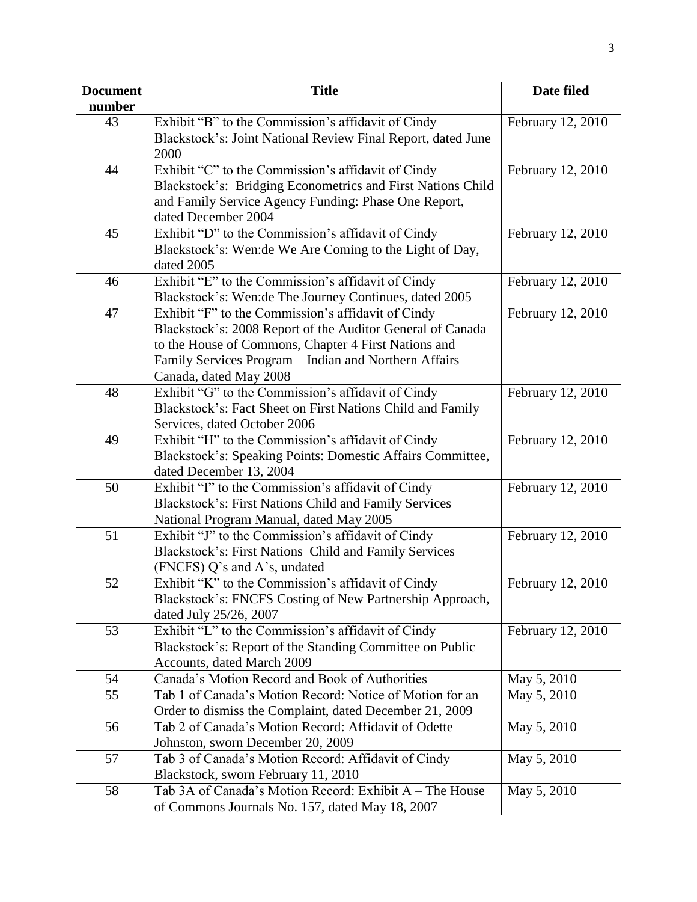| Document number | Title | Date filed |
| --- | --- | --- |
| 43 | Exhibit "B" to the Commission's affidavit of Cindy Blackstock's: Joint National Review Final Report, dated June 2000 | February 12, 2010 |
| 44 | Exhibit "C" to the Commission's affidavit of Cindy Blackstock's: Bridging Econometrics and First Nations Child and Family Service Agency Funding: Phase One Report, dated December 2004 | February 12, 2010 |
| 45 | Exhibit "D" to the Commission's affidavit of Cindy Blackstock's: Wen:de We Are Coming to the Light of Day, dated 2005 | February 12, 2010 |
| 46 | Exhibit "E" to the Commission's affidavit of Cindy Blackstock's: Wen:de The Journey Continues, dated 2005 | February 12, 2010 |
| 47 | Exhibit "F" to the Commission's affidavit of Cindy Blackstock's: 2008 Report of the Auditor General of Canada to the House of Commons, Chapter 4 First Nations and Family Services Program – Indian and Northern Affairs Canada, dated May 2008 | February 12, 2010 |
| 48 | Exhibit "G" to the Commission's affidavit of Cindy Blackstock's: Fact Sheet on First Nations Child and Family Services, dated October 2006 | February 12, 2010 |
| 49 | Exhibit "H" to the Commission's affidavit of Cindy Blackstock's: Speaking Points: Domestic Affairs Committee, dated December 13, 2004 | February 12, 2010 |
| 50 | Exhibit "I" to the Commission's affidavit of Cindy Blackstock's: First Nations Child and Family Services National Program Manual, dated May 2005 | February 12, 2010 |
| 51 | Exhibit "J" to the Commission's affidavit of Cindy Blackstock's: First Nations Child and Family Services (FNCFS) Q's and A's, undated | February 12, 2010 |
| 52 | Exhibit "K" to the Commission's affidavit of Cindy Blackstock's: FNCFS Costing of New Partnership Approach, dated July 25/26, 2007 | February 12, 2010 |
| 53 | Exhibit "L" to the Commission's affidavit of Cindy Blackstock's: Report of the Standing Committee on Public Accounts, dated March 2009 | February 12, 2010 |
| 54 | Canada's Motion Record and Book of Authorities | May 5, 2010 |
| 55 | Tab 1 of Canada's Motion Record: Notice of Motion for an Order to dismiss the Complaint, dated December 21, 2009 | May 5, 2010 |
| 56 | Tab 2 of Canada's Motion Record: Affidavit of Odette Johnston, sworn December 20, 2009 | May 5, 2010 |
| 57 | Tab 3 of Canada's Motion Record: Affidavit of Cindy Blackstock, sworn February 11, 2010 | May 5, 2010 |
| 58 | Tab 3A of Canada's Motion Record: Exhibit A – The House of Commons Journals No. 157, dated May 18, 2007 | May 5, 2010 |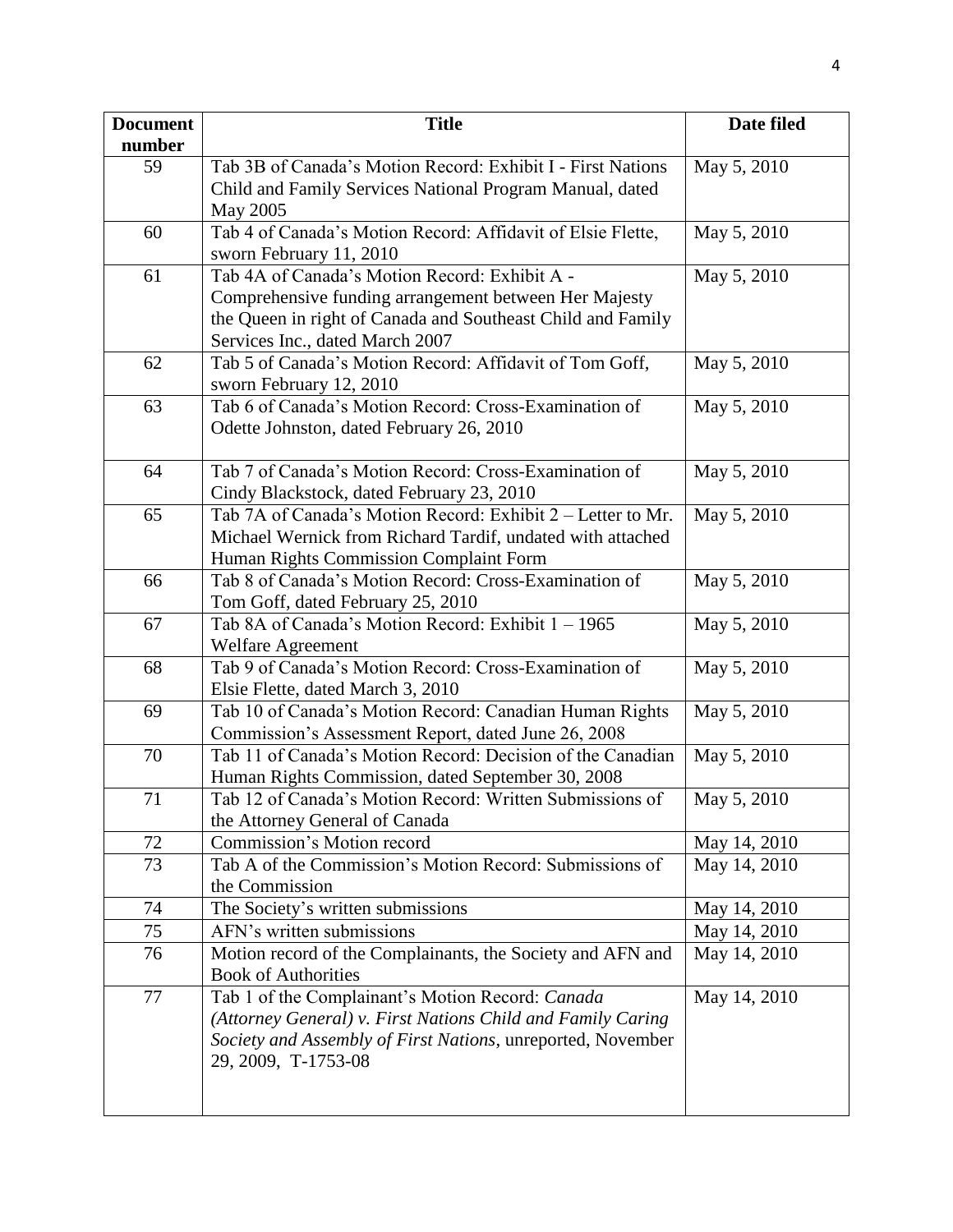| Document number | Title | Date filed |
|---|---|---|
| 59 | Tab 3B of Canada's Motion Record: Exhibit I - First Nations Child and Family Services National Program Manual, dated May 2005 | May 5, 2010 |
| 60 | Tab 4 of Canada's Motion Record: Affidavit of Elsie Flette, sworn February 11, 2010 | May 5, 2010 |
| 61 | Tab 4A of Canada's Motion Record: Exhibit A - Comprehensive funding arrangement between Her Majesty the Queen in right of Canada and Southeast Child and Family Services Inc., dated March 2007 | May 5, 2010 |
| 62 | Tab 5 of Canada's Motion Record: Affidavit of Tom Goff, sworn February 12, 2010 | May 5, 2010 |
| 63 | Tab 6 of Canada's Motion Record: Cross-Examination of Odette Johnston, dated February 26, 2010 | May 5, 2010 |
| 64 | Tab 7 of Canada's Motion Record: Cross-Examination of Cindy Blackstock, dated February 23, 2010 | May 5, 2010 |
| 65 | Tab 7A of Canada's Motion Record: Exhibit 2 – Letter to Mr. Michael Wernick from Richard Tardif, undated with attached Human Rights Commission Complaint Form | May 5, 2010 |
| 66 | Tab 8 of Canada's Motion Record: Cross-Examination of Tom Goff, dated February 25, 2010 | May 5, 2010 |
| 67 | Tab 8A of Canada's Motion Record: Exhibit 1 – 1965 Welfare Agreement | May 5, 2010 |
| 68 | Tab 9 of Canada's Motion Record: Cross-Examination of Elsie Flette, dated March 3, 2010 | May 5, 2010 |
| 69 | Tab 10 of Canada's Motion Record: Canadian Human Rights Commission's Assessment Report, dated June 26, 2008 | May 5, 2010 |
| 70 | Tab 11 of Canada's Motion Record: Decision of the Canadian Human Rights Commission, dated September 30, 2008 | May 5, 2010 |
| 71 | Tab 12 of Canada's Motion Record: Written Submissions of the Attorney General of Canada | May 5, 2010 |
| 72 | Commission's Motion record | May 14, 2010 |
| 73 | Tab A of the Commission's Motion Record: Submissions of the Commission | May 14, 2010 |
| 74 | The Society's written submissions | May 14, 2010 |
| 75 | AFN's written submissions | May 14, 2010 |
| 76 | Motion record of the Complainants, the Society and AFN and Book of Authorities | May 14, 2010 |
| 77 | Tab 1 of the Complainant's Motion Record: *Canada (Attorney General) v. First Nations Child and Family Caring Society and Assembly of First Nations*, unreported, November 29, 2009, T-1753-08 | May 14, 2010 |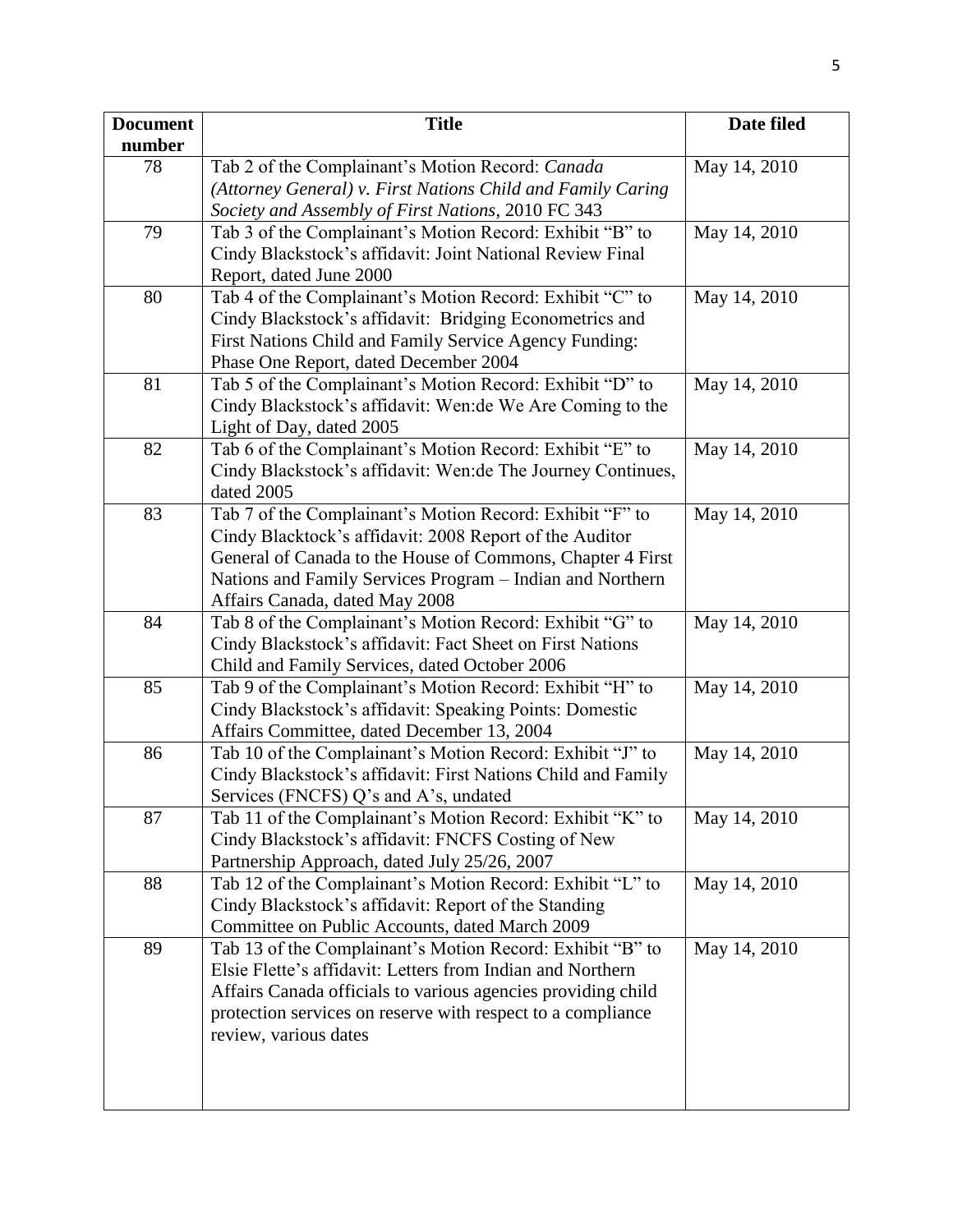| Document number | Title | Date filed |
|---|---|---|
| 78 | Tab 2 of the Complainant's Motion Record: *Canada (Attorney General) v. First Nations Child and Family Caring Society and Assembly of First Nations*, 2010 FC 343 | May 14, 2010 |
| 79 | Tab 3 of the Complainant's Motion Record: Exhibit "B" to Cindy Blackstock's affidavit: Joint National Review Final Report, dated June 2000 | May 14, 2010 |
| 80 | Tab 4 of the Complainant's Motion Record: Exhibit "C" to Cindy Blackstock's affidavit: Bridging Econometrics and First Nations Child and Family Service Agency Funding: Phase One Report, dated December 2004 | May 14, 2010 |
| 81 | Tab 5 of the Complainant's Motion Record: Exhibit "D" to Cindy Blackstock's affidavit: Wen:de We Are Coming to the Light of Day, dated 2005 | May 14, 2010 |
| 82 | Tab 6 of the Complainant's Motion Record: Exhibit "E" to Cindy Blackstock's affidavit: Wen:de The Journey Continues, dated 2005 | May 14, 2010 |
| 83 | Tab 7 of the Complainant's Motion Record: Exhibit "F" to Cindy Blacktock's affidavit: 2008 Report of the Auditor General of Canada to the House of Commons, Chapter 4 First Nations and Family Services Program – Indian and Northern Affairs Canada, dated May 2008 | May 14, 2010 |
| 84 | Tab 8 of the Complainant's Motion Record: Exhibit "G" to Cindy Blackstock's affidavit: Fact Sheet on First Nations Child and Family Services, dated October 2006 | May 14, 2010 |
| 85 | Tab 9 of the Complainant's Motion Record: Exhibit "H" to Cindy Blackstock's affidavit: Speaking Points: Domestic Affairs Committee, dated December 13, 2004 | May 14, 2010 |
| 86 | Tab 10 of the Complainant's Motion Record: Exhibit "J" to Cindy Blackstock's affidavit: First Nations Child and Family Services (FNCFS) Q's and A's, undated | May 14, 2010 |
| 87 | Tab 11 of the Complainant's Motion Record: Exhibit "K" to Cindy Blackstock's affidavit: FNCFS Costing of New Partnership Approach, dated July 25/26, 2007 | May 14, 2010 |
| 88 | Tab 12 of the Complainant's Motion Record: Exhibit "L" to Cindy Blackstock's affidavit: Report of the Standing Committee on Public Accounts, dated March 2009 | May 14, 2010 |
| 89 | Tab 13 of the Complainant's Motion Record: Exhibit "B" to Elsie Flette's affidavit: Letters from Indian and Northern Affairs Canada officials to various agencies providing child protection services on reserve with respect to a compliance review, various dates | May 14, 2010 |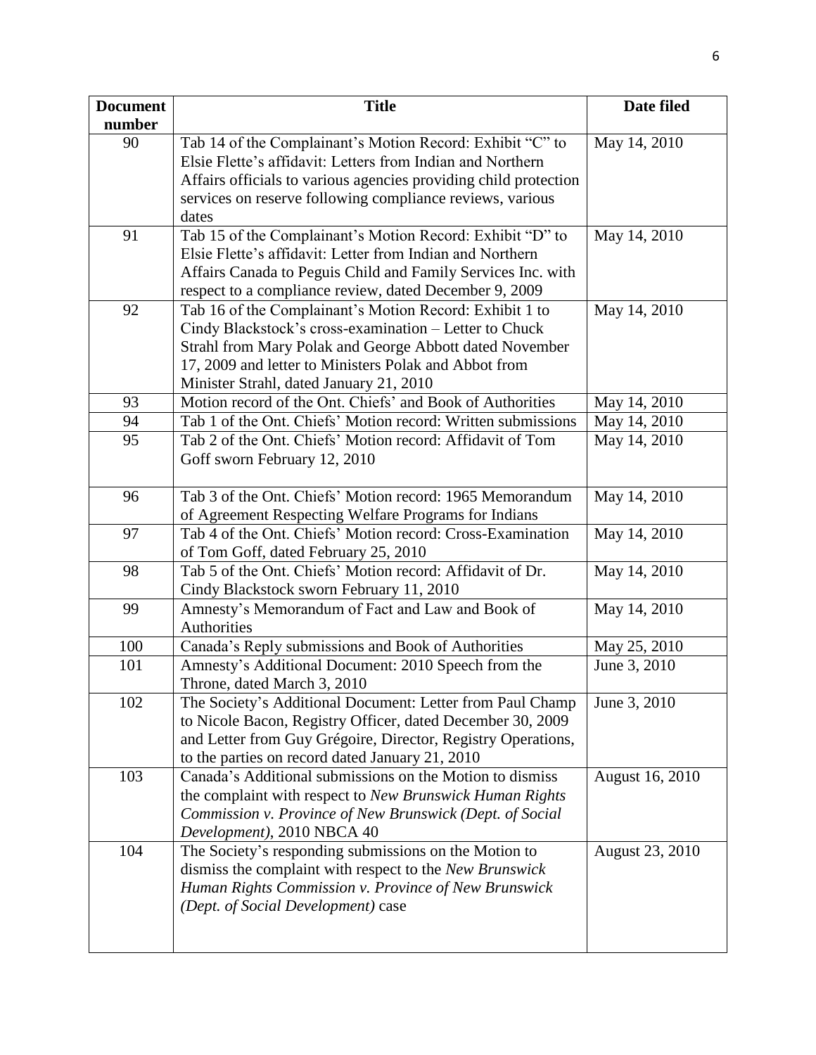| Document number | Title | Date filed |
| --- | --- | --- |
| 90 | Tab 14 of the Complainant's Motion Record: Exhibit "C" to Elsie Flette's affidavit: Letters from Indian and Northern Affairs officials to various agencies providing child protection services on reserve following compliance reviews, various dates | May 14, 2010 |
| 91 | Tab 15 of the Complainant's Motion Record: Exhibit "D" to Elsie Flette's affidavit: Letter from Indian and Northern Affairs Canada to Peguis Child and Family Services Inc. with respect to a compliance review, dated December 9, 2009 | May 14, 2010 |
| 92 | Tab 16 of the Complainant's Motion Record: Exhibit 1 to Cindy Blackstock's cross-examination – Letter to Chuck Strahl from Mary Polak and George Abbott dated November 17, 2009 and letter to Ministers Polak and Abbot from Minister Strahl, dated January 21, 2010 | May 14, 2010 |
| 93 | Motion record of the Ont. Chiefs' and Book of Authorities | May 14, 2010 |
| 94 | Tab 1 of the Ont. Chiefs' Motion record: Written submissions | May 14, 2010 |
| 95 | Tab 2 of the Ont. Chiefs' Motion record: Affidavit of Tom Goff sworn February 12, 2010 | May 14, 2010 |
| 96 | Tab 3 of the Ont. Chiefs' Motion record: 1965 Memorandum of Agreement Respecting Welfare Programs for Indians | May 14, 2010 |
| 97 | Tab 4 of the Ont. Chiefs' Motion record: Cross-Examination of Tom Goff, dated February 25, 2010 | May 14, 2010 |
| 98 | Tab 5 of the Ont. Chiefs' Motion record: Affidavit of Dr. Cindy Blackstock sworn February 11, 2010 | May 14, 2010 |
| 99 | Amnesty's Memorandum of Fact and Law and Book of Authorities | May 14, 2010 |
| 100 | Canada's Reply submissions and Book of Authorities | May 25, 2010 |
| 101 | Amnesty's Additional Document: 2010 Speech from the Throne, dated March 3, 2010 | June 3, 2010 |
| 102 | The Society's Additional Document: Letter from Paul Champ to Nicole Bacon, Registry Officer, dated December 30, 2009 and Letter from Guy Grégoire, Director, Registry Operations, to the parties on record dated January 21, 2010 | June 3, 2010 |
| 103 | Canada's Additional submissions on the Motion to dismiss the complaint with respect to *New Brunswick Human Rights Commission v. Province of New Brunswick (Dept. of Social Development)*, 2010 NBCA 40 | August 16, 2010 |
| 104 | The Society's responding submissions on the Motion to dismiss the complaint with respect to the *New Brunswick Human Rights Commission v. Province of New Brunswick (Dept. of Social Development)* case | August 23, 2010 |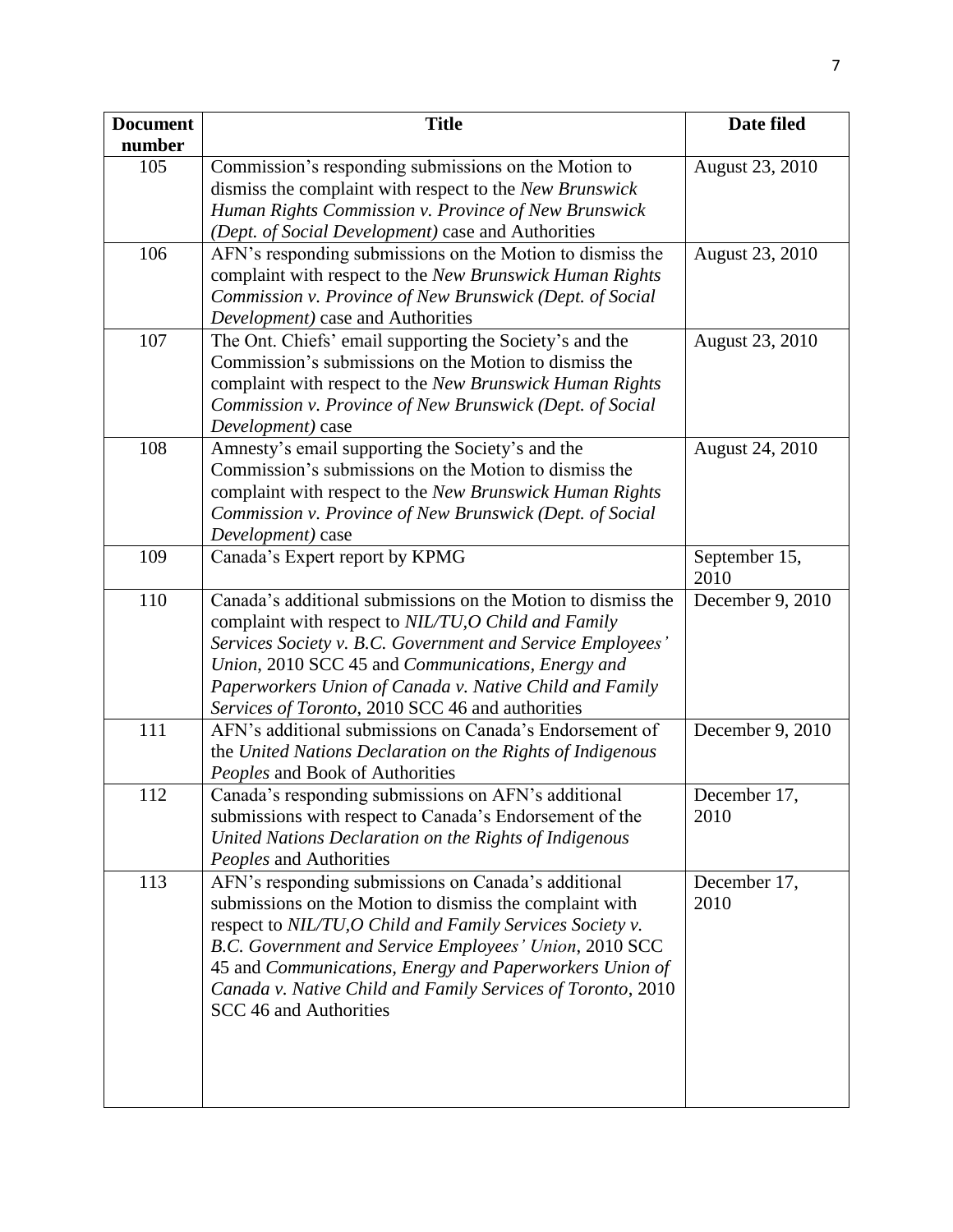| Document number | Title | Date filed |
|---|---|---|
| 105 | Commission's responding submissions on the Motion to dismiss the complaint with respect to the *New Brunswick Human Rights Commission v. Province of New Brunswick (Dept. of Social Development)* case and Authorities | August 23, 2010 |
| 106 | AFN's responding submissions on the Motion to dismiss the complaint with respect to the *New Brunswick Human Rights Commission v. Province of New Brunswick (Dept. of Social Development)* case and Authorities | August 23, 2010 |
| 107 | The Ont. Chiefs' email supporting the Society's and the Commission's submissions on the Motion to dismiss the complaint with respect to the *New Brunswick Human Rights Commission v. Province of New Brunswick (Dept. of Social Development)* case | August 23, 2010 |
| 108 | Amnesty's email supporting the Society's and the Commission's submissions on the Motion to dismiss the complaint with respect to the *New Brunswick Human Rights Commission v. Province of New Brunswick (Dept. of Social Development)* case | August 24, 2010 |
| 109 | Canada's Expert report by KPMG | September 15, 2010 |
| 110 | Canada's additional submissions on the Motion to dismiss the complaint with respect to *NIL/TU,O Child and Family Services Society v. B.C. Government and Service Employees' Union*, 2010 SCC 45 and *Communications, Energy and Paperworkers Union of Canada v. Native Child and Family Services of Toronto*, 2010 SCC 46 and authorities | December 9, 2010 |
| 111 | AFN's additional submissions on Canada's Endorsement of the *United Nations Declaration on the Rights of Indigenous Peoples* and Book of Authorities | December 9, 2010 |
| 112 | Canada's responding submissions on AFN's additional submissions with respect to Canada's Endorsement of the *United Nations Declaration on the Rights of Indigenous Peoples* and Authorities | December 17, 2010 |
| 113 | AFN's responding submissions on Canada's additional submissions on the Motion to dismiss the complaint with respect to *NIL/TU,O Child and Family Services Society v. B.C. Government and Service Employees' Union*, 2010 SCC 45 and *Communications, Energy and Paperworkers Union of Canada v. Native Child and Family Services of Toronto*, 2010 SCC 46 and Authorities | December 17, 2010 |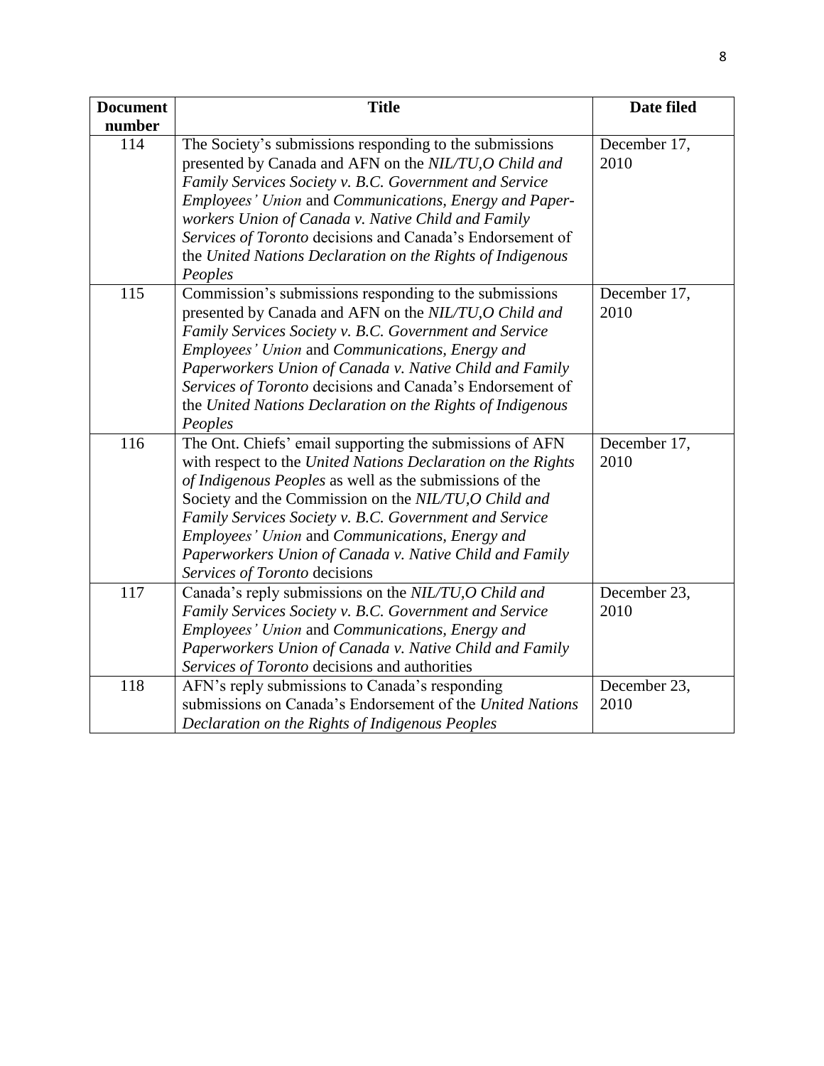| Document number | Title | Date filed |
|---|---|---|
| 114 | The Society's submissions responding to the submissions presented by Canada and AFN on the *NIL/TU,O Child and Family Services Society v. B.C. Government and Service Employees' Union* and *Communications, Energy and Paper-workers Union of Canada v. Native Child and Family Services of Toronto* decisions and Canada's Endorsement of the *United Nations Declaration on the Rights of Indigenous Peoples* | December 17, 2010 |
| 115 | Commission's submissions responding to the submissions presented by Canada and AFN on the *NIL/TU,O Child and Family Services Society v. B.C. Government and Service Employees' Union* and *Communications, Energy and Paperworkers Union of Canada v. Native Child and Family Services of Toronto* decisions and Canada's Endorsement of the *United Nations Declaration on the Rights of Indigenous Peoples* | December 17, 2010 |
| 116 | The Ont. Chiefs' email supporting the submissions of AFN with respect to the *United Nations Declaration on the Rights of Indigenous Peoples* as well as the submissions of the Society and the Commission on the *NIL/TU,O Child and Family Services Society v. B.C. Government and Service Employees' Union* and *Communications, Energy and Paperworkers Union of Canada v. Native Child and Family Services of Toronto* decisions | December 17, 2010 |
| 117 | Canada's reply submissions on the *NIL/TU,O Child and Family Services Society v. B.C. Government and Service Employees' Union* and *Communications, Energy and Paperworkers Union of Canada v. Native Child and Family Services of Toronto* decisions and authorities | December 23, 2010 |
| 118 | AFN's reply submissions to Canada's responding submissions on Canada's Endorsement of the *United Nations Declaration on the Rights of Indigenous Peoples* | December 23, 2010 |